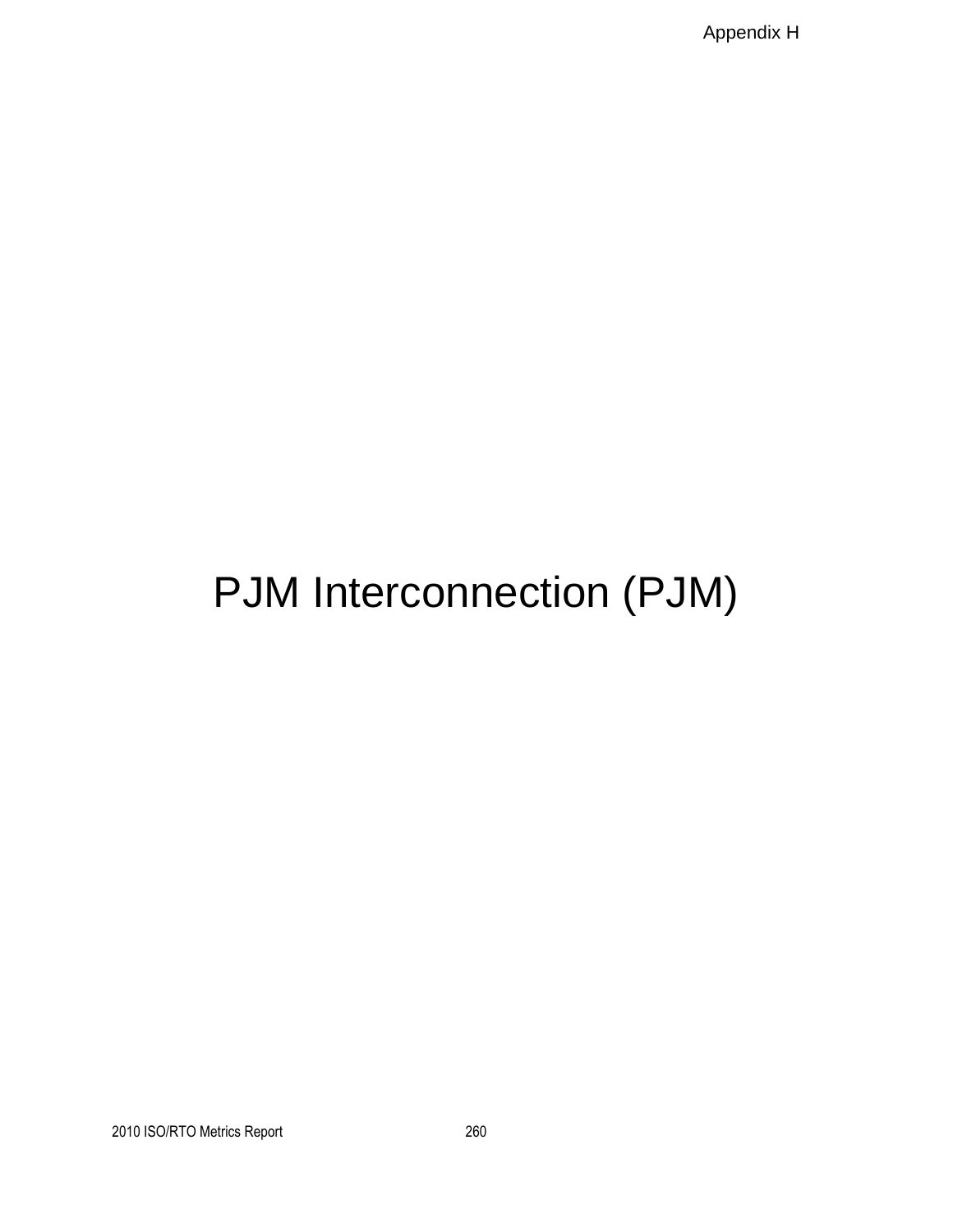# PJM Interconnection (PJM)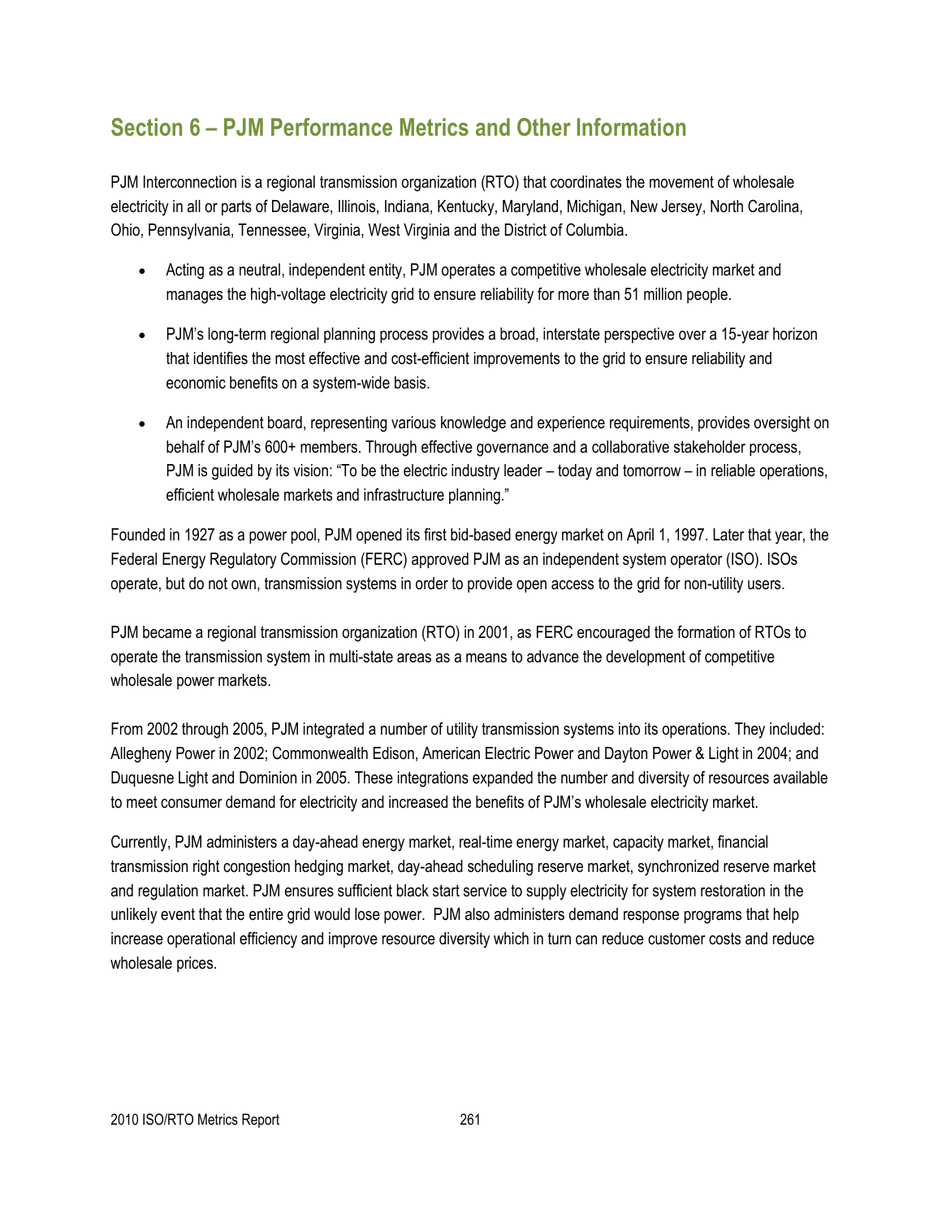## Section 6 – PJM Performance Metrics and Other Information

PJM Interconnection is a regional transmission organization (RTO) that coordinates the movement of wholesale electricity in all or parts of Delaware, Illinois, Indiana, Kentucky, Maryland, Michigan, New Jersey, North Carolina, Ohio, Pennsylvania, Tennessee, Virginia, West Virginia and the District of Columbia.

- Acting as a neutral, independent entity, PJM operates a competitive wholesale electricity market and manages the high-voltage electricity grid to ensure reliability for more than 51 million people.
- PJM's long-term regional planning process provides a broad, interstate perspective over a 15-year horizon that identifies the most effective and cost-efficient improvements to the grid to ensure reliability and economic benefits on a system-wide basis.
- An independent board, representing various knowledge and experience requirements, provides oversight on behalf of PJM's 600+ members. Through effective governance and a collaborative stakeholder process, PJM is guided by its vision: "To be the electric industry leader – today and tomorrow – in reliable operations, efficient wholesale markets and infrastructure planning."

Founded in 1927 as a power pool, PJM opened its first bid-based energy market on April 1, 1997. Later that year, the Federal Energy Regulatory Commission (FERC) approved PJM as an independent system operator (ISO). ISOs operate, but do not own, transmission systems in order to provide open access to the grid for non-utility users.

PJM became a regional transmission organization (RTO) in 2001, as FERC encouraged the formation of RTOs to operate the transmission system in multi-state areas as a means to advance the development of competitive wholesale power markets.

From 2002 through 2005, PJM integrated a number of utility transmission systems into its operations. They included: Allegheny Power in 2002; Commonwealth Edison, American Electric Power and Dayton Power & Light in 2004; and Duquesne Light and Dominion in 2005. These integrations expanded the number and diversity of resources available to meet consumer demand for electricity and increased the benefits of PJM's wholesale electricity market.

Currently, PJM administers a day-ahead energy market, real-time energy market, capacity market, financial transmission right congestion hedging market, day-ahead scheduling reserve market, synchronized reserve market and regulation market. PJM ensures sufficient black start service to supply electricity for system restoration in the unlikely event that the entire grid would lose power. PJM also administers demand response programs that help increase operational efficiency and improve resource diversity which in turn can reduce customer costs and reduce wholesale prices.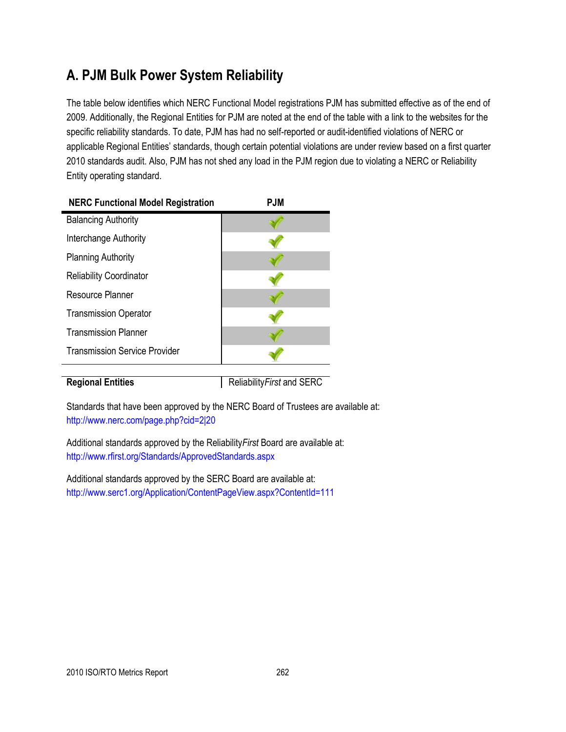## A. PJM Bulk Power System Reliability

The table below identifies which NERC Functional Model registrations PJM has submitted effective as of the end of 2009. Additionally, the Regional Entities for PJM are noted at the end of the table with a link to the websites for the specific reliability standards. To date, PJM has had no self-reported or audit-identified violations of NERC or applicable Regional Entities' standards, though certain potential violations are under review based on a first quarter 2010 standards audit. Also, PJM has not shed any load in the PJM region due to violating a NERC or Reliability Entity operating standard.

| NERC Functional Model Registration | PJM |
|---|---|
| Balancing Authority | ✓ |
| Interchange Authority | ✓ |
| Planning Authority | ✓ |
| Reliability Coordinator | ✓ |
| Resource Planner | ✓ |
| Transmission Operator | ✓ |
| Transmission Planner | ✓ |
| Transmission Service Provider | ✓ |
| **Regional Entities** | Reliability*First* and SERC |

Standards that have been approved by the NERC Board of Trustees are available at:
http://www.nerc.com/page.php?cid=2|20

Additional standards approved by the Reliability*First* Board are available at:
http://www.rfirst.org/Standards/ApprovedStandards.aspx

Additional standards approved by the SERC Board are available at:
http://www.serc1.org/Application/ContentPageView.aspx?ContentId=111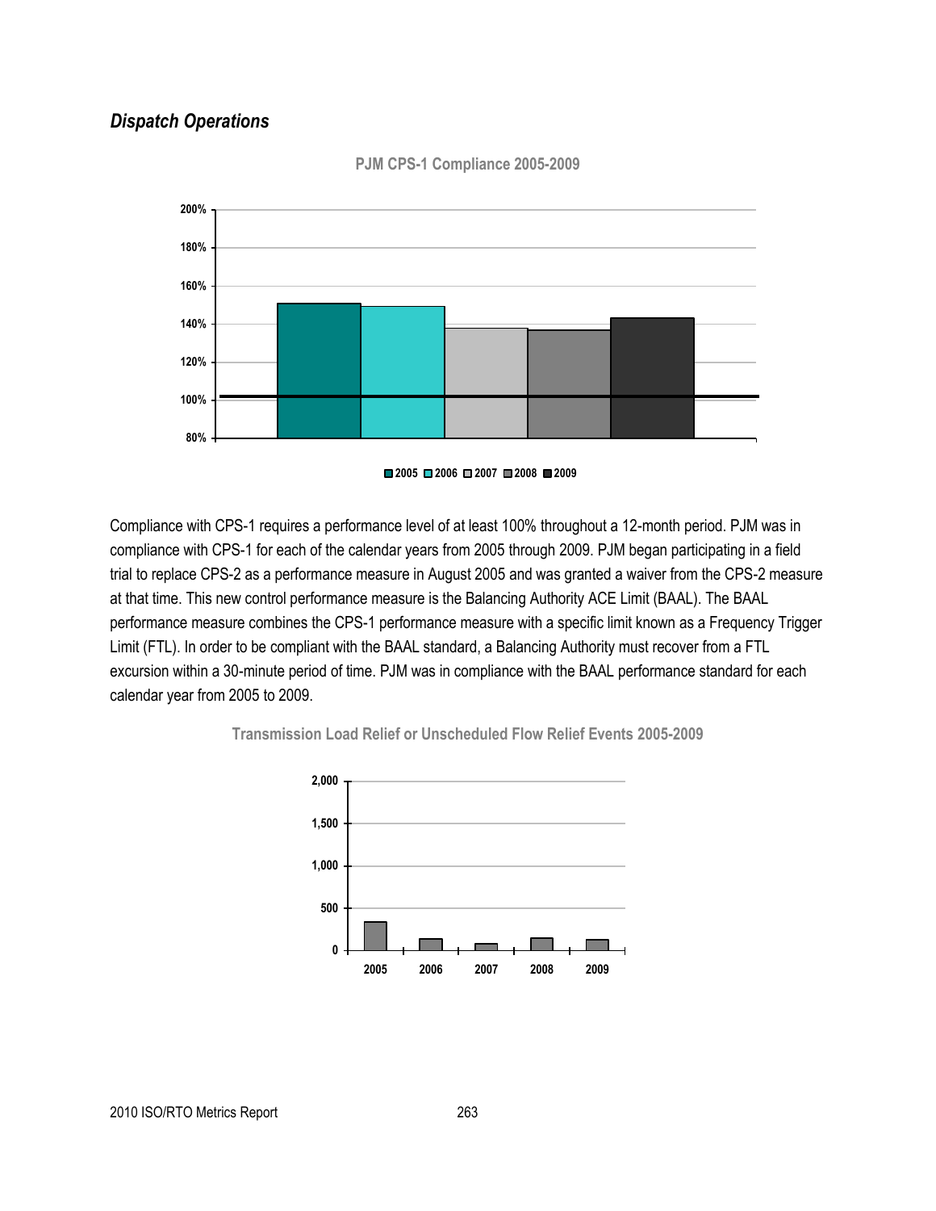## *Dispatch Operations*

**PJM CPS-1 Compliance 2005-2009**

Compliance with CPS-1 requires a performance level of at least 100% throughout a 12-month period. PJM was in compliance with CPS-1 for each of the calendar years from 2005 through 2009. PJM began participating in a field trial to replace CPS-2 as a performance measure in August 2005 and was granted a waiver from the CPS-2 measure at that time. This new control performance measure is the Balancing Authority ACE Limit (BAAL). The BAAL performance measure combines the CPS-1 performance measure with a specific limit known as a Frequency Trigger Limit (FTL). In order to be compliant with the BAAL standard, a Balancing Authority must recover from a FTL excursion within a 30-minute period of time. PJM was in compliance with the BAAL performance standard for each calendar year from 2005 to 2009.

**Transmission Load Relief or Unscheduled Flow Relief Events 2005-2009**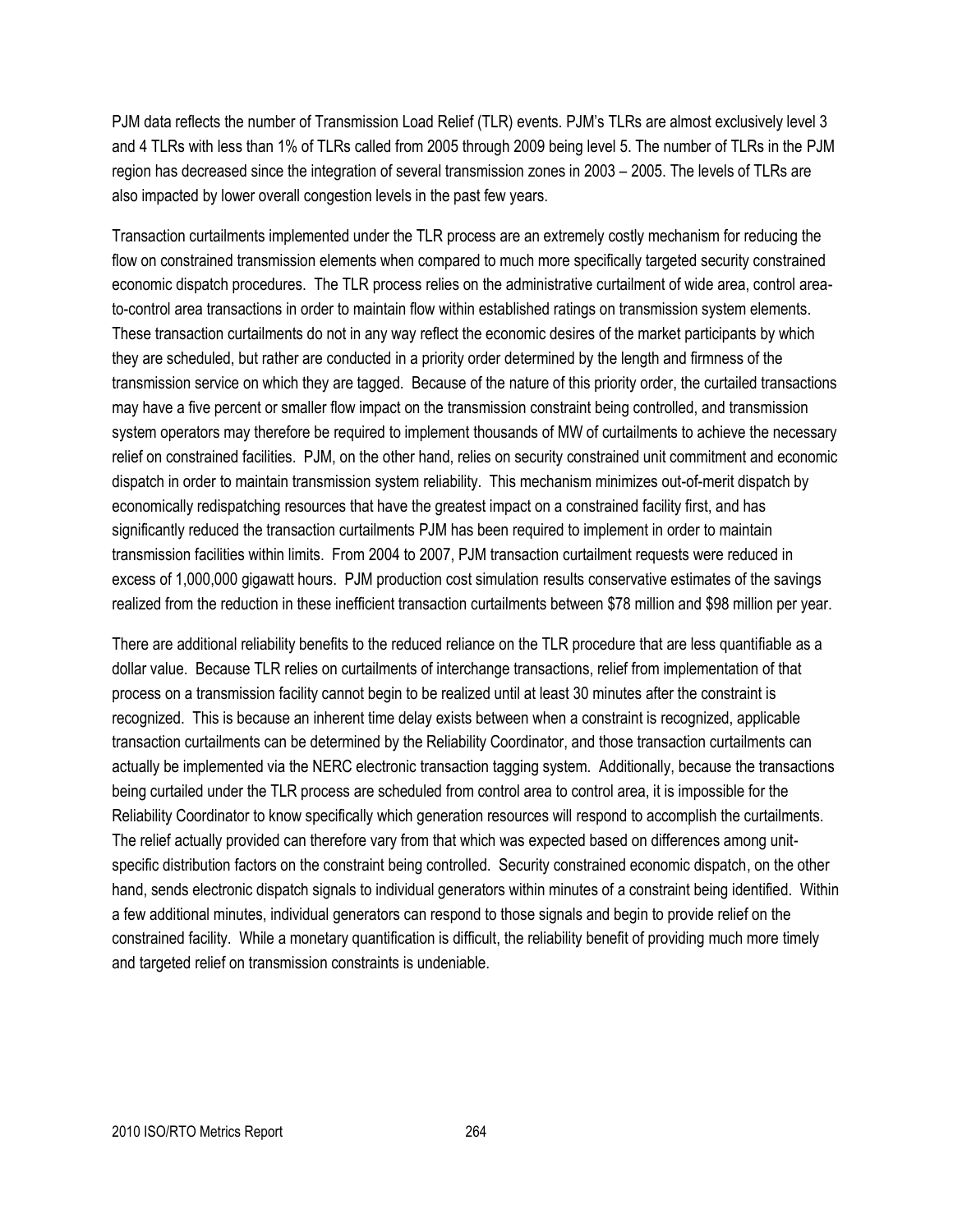PJM data reflects the number of Transmission Load Relief (TLR) events. PJM's TLRs are almost exclusively level 3 and 4 TLRs with less than 1% of TLRs called from 2005 through 2009 being level 5. The number of TLRs in the PJM region has decreased since the integration of several transmission zones in 2003 – 2005. The levels of TLRs are also impacted by lower overall congestion levels in the past few years.

Transaction curtailments implemented under the TLR process are an extremely costly mechanism for reducing the flow on constrained transmission elements when compared to much more specifically targeted security constrained economic dispatch procedures. The TLR process relies on the administrative curtailment of wide area, control area-to-control area transactions in order to maintain flow within established ratings on transmission system elements. These transaction curtailments do not in any way reflect the economic desires of the market participants by which they are scheduled, but rather are conducted in a priority order determined by the length and firmness of the transmission service on which they are tagged. Because of the nature of this priority order, the curtailed transactions may have a five percent or smaller flow impact on the transmission constraint being controlled, and transmission system operators may therefore be required to implement thousands of MW of curtailments to achieve the necessary relief on constrained facilities. PJM, on the other hand, relies on security constrained unit commitment and economic dispatch in order to maintain transmission system reliability. This mechanism minimizes out-of-merit dispatch by economically redispatching resources that have the greatest impact on a constrained facility first, and has significantly reduced the transaction curtailments PJM has been required to implement in order to maintain transmission facilities within limits. From 2004 to 2007, PJM transaction curtailment requests were reduced in excess of 1,000,000 gigawatt hours. PJM production cost simulation results conservative estimates of the savings realized from the reduction in these inefficient transaction curtailments between $78 million and $98 million per year.

There are additional reliability benefits to the reduced reliance on the TLR procedure that are less quantifiable as a dollar value. Because TLR relies on curtailments of interchange transactions, relief from implementation of that process on a transmission facility cannot begin to be realized until at least 30 minutes after the constraint is recognized. This is because an inherent time delay exists between when a constraint is recognized, applicable transaction curtailments can be determined by the Reliability Coordinator, and those transaction curtailments can actually be implemented via the NERC electronic transaction tagging system. Additionally, because the transactions being curtailed under the TLR process are scheduled from control area to control area, it is impossible for the Reliability Coordinator to know specifically which generation resources will respond to accomplish the curtailments. The relief actually provided can therefore vary from that which was expected based on differences among unit-specific distribution factors on the constraint being controlled. Security constrained economic dispatch, on the other hand, sends electronic dispatch signals to individual generators within minutes of a constraint being identified. Within a few additional minutes, individual generators can respond to those signals and begin to provide relief on the constrained facility. While a monetary quantification is difficult, the reliability benefit of providing much more timely and targeted relief on transmission constraints is undeniable.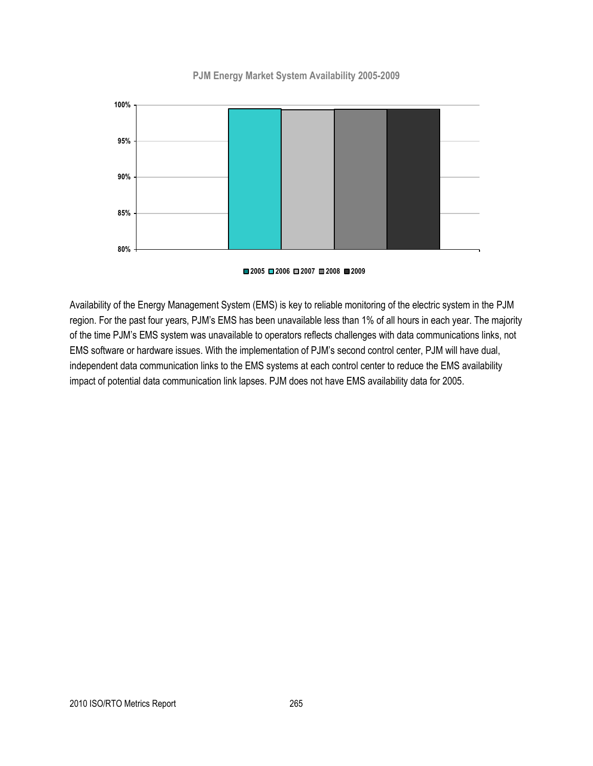**PJM Energy Market System Availability 2005-2009**

Availability of the Energy Management System (EMS) is key to reliable monitoring of the electric system in the PJM region. For the past four years, PJM's EMS has been unavailable less than 1% of all hours in each year. The majority of the time PJM's EMS system was unavailable to operators reflects challenges with data communications links, not EMS software or hardware issues. With the implementation of PJM's second control center, PJM will have dual, independent data communication links to the EMS systems at each control center to reduce the EMS availability impact of potential data communication link lapses. PJM does not have EMS availability data for 2005.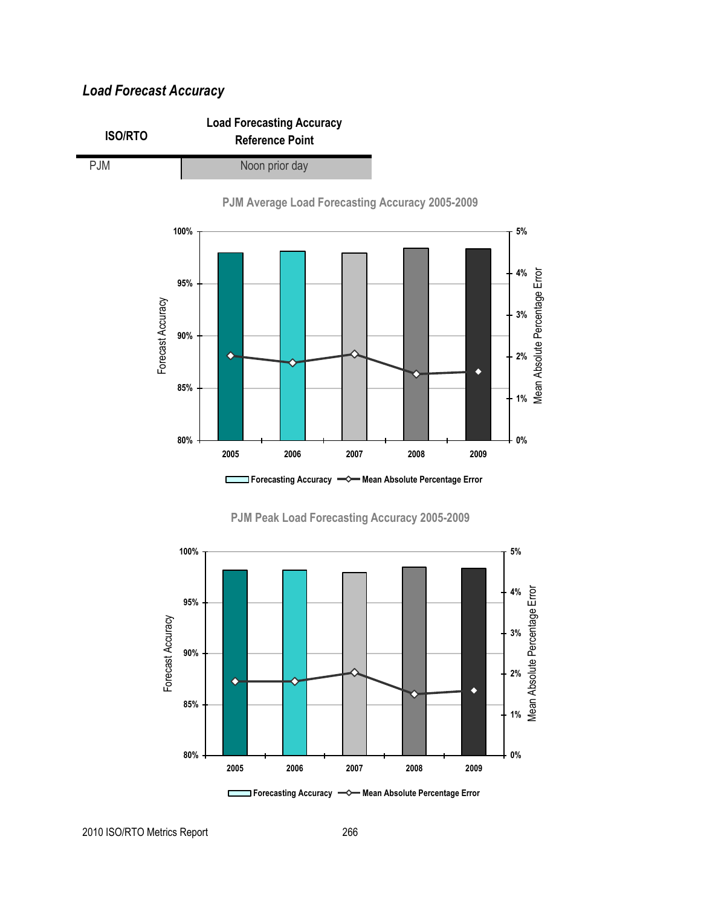### *Load Forecast Accuracy*

| ISO/RTO | Load Forecasting Accuracy Reference Point |
|---|---|
| PJM | Noon prior day |

**PJM Average Load Forecasting Accuracy 2005-2009**

**PJM Peak Load Forecasting Accuracy 2005-2009**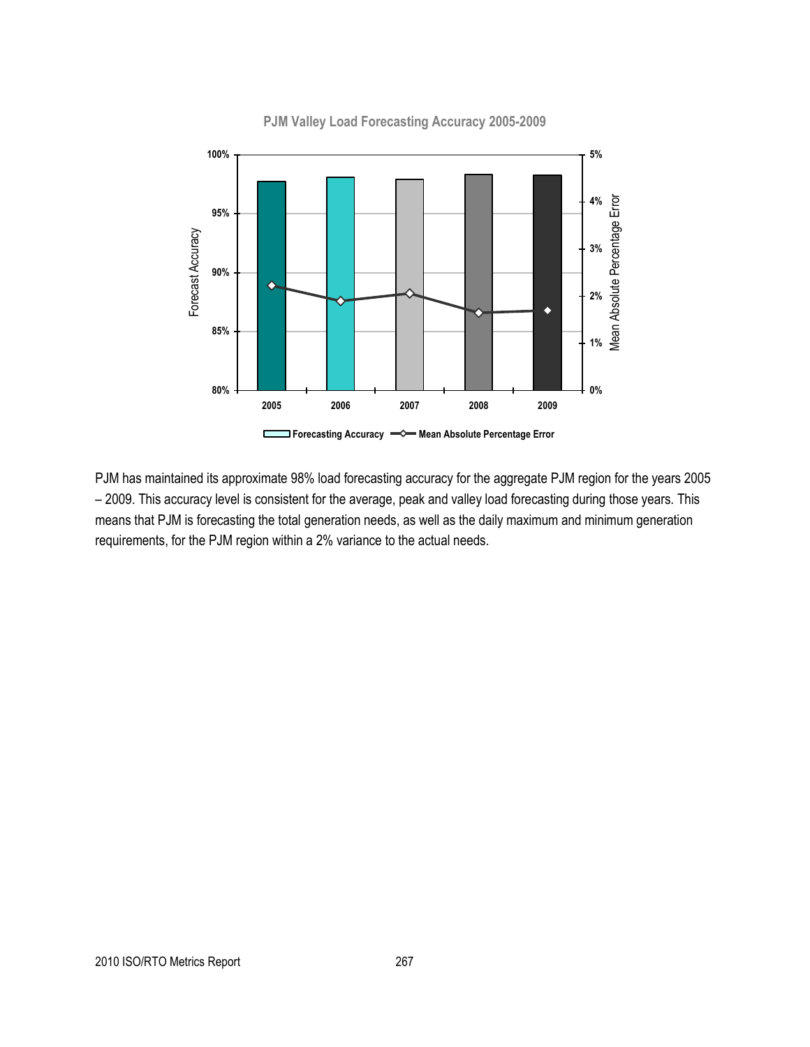PJM Valley Load Forecasting Accuracy 2005-2009

PJM has maintained its approximate 98% load forecasting accuracy for the aggregate PJM region for the years 2005 – 2009. This accuracy level is consistent for the average, peak and valley load forecasting during those years. This means that PJM is forecasting the total generation needs, as well as the daily maximum and minimum generation requirements, for the PJM region within a 2% variance to the actual needs.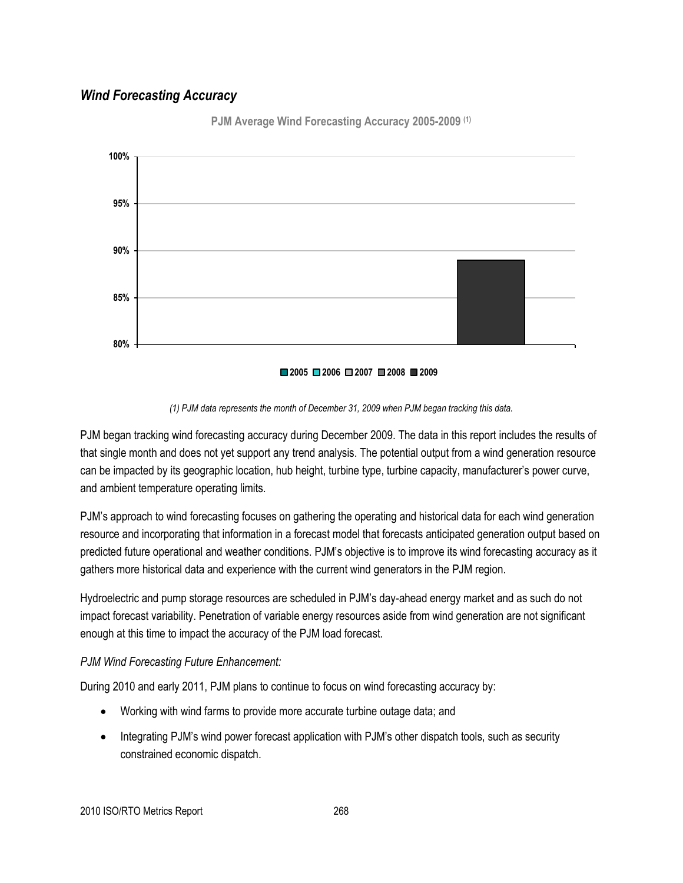## *Wind Forecasting Accuracy*

**PJM Average Wind Forecasting Accuracy 2005-2009 (1)**

*(1) PJM data represents the month of December 31, 2009 when PJM began tracking this data.*

PJM began tracking wind forecasting accuracy during December 2009. The data in this report includes the results of that single month and does not yet support any trend analysis. The potential output from a wind generation resource can be impacted by its geographic location, hub height, turbine type, turbine capacity, manufacturer's power curve, and ambient temperature operating limits.

PJM's approach to wind forecasting focuses on gathering the operating and historical data for each wind generation resource and incorporating that information in a forecast model that forecasts anticipated generation output based on predicted future operational and weather conditions. PJM's objective is to improve its wind forecasting accuracy as it gathers more historical data and experience with the current wind generators in the PJM region.

Hydroelectric and pump storage resources are scheduled in PJM's day-ahead energy market and as such do not impact forecast variability. Penetration of variable energy resources aside from wind generation are not significant enough at this time to impact the accuracy of the PJM load forecast.

*PJM Wind Forecasting Future Enhancement:*

During 2010 and early 2011, PJM plans to continue to focus on wind forecasting accuracy by:

- Working with wind farms to provide more accurate turbine outage data; and
- Integrating PJM's wind power forecast application with PJM's other dispatch tools, such as security constrained economic dispatch.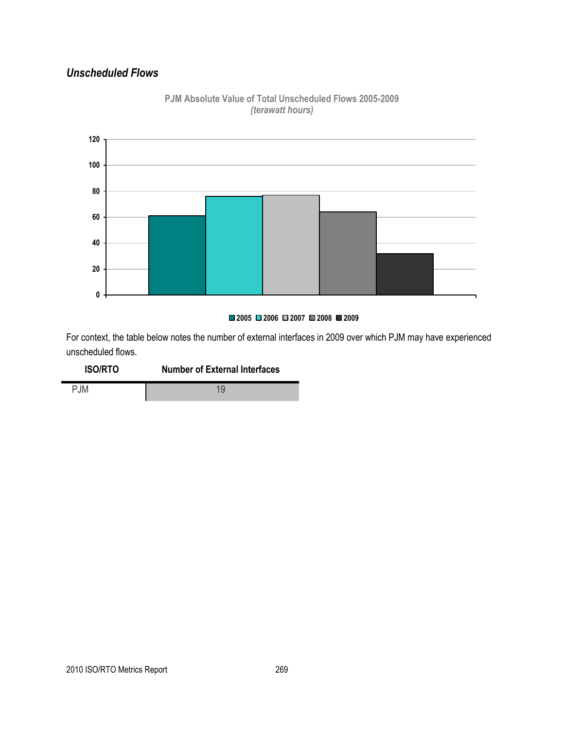### *Unscheduled Flows*

**PJM Absolute Value of Total Unscheduled Flows 2005-2009**
***(terawatt hours)***

For context, the table below notes the number of external interfaces in 2009 over which PJM may have experienced unscheduled flows.

| ISO/RTO | Number of External Interfaces |
|---|---|
| PJM | 19 |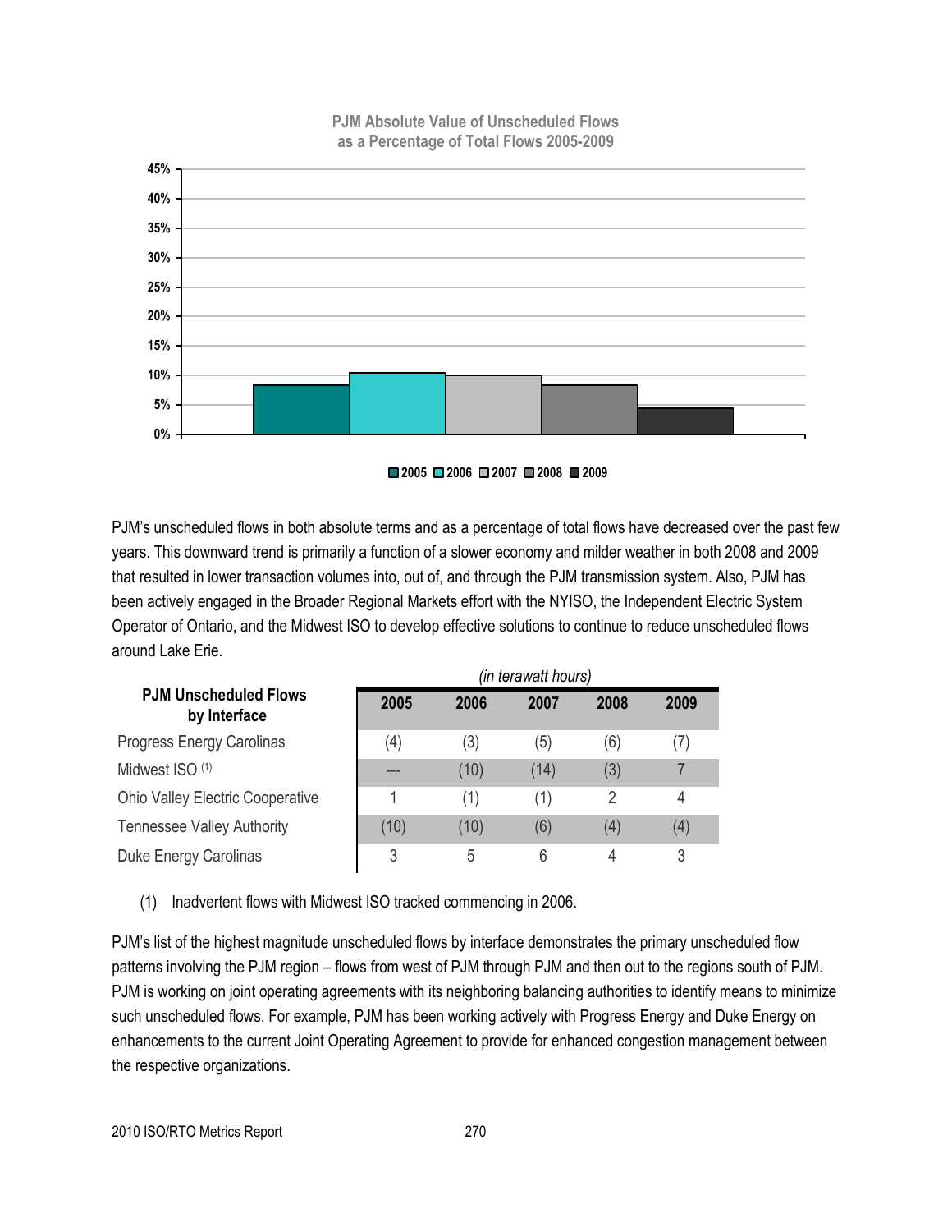**PJM Absolute Value of Unscheduled Flows as a Percentage of Total Flows 2005-2009**

PJM's unscheduled flows in both absolute terms and as a percentage of total flows have decreased over the past few years. This downward trend is primarily a function of a slower economy and milder weather in both 2008 and 2009 that resulted in lower transaction volumes into, out of, and through the PJM transmission system. Also, PJM has been actively engaged in the Broader Regional Markets effort with the NYISO, the Independent Electric System Operator of Ontario, and the Midwest ISO to develop effective solutions to continue to reduce unscheduled flows around Lake Erie.

*(in terawatt hours)*

| PJM Unscheduled Flows by Interface | 2005 | 2006 | 2007 | 2008 | 2009 |
|---|---|---|---|---|---|
| Progress Energy Carolinas | (4) | (3) | (5) | (6) | (7) |
| Midwest ISO [1] | --- | (10) | (14) | (3) | 7 |
| Ohio Valley Electric Cooperative | 1 | (1) | (1) | 2 | 4 |
| Tennessee Valley Authority | (10) | (10) | (6) | (4) | (4) |
| Duke Energy Carolinas | 3 | 5 | 6 | 4 | 3 |

(1) Inadvertent flows with Midwest ISO tracked commencing in 2006.

PJM's list of the highest magnitude unscheduled flows by interface demonstrates the primary unscheduled flow patterns involving the PJM region – flows from west of PJM through PJM and then out to the regions south of PJM. PJM is working on joint operating agreements with its neighboring balancing authorities to identify means to minimize such unscheduled flows. For example, PJM has been working actively with Progress Energy and Duke Energy on enhancements to the current Joint Operating Agreement to provide for enhanced congestion management between the respective organizations.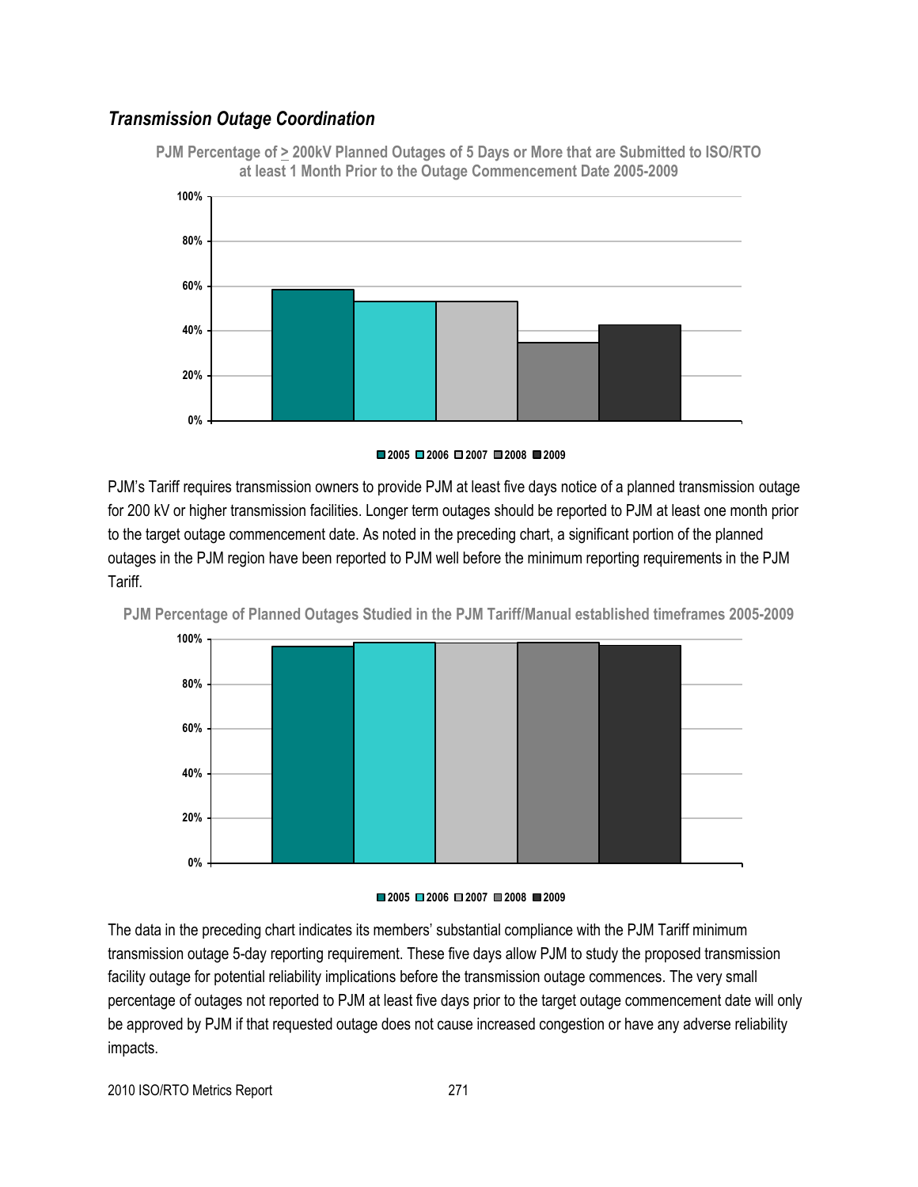## *Transmission Outage Coordination*

**PJM Percentage of ≥ 200kV Planned Outages of 5 Days or More that are Submitted to ISO/RTO at least 1 Month Prior to the Outage Commencement Date 2005-2009**

PJM's Tariff requires transmission owners to provide PJM at least five days notice of a planned transmission outage for 200 kV or higher transmission facilities. Longer term outages should be reported to PJM at least one month prior to the target outage commencement date. As noted in the preceding chart, a significant portion of the planned outages in the PJM region have been reported to PJM well before the minimum reporting requirements in the PJM Tariff.

**PJM Percentage of Planned Outages Studied in the PJM Tariff/Manual established timeframes 2005-2009**

The data in the preceding chart indicates its members' substantial compliance with the PJM Tariff minimum transmission outage 5-day reporting requirement. These five days allow PJM to study the proposed transmission facility outage for potential reliability implications before the transmission outage commences. The very small percentage of outages not reported to PJM at least five days prior to the target outage commencement date will only be approved by PJM if that requested outage does not cause increased congestion or have any adverse reliability impacts.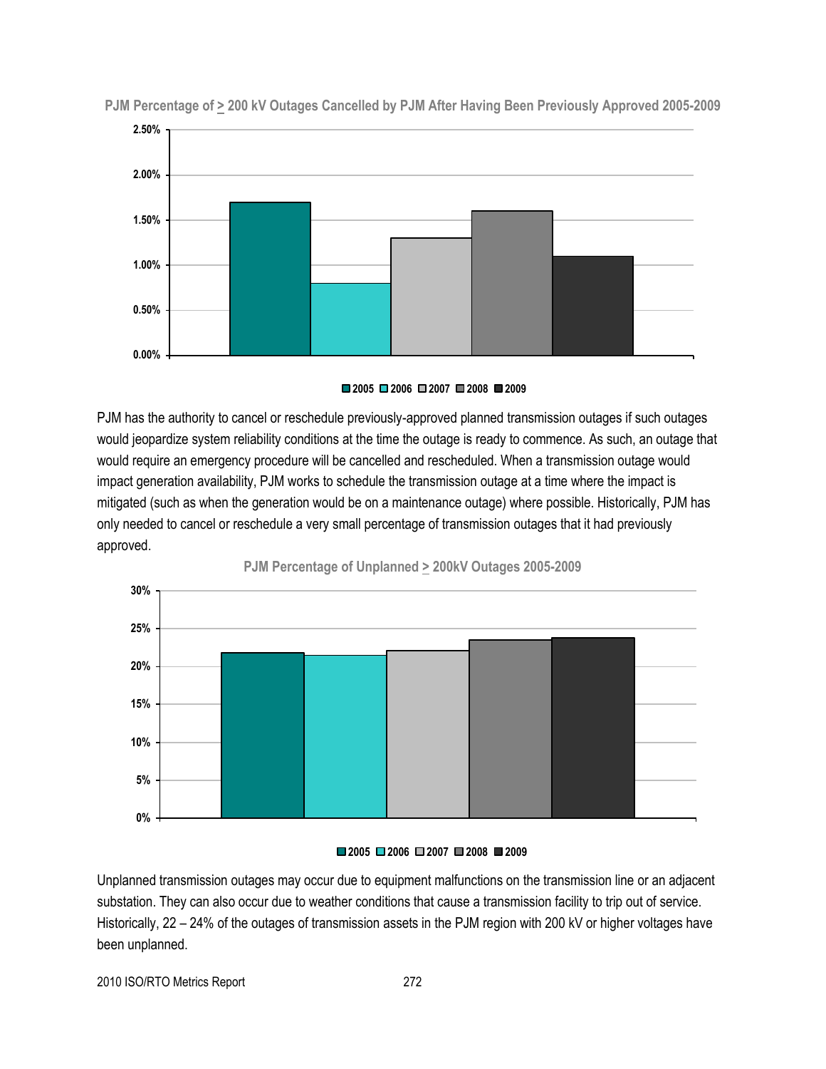**PJM Percentage of ≥ 200 kV Outages Cancelled by PJM After Having Been Previously Approved 2005-2009**

| Year | Percentage |
|---|---|
| 2005 | 1.70% |
| 2006 | 0.80% |
| 2007 | 1.30% |
| 2008 | 1.60% |
| 2009 | 1.10% |

PJM has the authority to cancel or reschedule previously-approved planned transmission outages if such outages would jeopardize system reliability conditions at the time the outage is ready to commence. As such, an outage that would require an emergency procedure will be cancelled and rescheduled. When a transmission outage would impact generation availability, PJM works to schedule the transmission outage at a time where the impact is mitigated (such as when the generation would be on a maintenance outage) where possible. Historically, PJM has only needed to cancel or reschedule a very small percentage of transmission outages that it had previously approved.

**PJM Percentage of Unplanned ≥ 200kV Outages 2005-2009**

| Year | Percentage |
|---|---|
| 2005 | 22% |
| 2006 | 21% |
| 2007 | 22% |
| 2008 | 23% |
| 2009 | 24% |

Unplanned transmission outages may occur due to equipment malfunctions on the transmission line or an adjacent substation. They can also occur due to weather conditions that cause a transmission facility to trip out of service. Historically, 22 – 24% of the outages of transmission assets in the PJM region with 200 kV or higher voltages have been unplanned.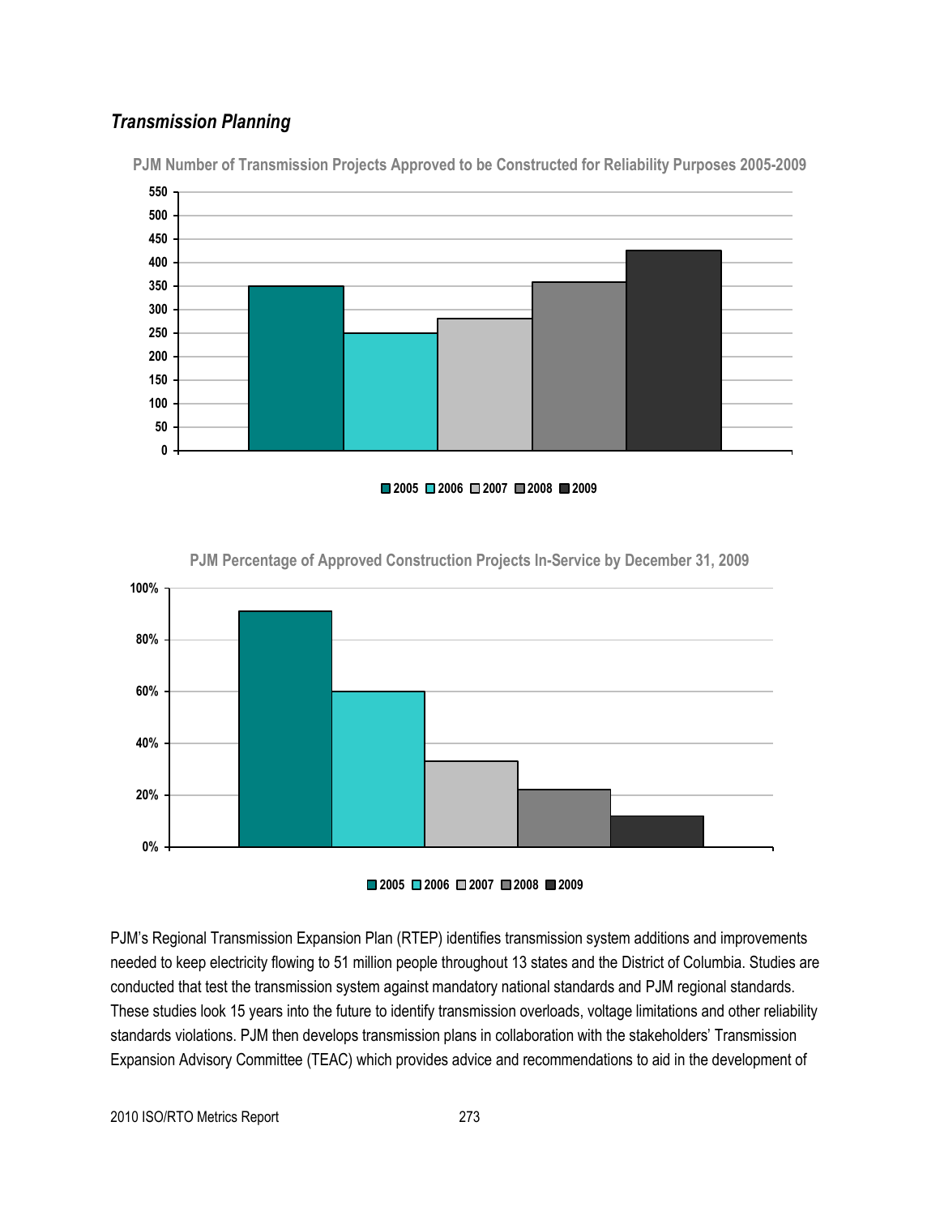### *Transmission Planning*

**PJM Number of Transmission Projects Approved to be Constructed for Reliability Purposes 2005-2009**

**PJM Percentage of Approved Construction Projects In-Service by December 31, 2009**

PJM's Regional Transmission Expansion Plan (RTEP) identifies transmission system additions and improvements needed to keep electricity flowing to 51 million people throughout 13 states and the District of Columbia. Studies are conducted that test the transmission system against mandatory national standards and PJM regional standards. These studies look 15 years into the future to identify transmission overloads, voltage limitations and other reliability standards violations. PJM then develops transmission plans in collaboration with the stakeholders' Transmission Expansion Advisory Committee (TEAC) which provides advice and recommendations to aid in the development of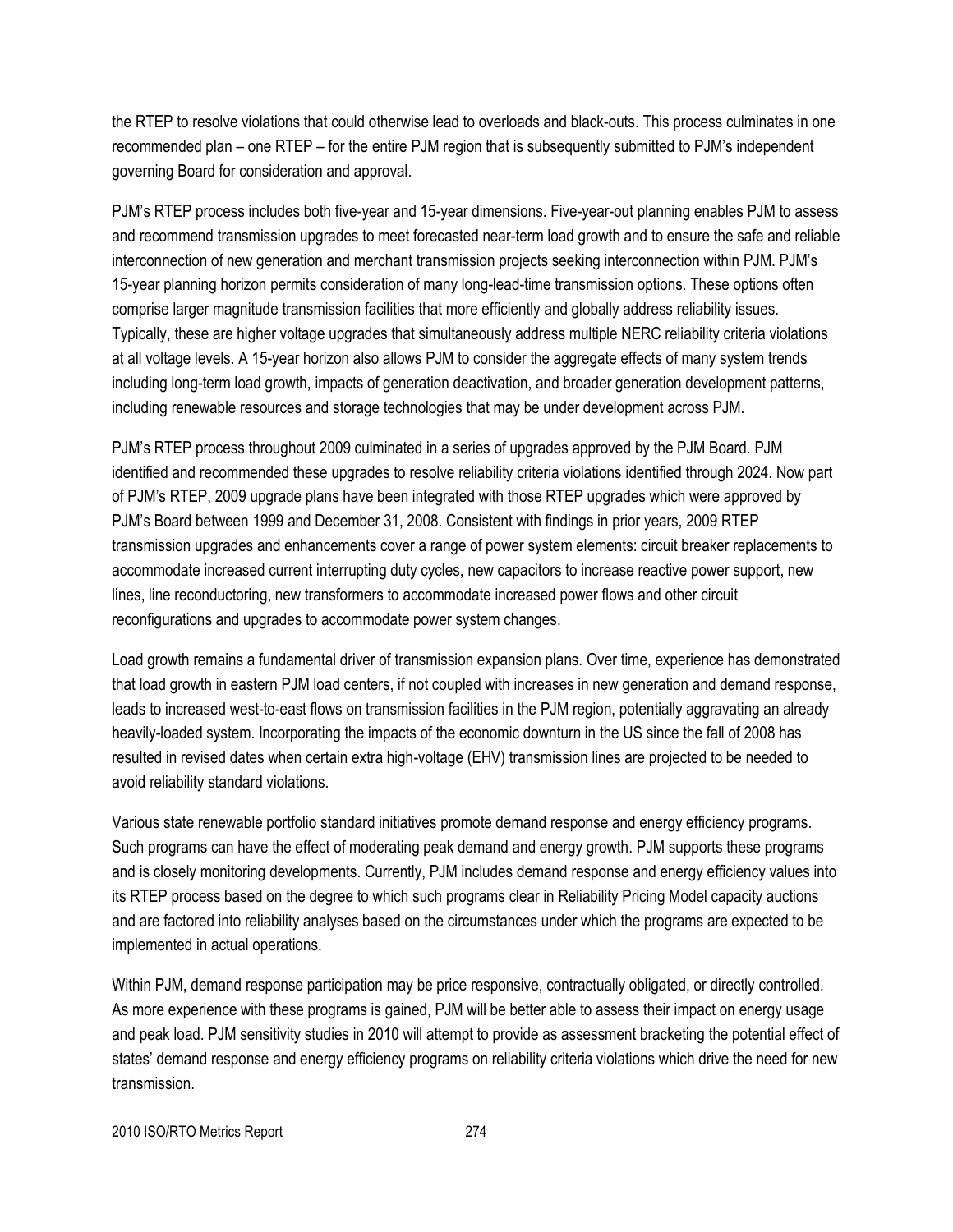the RTEP to resolve violations that could otherwise lead to overloads and black-outs. This process culminates in one recommended plan – one RTEP – for the entire PJM region that is subsequently submitted to PJM's independent governing Board for consideration and approval.

PJM's RTEP process includes both five-year and 15-year dimensions. Five-year-out planning enables PJM to assess and recommend transmission upgrades to meet forecasted near-term load growth and to ensure the safe and reliable interconnection of new generation and merchant transmission projects seeking interconnection within PJM. PJM's 15-year planning horizon permits consideration of many long-lead-time transmission options. These options often comprise larger magnitude transmission facilities that more efficiently and globally address reliability issues. Typically, these are higher voltage upgrades that simultaneously address multiple NERC reliability criteria violations at all voltage levels. A 15-year horizon also allows PJM to consider the aggregate effects of many system trends including long-term load growth, impacts of generation deactivation, and broader generation development patterns, including renewable resources and storage technologies that may be under development across PJM.

PJM's RTEP process throughout 2009 culminated in a series of upgrades approved by the PJM Board. PJM identified and recommended these upgrades to resolve reliability criteria violations identified through 2024. Now part of PJM's RTEP, 2009 upgrade plans have been integrated with those RTEP upgrades which were approved by PJM's Board between 1999 and December 31, 2008. Consistent with findings in prior years, 2009 RTEP transmission upgrades and enhancements cover a range of power system elements: circuit breaker replacements to accommodate increased current interrupting duty cycles, new capacitors to increase reactive power support, new lines, line reconductoring, new transformers to accommodate increased power flows and other circuit reconfigurations and upgrades to accommodate power system changes.

Load growth remains a fundamental driver of transmission expansion plans. Over time, experience has demonstrated that load growth in eastern PJM load centers, if not coupled with increases in new generation and demand response, leads to increased west-to-east flows on transmission facilities in the PJM region, potentially aggravating an already heavily-loaded system. Incorporating the impacts of the economic downturn in the US since the fall of 2008 has resulted in revised dates when certain extra high-voltage (EHV) transmission lines are projected to be needed to avoid reliability standard violations.

Various state renewable portfolio standard initiatives promote demand response and energy efficiency programs. Such programs can have the effect of moderating peak demand and energy growth. PJM supports these programs and is closely monitoring developments. Currently, PJM includes demand response and energy efficiency values into its RTEP process based on the degree to which such programs clear in Reliability Pricing Model capacity auctions and are factored into reliability analyses based on the circumstances under which the programs are expected to be implemented in actual operations.

Within PJM, demand response participation may be price responsive, contractually obligated, or directly controlled. As more experience with these programs is gained, PJM will be better able to assess their impact on energy usage and peak load. PJM sensitivity studies in 2010 will attempt to provide as assessment bracketing the potential effect of states' demand response and energy efficiency programs on reliability criteria violations which drive the need for new transmission.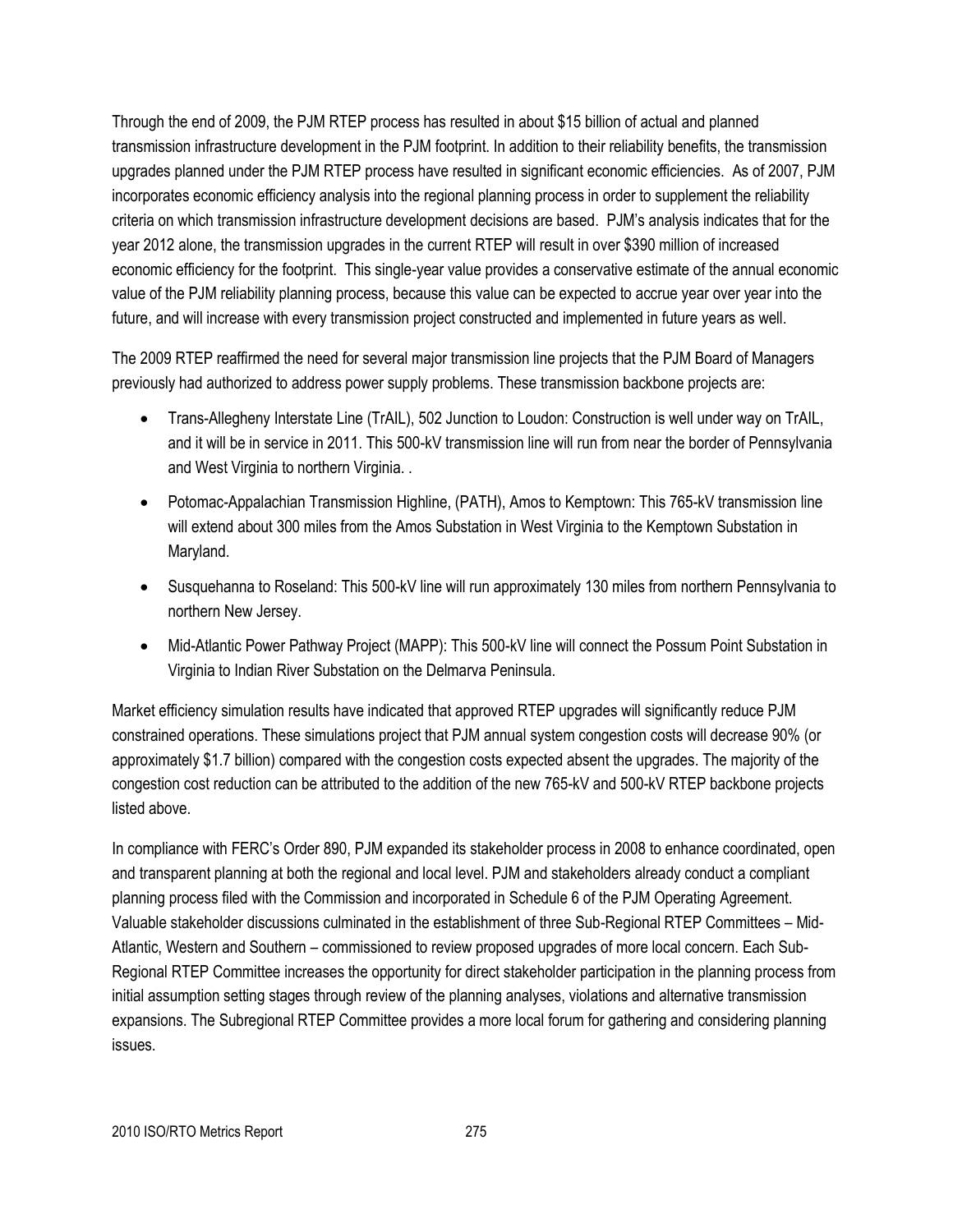Through the end of 2009, the PJM RTEP process has resulted in about $15 billion of actual and planned transmission infrastructure development in the PJM footprint. In addition to their reliability benefits, the transmission upgrades planned under the PJM RTEP process have resulted in significant economic efficiencies. As of 2007, PJM incorporates economic efficiency analysis into the regional planning process in order to supplement the reliability criteria on which transmission infrastructure development decisions are based. PJM's analysis indicates that for the year 2012 alone, the transmission upgrades in the current RTEP will result in over $390 million of increased economic efficiency for the footprint. This single-year value provides a conservative estimate of the annual economic value of the PJM reliability planning process, because this value can be expected to accrue year over year into the future, and will increase with every transmission project constructed and implemented in future years as well.

The 2009 RTEP reaffirmed the need for several major transmission line projects that the PJM Board of Managers previously had authorized to address power supply problems. These transmission backbone projects are:

- Trans-Allegheny Interstate Line (TrAIL), 502 Junction to Loudon: Construction is well under way on TrAIL, and it will be in service in 2011. This 500-kV transmission line will run from near the border of Pennsylvania and West Virginia to northern Virginia. .
- Potomac-Appalachian Transmission Highline, (PATH), Amos to Kemptown: This 765-kV transmission line will extend about 300 miles from the Amos Substation in West Virginia to the Kemptown Substation in Maryland.
- Susquehanna to Roseland: This 500-kV line will run approximately 130 miles from northern Pennsylvania to northern New Jersey.
- Mid-Atlantic Power Pathway Project (MAPP): This 500-kV line will connect the Possum Point Substation in Virginia to Indian River Substation on the Delmarva Peninsula.

Market efficiency simulation results have indicated that approved RTEP upgrades will significantly reduce PJM constrained operations. These simulations project that PJM annual system congestion costs will decrease 90% (or approximately $1.7 billion) compared with the congestion costs expected absent the upgrades. The majority of the congestion cost reduction can be attributed to the addition of the new 765-kV and 500-kV RTEP backbone projects listed above.

In compliance with FERC's Order 890, PJM expanded its stakeholder process in 2008 to enhance coordinated, open and transparent planning at both the regional and local level. PJM and stakeholders already conduct a compliant planning process filed with the Commission and incorporated in Schedule 6 of the PJM Operating Agreement. Valuable stakeholder discussions culminated in the establishment of three Sub-Regional RTEP Committees – Mid-Atlantic, Western and Southern – commissioned to review proposed upgrades of more local concern. Each Sub-Regional RTEP Committee increases the opportunity for direct stakeholder participation in the planning process from initial assumption setting stages through review of the planning analyses, violations and alternative transmission expansions. The Subregional RTEP Committee provides a more local forum for gathering and considering planning issues.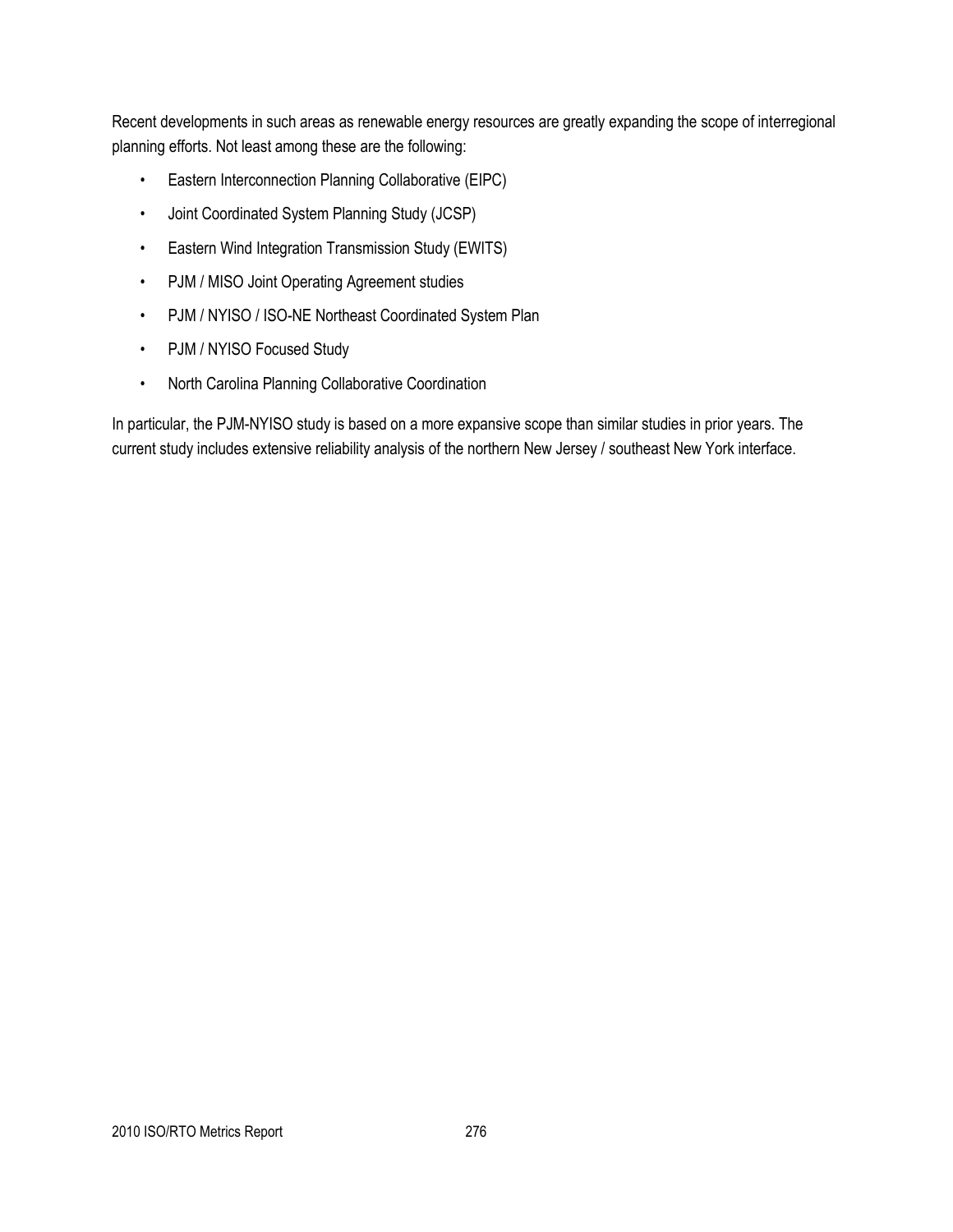Recent developments in such areas as renewable energy resources are greatly expanding the scope of interregional planning efforts. Not least among these are the following:

- Eastern Interconnection Planning Collaborative (EIPC)
- Joint Coordinated System Planning Study (JCSP)
- Eastern Wind Integration Transmission Study (EWITS)
- PJM / MISO Joint Operating Agreement studies
- PJM / NYISO / ISO-NE Northeast Coordinated System Plan
- PJM / NYISO Focused Study
- North Carolina Planning Collaborative Coordination

In particular, the PJM-NYISO study is based on a more expansive scope than similar studies in prior years. The current study includes extensive reliability analysis of the northern New Jersey / southeast New York interface.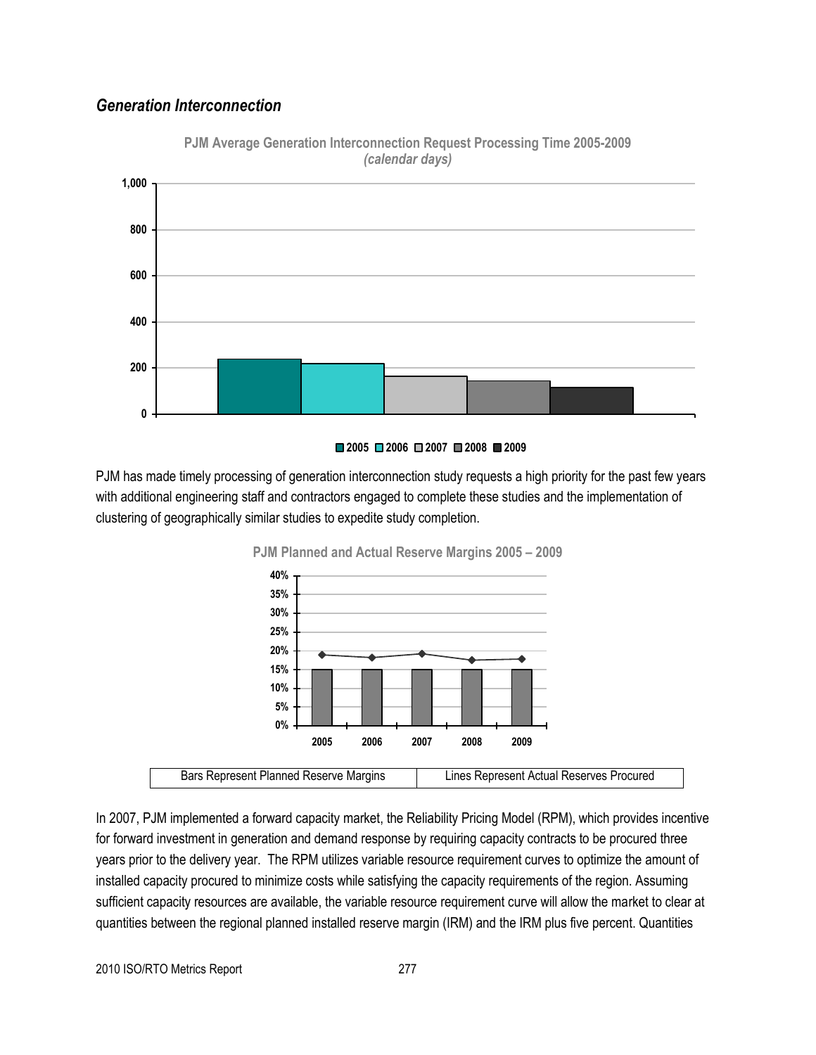### *Generation Interconnection*

**PJM Average Generation Interconnection Request Processing Time 2005-2009**
***(calendar days)***

PJM has made timely processing of generation interconnection study requests a high priority for the past few years with additional engineering staff and contractors engaged to complete these studies and the implementation of clustering of geographically similar studies to expedite study completion.

**PJM Planned and Actual Reserve Margins 2005 – 2009**

| Bars Represent Planned Reserve Margins | Lines Represent Actual Reserves Procured |
|---|---|

In 2007, PJM implemented a forward capacity market, the Reliability Pricing Model (RPM), which provides incentive for forward investment in generation and demand response by requiring capacity contracts to be procured three years prior to the delivery year. The RPM utilizes variable resource requirement curves to optimize the amount of installed capacity procured to minimize costs while satisfying the capacity requirements of the region. Assuming sufficient capacity resources are available, the variable resource requirement curve will allow the market to clear at quantities between the regional planned installed reserve margin (IRM) and the IRM plus five percent. Quantities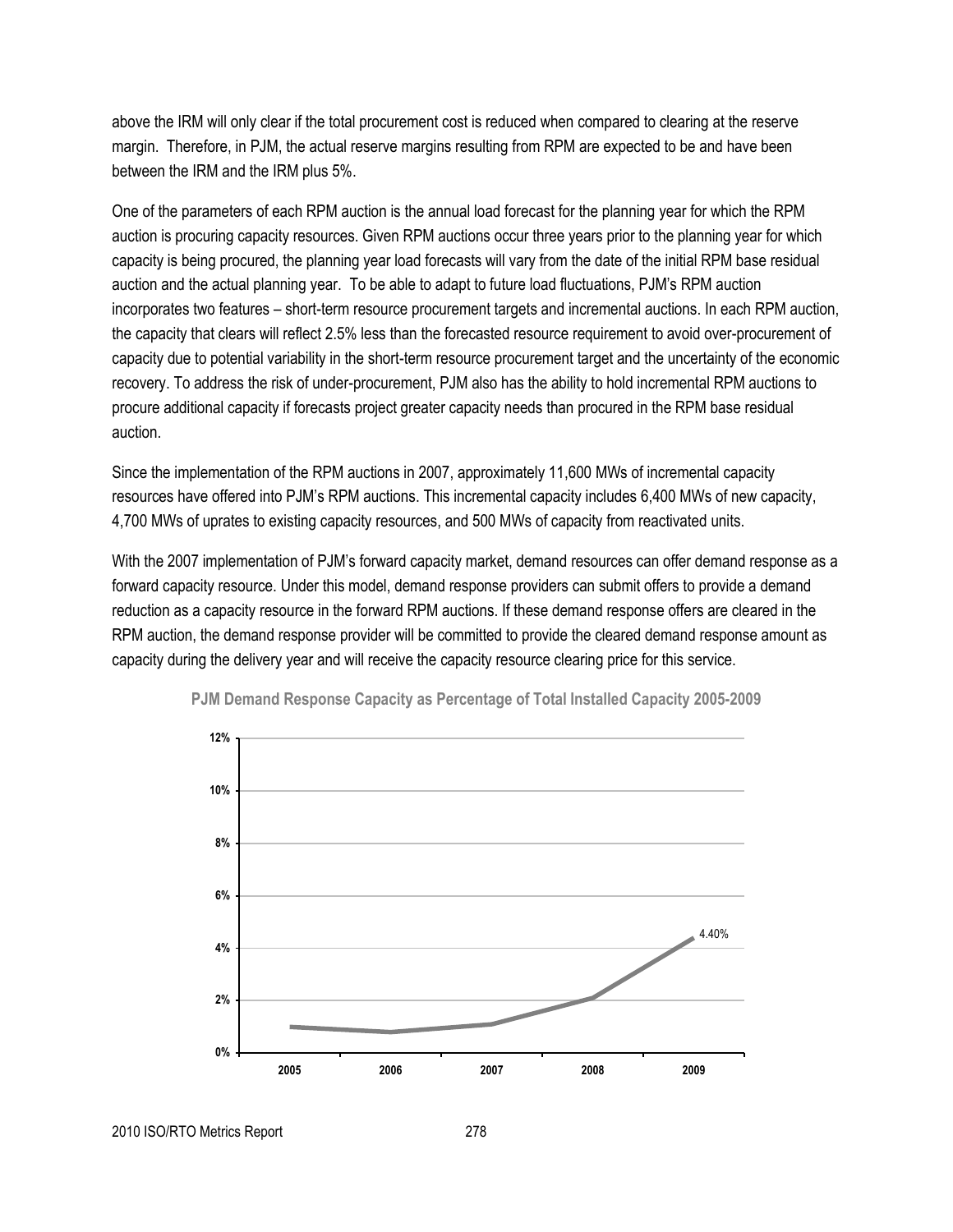above the IRM will only clear if the total procurement cost is reduced when compared to clearing at the reserve margin. Therefore, in PJM, the actual reserve margins resulting from RPM are expected to be and have been between the IRM and the IRM plus 5%.

One of the parameters of each RPM auction is the annual load forecast for the planning year for which the RPM auction is procuring capacity resources. Given RPM auctions occur three years prior to the planning year for which capacity is being procured, the planning year load forecasts will vary from the date of the initial RPM base residual auction and the actual planning year. To be able to adapt to future load fluctuations, PJM's RPM auction incorporates two features – short-term resource procurement targets and incremental auctions. In each RPM auction, the capacity that clears will reflect 2.5% less than the forecasted resource requirement to avoid over-procurement of capacity due to potential variability in the short-term resource procurement target and the uncertainty of the economic recovery. To address the risk of under-procurement, PJM also has the ability to hold incremental RPM auctions to procure additional capacity if forecasts project greater capacity needs than procured in the RPM base residual auction.

Since the implementation of the RPM auctions in 2007, approximately 11,600 MWs of incremental capacity resources have offered into PJM's RPM auctions. This incremental capacity includes 6,400 MWs of new capacity, 4,700 MWs of uprates to existing capacity resources, and 500 MWs of capacity from reactivated units.

With the 2007 implementation of PJM's forward capacity market, demand resources can offer demand response as a forward capacity resource. Under this model, demand response providers can submit offers to provide a demand reduction as a capacity resource in the forward RPM auctions. If these demand response offers are cleared in the RPM auction, the demand response provider will be committed to provide the cleared demand response amount as capacity during the delivery year and will receive the capacity resource clearing price for this service.

**PJM Demand Response Capacity as Percentage of Total Installed Capacity 2005-2009**

| Year | Demand Response Capacity (% of Total Installed Capacity) |
|---|---|
| 2005 | |
| 2006 | |
| 2007 | |
| 2008 | |
| 2009 | 4.40% |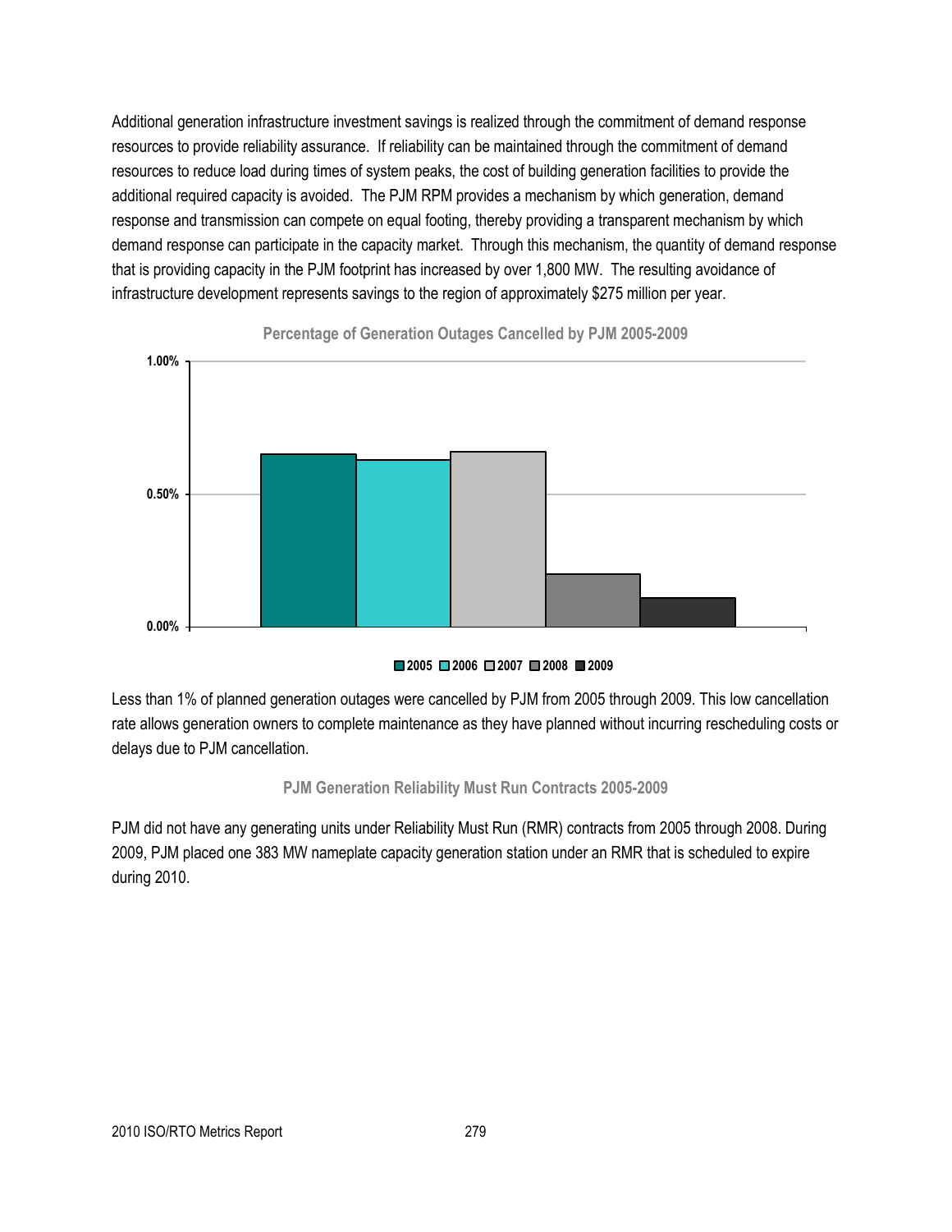Additional generation infrastructure investment savings is realized through the commitment of demand response resources to provide reliability assurance. If reliability can be maintained through the commitment of demand resources to reduce load during times of system peaks, the cost of building generation facilities to provide the additional required capacity is avoided. The PJM RPM provides a mechanism by which generation, demand response and transmission can compete on equal footing, thereby providing a transparent mechanism by which demand response can participate in the capacity market. Through this mechanism, the quantity of demand response that is providing capacity in the PJM footprint has increased by over 1,800 MW. The resulting avoidance of infrastructure development represents savings to the region of approximately $275 million per year.

**Percentage of Generation Outages Cancelled by PJM 2005-2009**

Less than 1% of planned generation outages were cancelled by PJM from 2005 through 2009. This low cancellation rate allows generation owners to complete maintenance as they have planned without incurring rescheduling costs or delays due to PJM cancellation.

**PJM Generation Reliability Must Run Contracts 2005-2009**

PJM did not have any generating units under Reliability Must Run (RMR) contracts from 2005 through 2008. During 2009, PJM placed one 383 MW nameplate capacity generation station under an RMR that is scheduled to expire during 2010.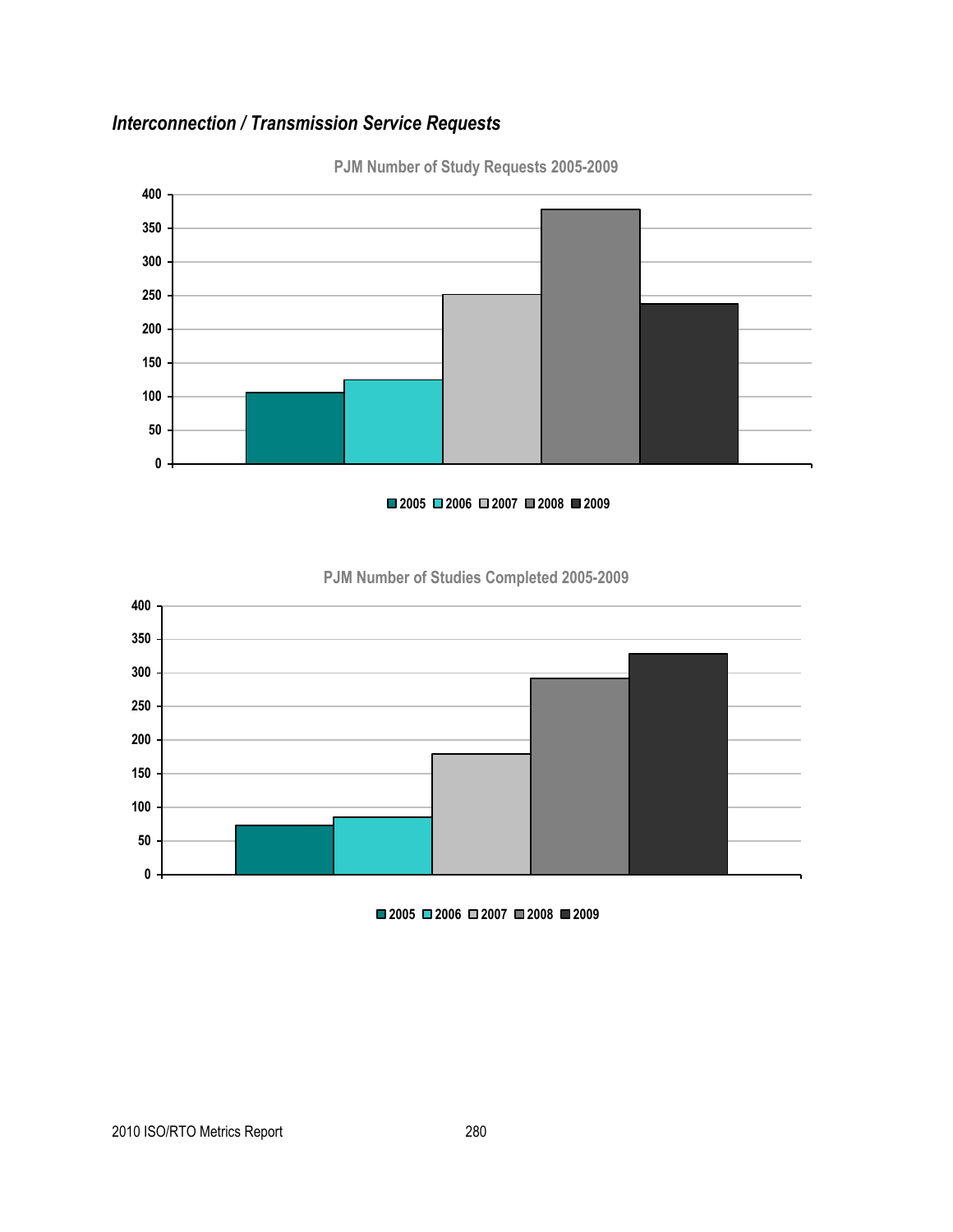## *Interconnection / Transmission Service Requests*

PJM Number of Study Requests 2005-2009

PJM Number of Studies Completed 2005-2009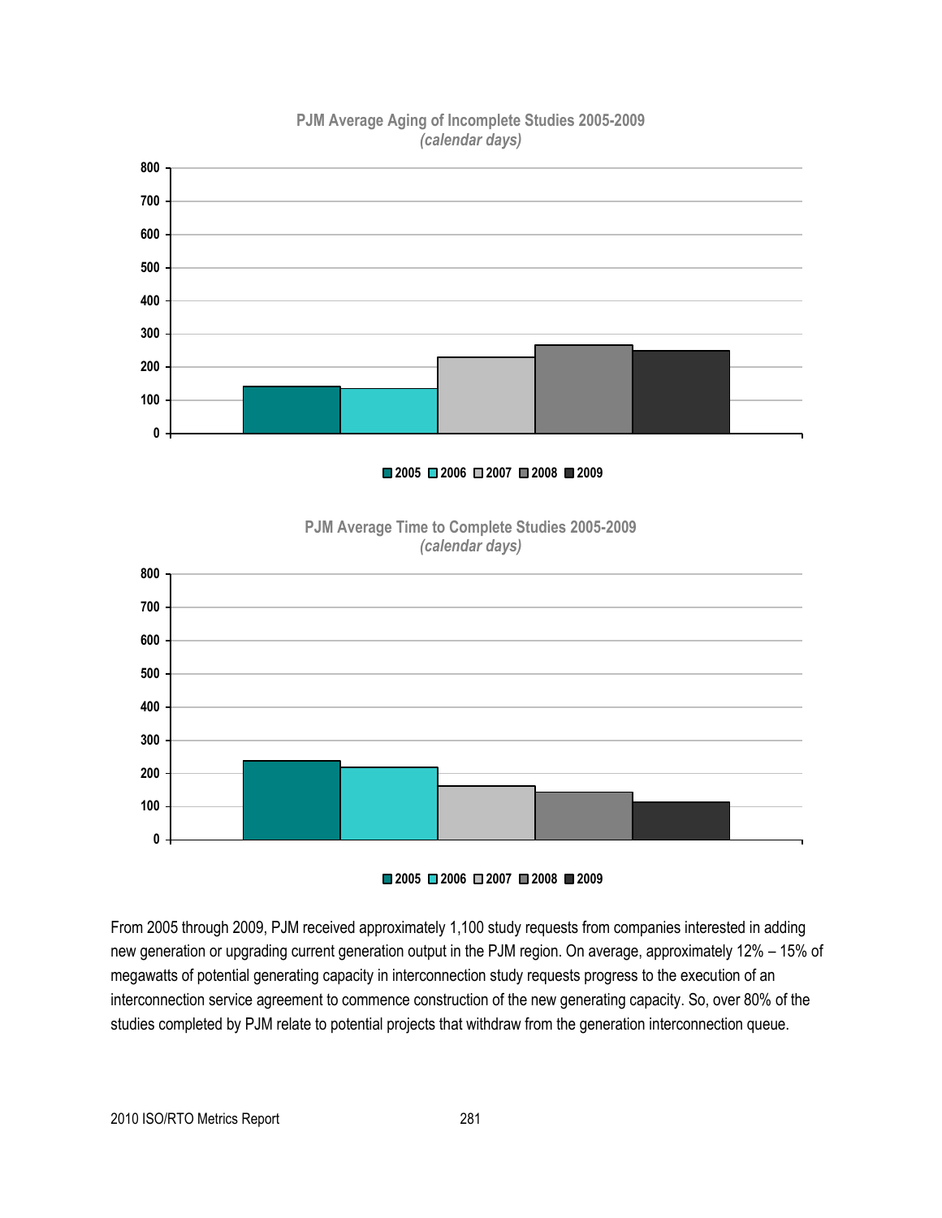**PJM Average Aging of Incomplete Studies 2005-2009**
*(calendar days)*

■ 2005 ■ 2006 □ 2007 ■ 2008 ■ 2009

**PJM Average Time to Complete Studies 2005-2009**
*(calendar days)*

■ 2005 ■ 2006 □ 2007 ■ 2008 ■ 2009

From 2005 through 2009, PJM received approximately 1,100 study requests from companies interested in adding new generation or upgrading current generation output in the PJM region. On average, approximately 12% – 15% of megawatts of potential generating capacity in interconnection study requests progress to the execution of an interconnection service agreement to commence construction of the new generating capacity. So, over 80% of the studies completed by PJM relate to potential projects that withdraw from the generation interconnection queue.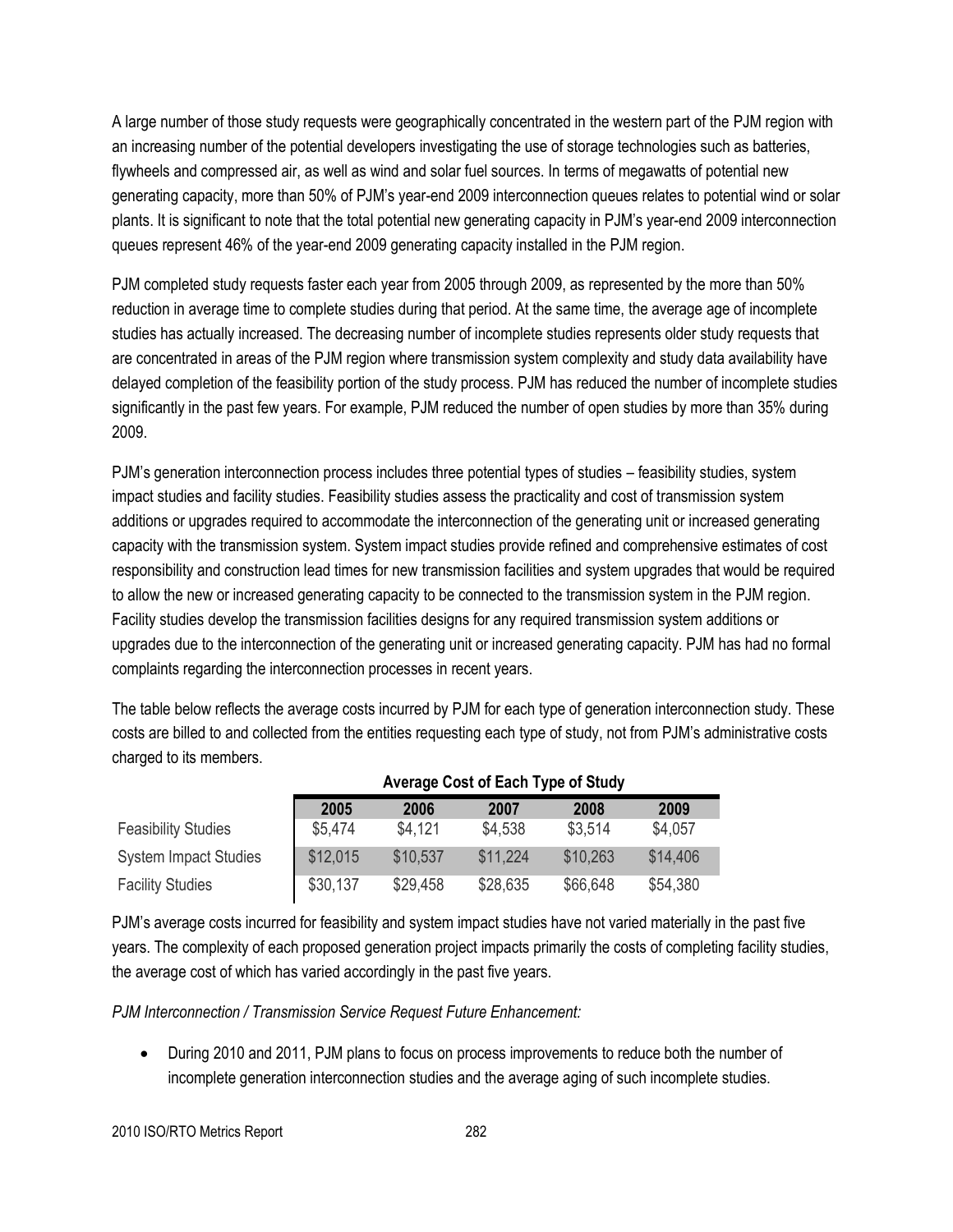A large number of those study requests were geographically concentrated in the western part of the PJM region with an increasing number of the potential developers investigating the use of storage technologies such as batteries, flywheels and compressed air, as well as wind and solar fuel sources. In terms of megawatts of potential new generating capacity, more than 50% of PJM's year-end 2009 interconnection queues relates to potential wind or solar plants. It is significant to note that the total potential new generating capacity in PJM's year-end 2009 interconnection queues represent 46% of the year-end 2009 generating capacity installed in the PJM region.

PJM completed study requests faster each year from 2005 through 2009, as represented by the more than 50% reduction in average time to complete studies during that period. At the same time, the average age of incomplete studies has actually increased. The decreasing number of incomplete studies represents older study requests that are concentrated in areas of the PJM region where transmission system complexity and study data availability have delayed completion of the feasibility portion of the study process. PJM has reduced the number of incomplete studies significantly in the past few years. For example, PJM reduced the number of open studies by more than 35% during 2009.

PJM's generation interconnection process includes three potential types of studies – feasibility studies, system impact studies and facility studies. Feasibility studies assess the practicality and cost of transmission system additions or upgrades required to accommodate the interconnection of the generating unit or increased generating capacity with the transmission system. System impact studies provide refined and comprehensive estimates of cost responsibility and construction lead times for new transmission facilities and system upgrades that would be required to allow the new or increased generating capacity to be connected to the transmission system in the PJM region. Facility studies develop the transmission facilities designs for any required transmission system additions or upgrades due to the interconnection of the generating unit or increased generating capacity. PJM has had no formal complaints regarding the interconnection processes in recent years.

The table below reflects the average costs incurred by PJM for each type of generation interconnection study. These costs are billed to and collected from the entities requesting each type of study, not from PJM's administrative costs charged to its members.

**Average Cost of Each Type of Study**

| | 2005 | 2006 | 2007 | 2008 | 2009 |
|---|---|---|---|---|---|
| Feasibility Studies | $5,474 | $4,121 | $4,538 | $3,514 | $4,057 |
| System Impact Studies | $12,015 | $10,537 | $11,224 | $10,263 | $14,406 |
| Facility Studies | $30,137 | $29,458 | $28,635 | $66,648 | $54,380 |

PJM's average costs incurred for feasibility and system impact studies have not varied materially in the past five years. The complexity of each proposed generation project impacts primarily the costs of completing facility studies, the average cost of which has varied accordingly in the past five years.

*PJM Interconnection / Transmission Service Request Future Enhancement:*

- During 2010 and 2011, PJM plans to focus on process improvements to reduce both the number of incomplete generation interconnection studies and the average aging of such incomplete studies.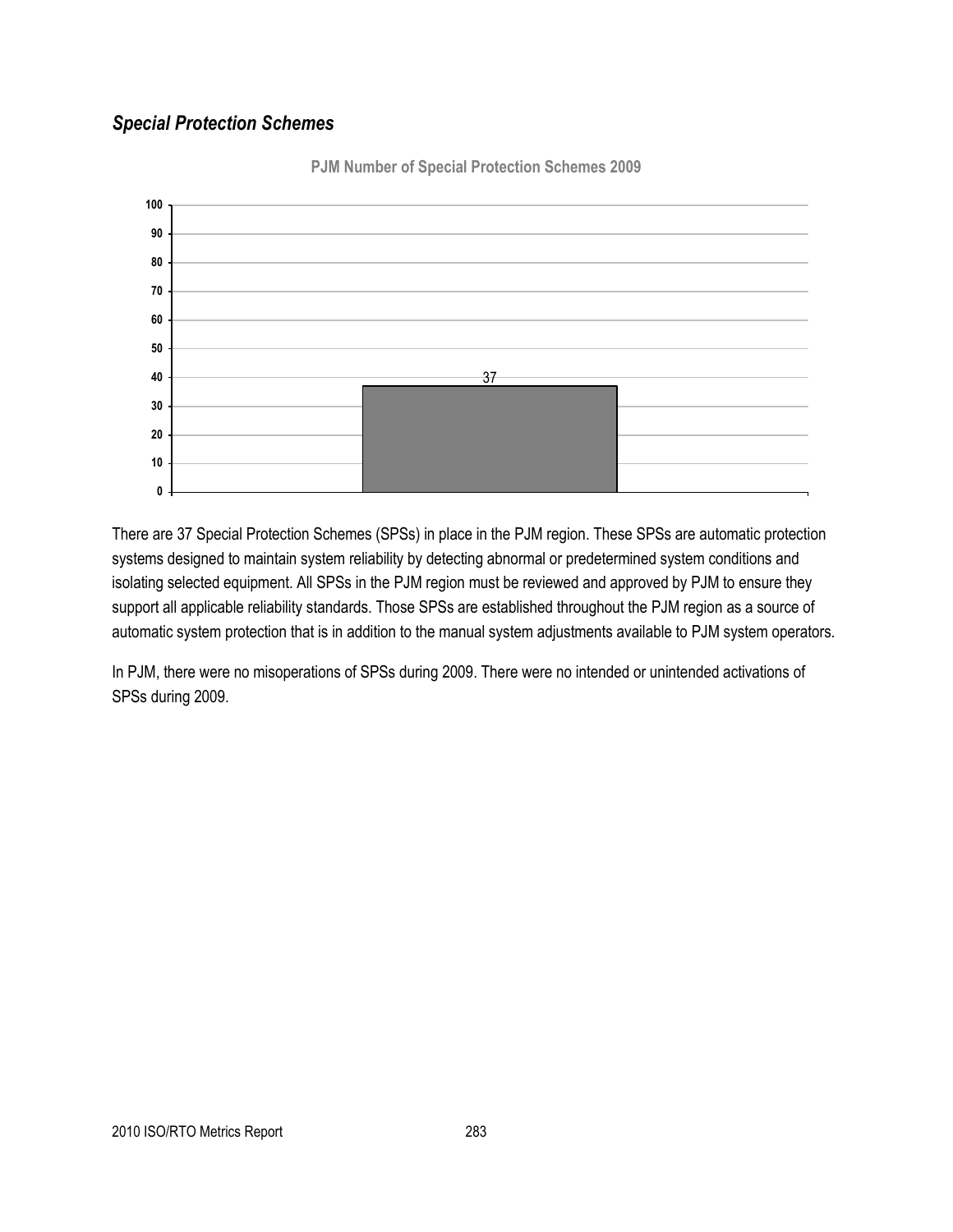### *Special Protection Schemes*

PJM Number of Special Protection Schemes 2009

There are 37 Special Protection Schemes (SPSs) in place in the PJM region. These SPSs are automatic protection systems designed to maintain system reliability by detecting abnormal or predetermined system conditions and isolating selected equipment. All SPSs in the PJM region must be reviewed and approved by PJM to ensure they support all applicable reliability standards. Those SPSs are established throughout the PJM region as a source of automatic system protection that is in addition to the manual system adjustments available to PJM system operators.

In PJM, there were no misoperations of SPSs during 2009. There were no intended or unintended activations of SPSs during 2009.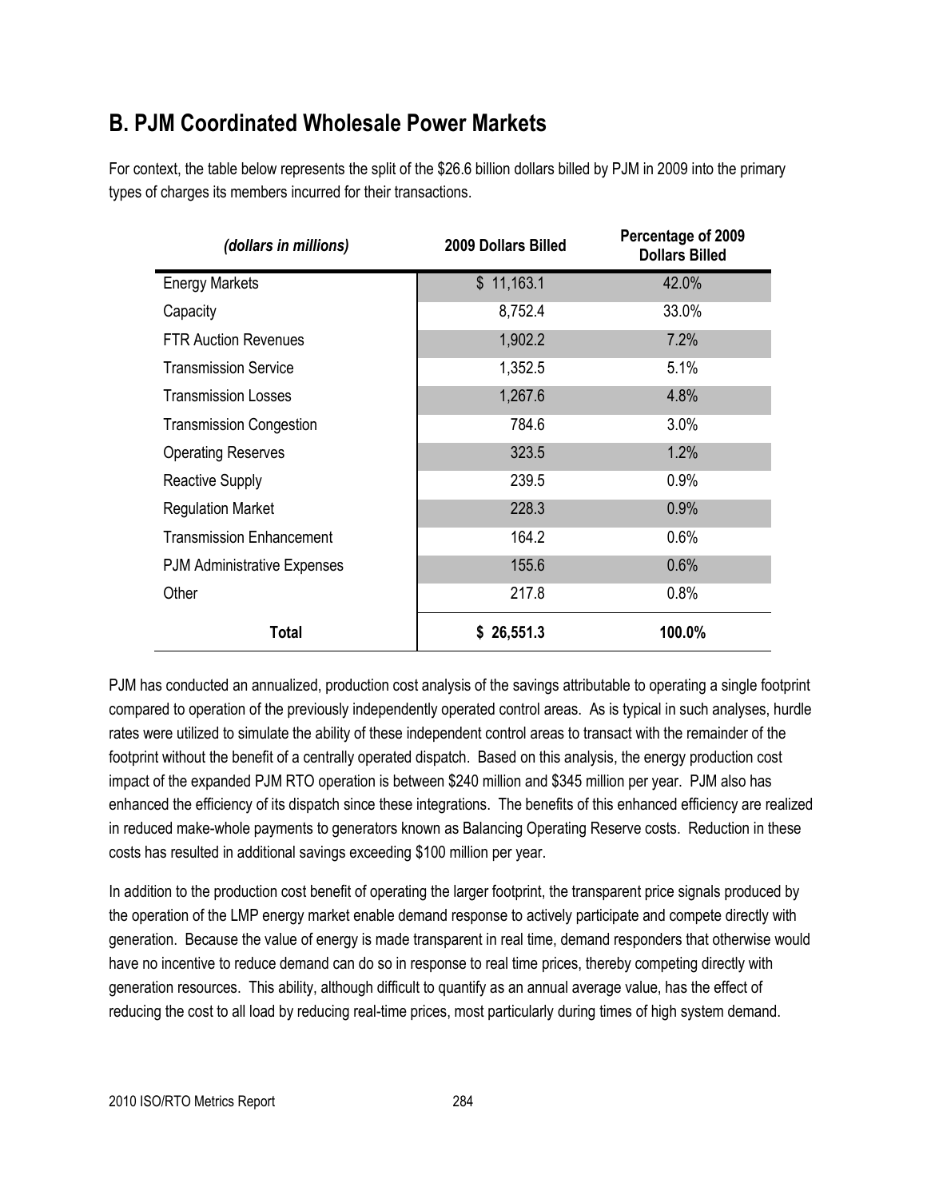## B. PJM Coordinated Wholesale Power Markets

For context, the table below represents the split of the $26.6 billion dollars billed by PJM in 2009 into the primary types of charges its members incurred for their transactions.

| *(dollars in millions)* | 2009 Dollars Billed | Percentage of 2009 Dollars Billed |
|---|---|---|
| Energy Markets | $ 11,163.1 | 42.0% |
| Capacity | 8,752.4 | 33.0% |
| FTR Auction Revenues | 1,902.2 | 7.2% |
| Transmission Service | 1,352.5 | 5.1% |
| Transmission Losses | 1,267.6 | 4.8% |
| Transmission Congestion | 784.6 | 3.0% |
| Operating Reserves | 323.5 | 1.2% |
| Reactive Supply | 239.5 | 0.9% |
| Regulation Market | 228.3 | 0.9% |
| Transmission Enhancement | 164.2 | 0.6% |
| PJM Administrative Expenses | 155.6 | 0.6% |
| Other | 217.8 | 0.8% |
| **Total** | **$ 26,551.3** | **100.0%** |

PJM has conducted an annualized, production cost analysis of the savings attributable to operating a single footprint compared to operation of the previously independently operated control areas. As is typical in such analyses, hurdle rates were utilized to simulate the ability of these independent control areas to transact with the remainder of the footprint without the benefit of a centrally operated dispatch. Based on this analysis, the energy production cost impact of the expanded PJM RTO operation is between $240 million and $345 million per year. PJM also has enhanced the efficiency of its dispatch since these integrations. The benefits of this enhanced efficiency are realized in reduced make-whole payments to generators known as Balancing Operating Reserve costs. Reduction in these costs has resulted in additional savings exceeding $100 million per year.

In addition to the production cost benefit of operating the larger footprint, the transparent price signals produced by the operation of the LMP energy market enable demand response to actively participate and compete directly with generation. Because the value of energy is made transparent in real time, demand responders that otherwise would have no incentive to reduce demand can do so in response to real time prices, thereby competing directly with generation resources. This ability, although difficult to quantify as an annual average value, has the effect of reducing the cost to all load by reducing real-time prices, most particularly during times of high system demand.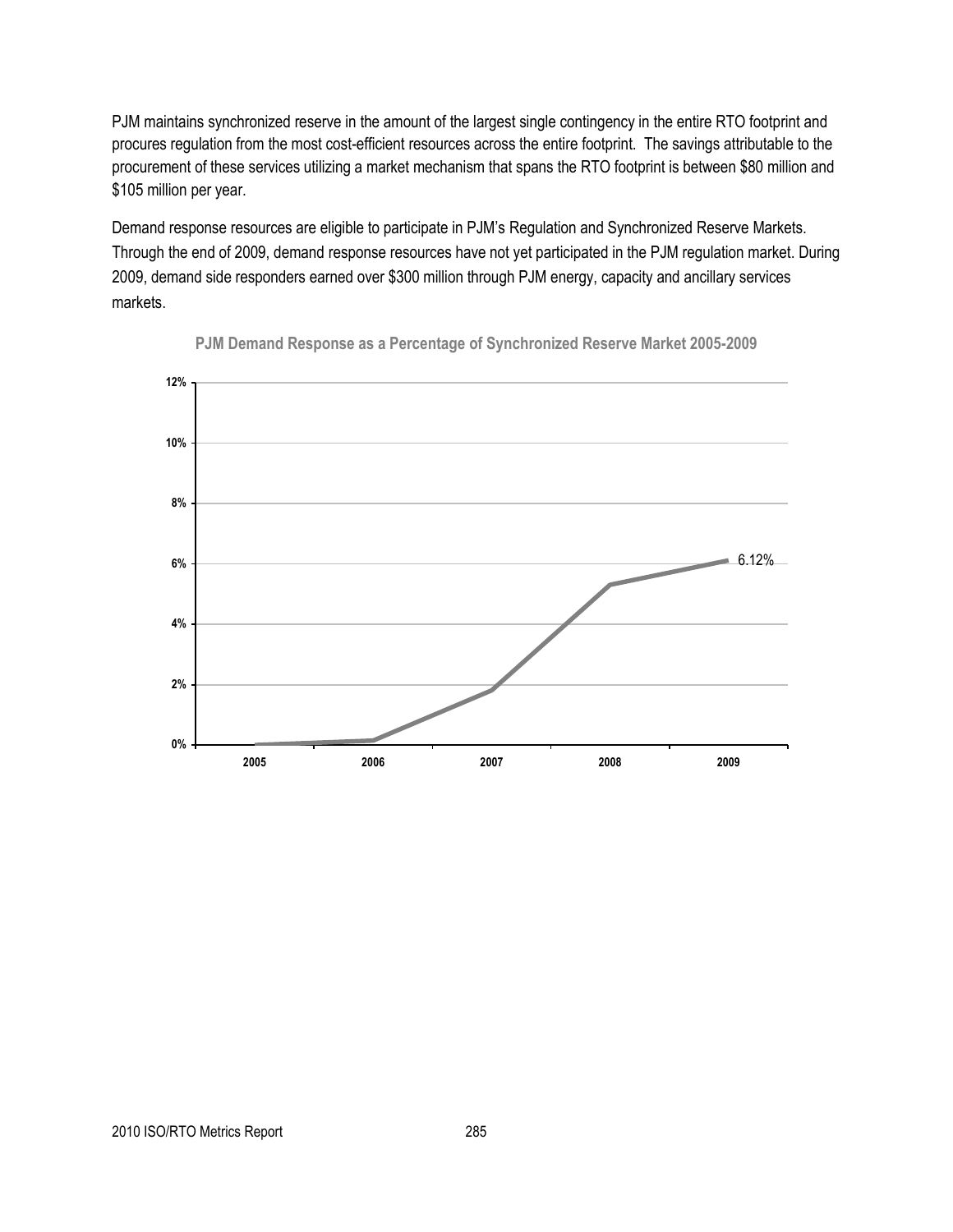PJM maintains synchronized reserve in the amount of the largest single contingency in the entire RTO footprint and procures regulation from the most cost-efficient resources across the entire footprint. The savings attributable to the procurement of these services utilizing a market mechanism that spans the RTO footprint is between $80 million and $105 million per year.

Demand response resources are eligible to participate in PJM's Regulation and Synchronized Reserve Markets. Through the end of 2009, demand response resources have not yet participated in the PJM regulation market. During 2009, demand side responders earned over $300 million through PJM energy, capacity and ancillary services markets.

**PJM Demand Response as a Percentage of Synchronized Reserve Market 2005-2009**

12%
10%
8%
6%
4%
2%
0%

2005 2006 2007 2008 2009

6.12%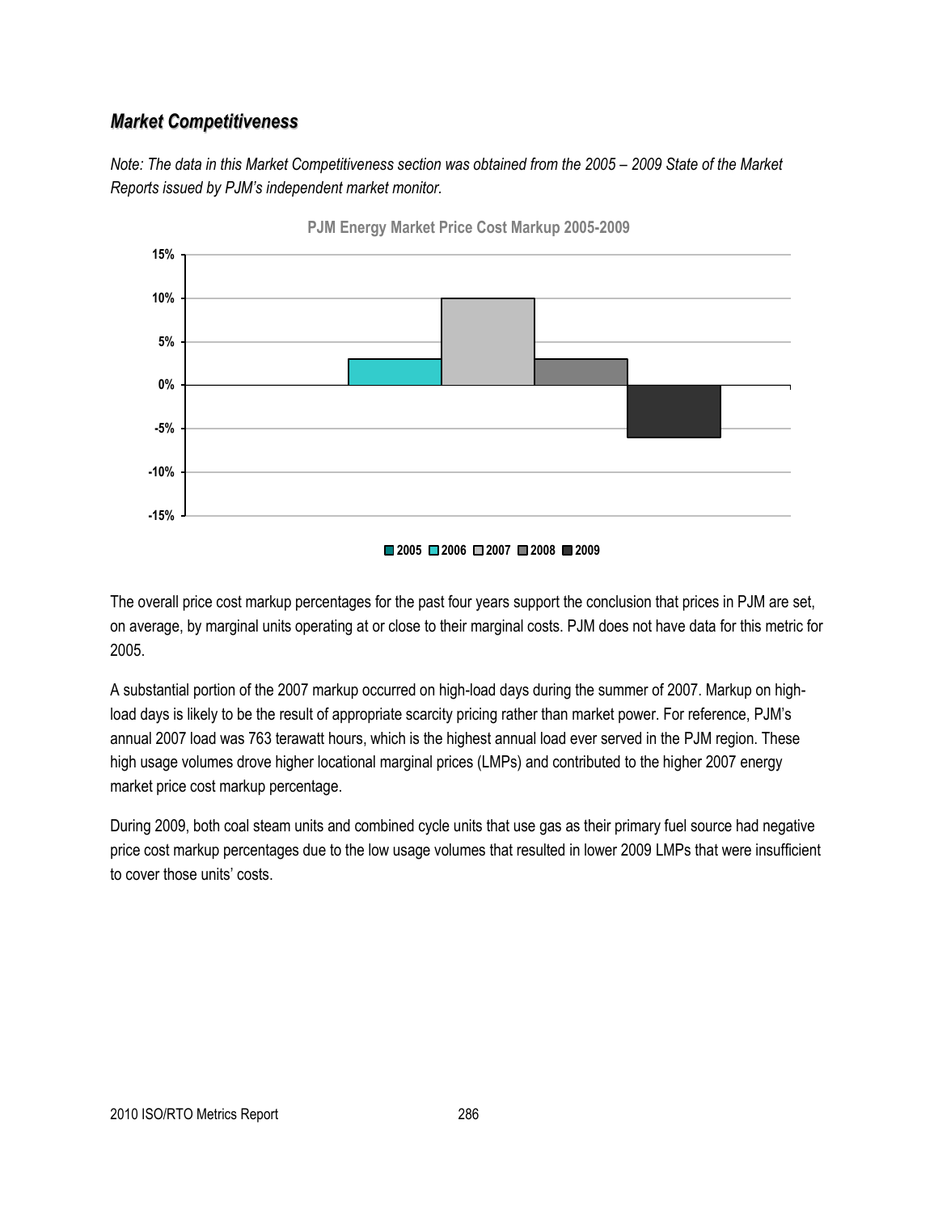## *Market Competitiveness*

*Note: The data in this Market Competitiveness section was obtained from the 2005 – 2009 State of the Market Reports issued by PJM's independent market monitor.*

**PJM Energy Market Price Cost Markup 2005-2009**

The overall price cost markup percentages for the past four years support the conclusion that prices in PJM are set, on average, by marginal units operating at or close to their marginal costs. PJM does not have data for this metric for 2005.

A substantial portion of the 2007 markup occurred on high-load days during the summer of 2007. Markup on high-load days is likely to be the result of appropriate scarcity pricing rather than market power. For reference, PJM's annual 2007 load was 763 terawatt hours, which is the highest annual load ever served in the PJM region. These high usage volumes drove higher locational marginal prices (LMPs) and contributed to the higher 2007 energy market price cost markup percentage.

During 2009, both coal steam units and combined cycle units that use gas as their primary fuel source had negative price cost markup percentages due to the low usage volumes that resulted in lower 2009 LMPs that were insufficient to cover those units' costs.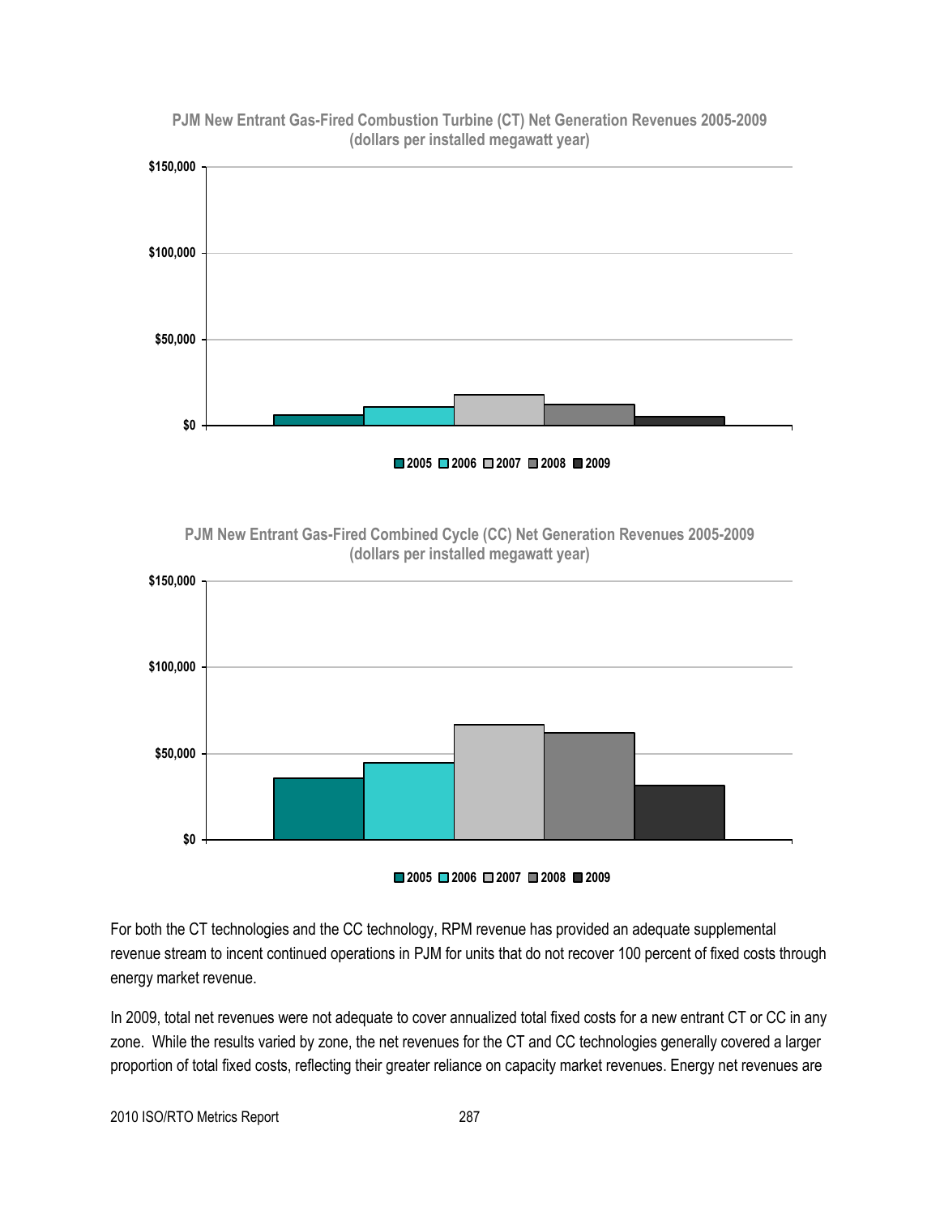**PJM New Entrant Gas-Fired Combustion Turbine (CT) Net Generation Revenues 2005-2009 (dollars per installed megawatt year)**

**PJM New Entrant Gas-Fired Combined Cycle (CC) Net Generation Revenues 2005-2009 (dollars per installed megawatt year)**

For both the CT technologies and the CC technology, RPM revenue has provided an adequate supplemental revenue stream to incent continued operations in PJM for units that do not recover 100 percent of fixed costs through energy market revenue.

In 2009, total net revenues were not adequate to cover annualized total fixed costs for a new entrant CT or CC in any zone. While the results varied by zone, the net revenues for the CT and CC technologies generally covered a larger proportion of total fixed costs, reflecting their greater reliance on capacity market revenues. Energy net revenues are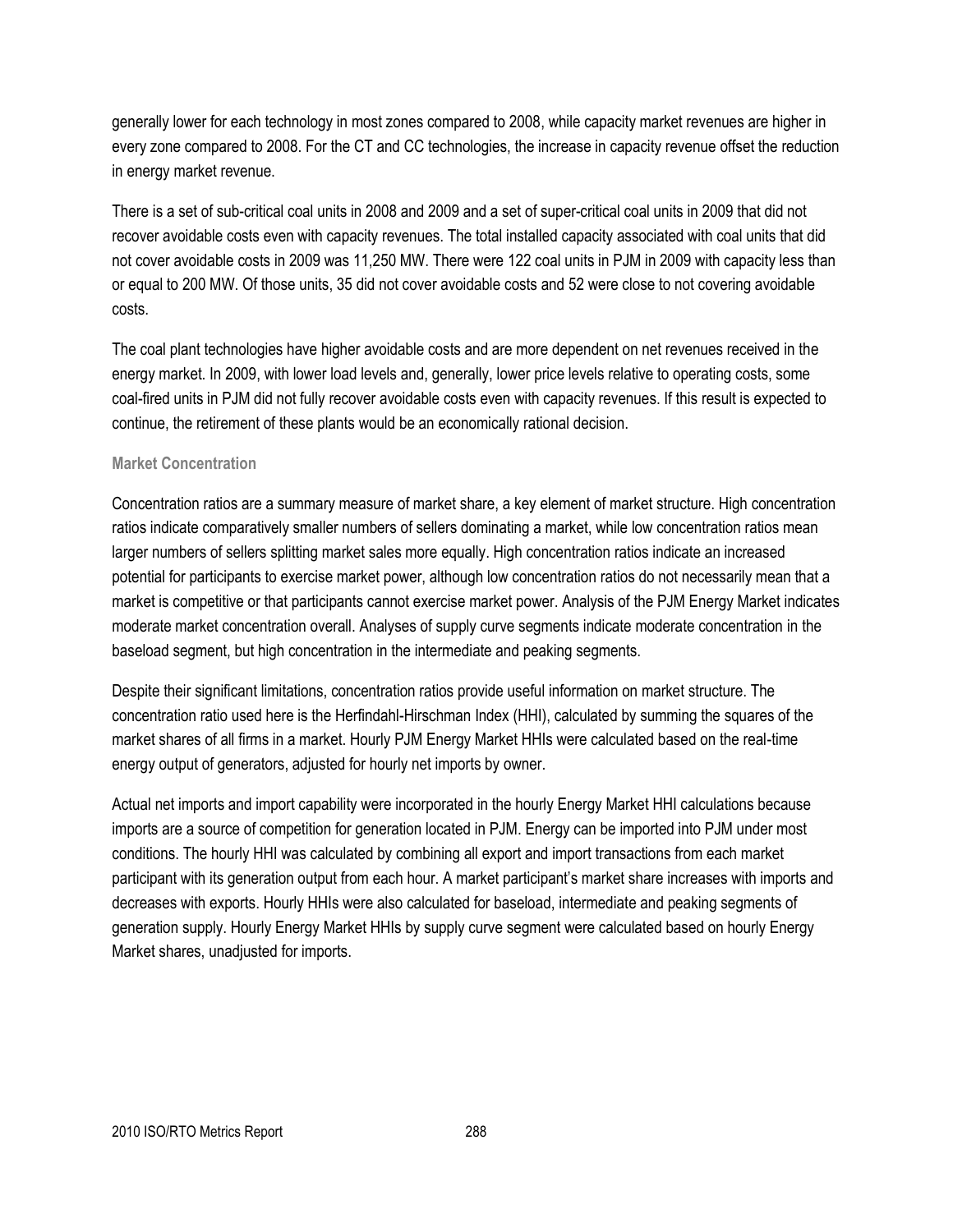generally lower for each technology in most zones compared to 2008, while capacity market revenues are higher in every zone compared to 2008. For the CT and CC technologies, the increase in capacity revenue offset the reduction in energy market revenue.

There is a set of sub-critical coal units in 2008 and 2009 and a set of super-critical coal units in 2009 that did not recover avoidable costs even with capacity revenues. The total installed capacity associated with coal units that did not cover avoidable costs in 2009 was 11,250 MW. There were 122 coal units in PJM in 2009 with capacity less than or equal to 200 MW. Of those units, 35 did not cover avoidable costs and 52 were close to not covering avoidable costs.

The coal plant technologies have higher avoidable costs and are more dependent on net revenues received in the energy market. In 2009, with lower load levels and, generally, lower price levels relative to operating costs, some coal-fired units in PJM did not fully recover avoidable costs even with capacity revenues. If this result is expected to continue, the retirement of these plants would be an economically rational decision.

### Market Concentration

Concentration ratios are a summary measure of market share, a key element of market structure. High concentration ratios indicate comparatively smaller numbers of sellers dominating a market, while low concentration ratios mean larger numbers of sellers splitting market sales more equally. High concentration ratios indicate an increased potential for participants to exercise market power, although low concentration ratios do not necessarily mean that a market is competitive or that participants cannot exercise market power. Analysis of the PJM Energy Market indicates moderate market concentration overall. Analyses of supply curve segments indicate moderate concentration in the baseload segment, but high concentration in the intermediate and peaking segments.

Despite their significant limitations, concentration ratios provide useful information on market structure. The concentration ratio used here is the Herfindahl-Hirschman Index (HHI), calculated by summing the squares of the market shares of all firms in a market. Hourly PJM Energy Market HHIs were calculated based on the real-time energy output of generators, adjusted for hourly net imports by owner.

Actual net imports and import capability were incorporated in the hourly Energy Market HHI calculations because imports are a source of competition for generation located in PJM. Energy can be imported into PJM under most conditions. The hourly HHI was calculated by combining all export and import transactions from each market participant with its generation output from each hour. A market participant's market share increases with imports and decreases with exports. Hourly HHIs were also calculated for baseload, intermediate and peaking segments of generation supply. Hourly Energy Market HHIs by supply curve segment were calculated based on hourly Energy Market shares, unadjusted for imports.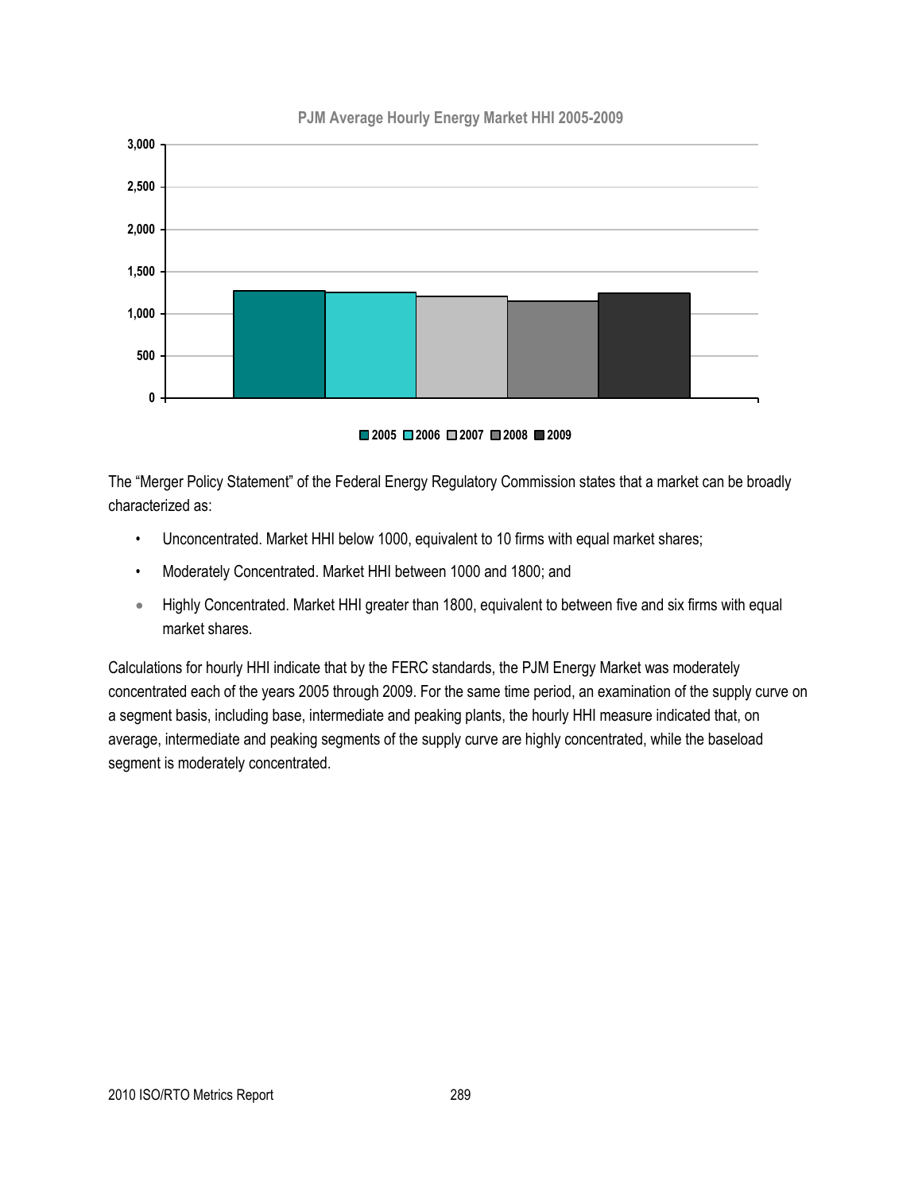PJM Average Hourly Energy Market HHI 2005-2009

The "Merger Policy Statement" of the Federal Energy Regulatory Commission states that a market can be broadly characterized as:

- Unconcentrated. Market HHI below 1000, equivalent to 10 firms with equal market shares;
- Moderately Concentrated. Market HHI between 1000 and 1800; and
- Highly Concentrated. Market HHI greater than 1800, equivalent to between five and six firms with equal market shares.

Calculations for hourly HHI indicate that by the FERC standards, the PJM Energy Market was moderately concentrated each of the years 2005 through 2009. For the same time period, an examination of the supply curve on a segment basis, including base, intermediate and peaking plants, the hourly HHI measure indicated that, on average, intermediate and peaking segments of the supply curve are highly concentrated, while the baseload segment is moderately concentrated.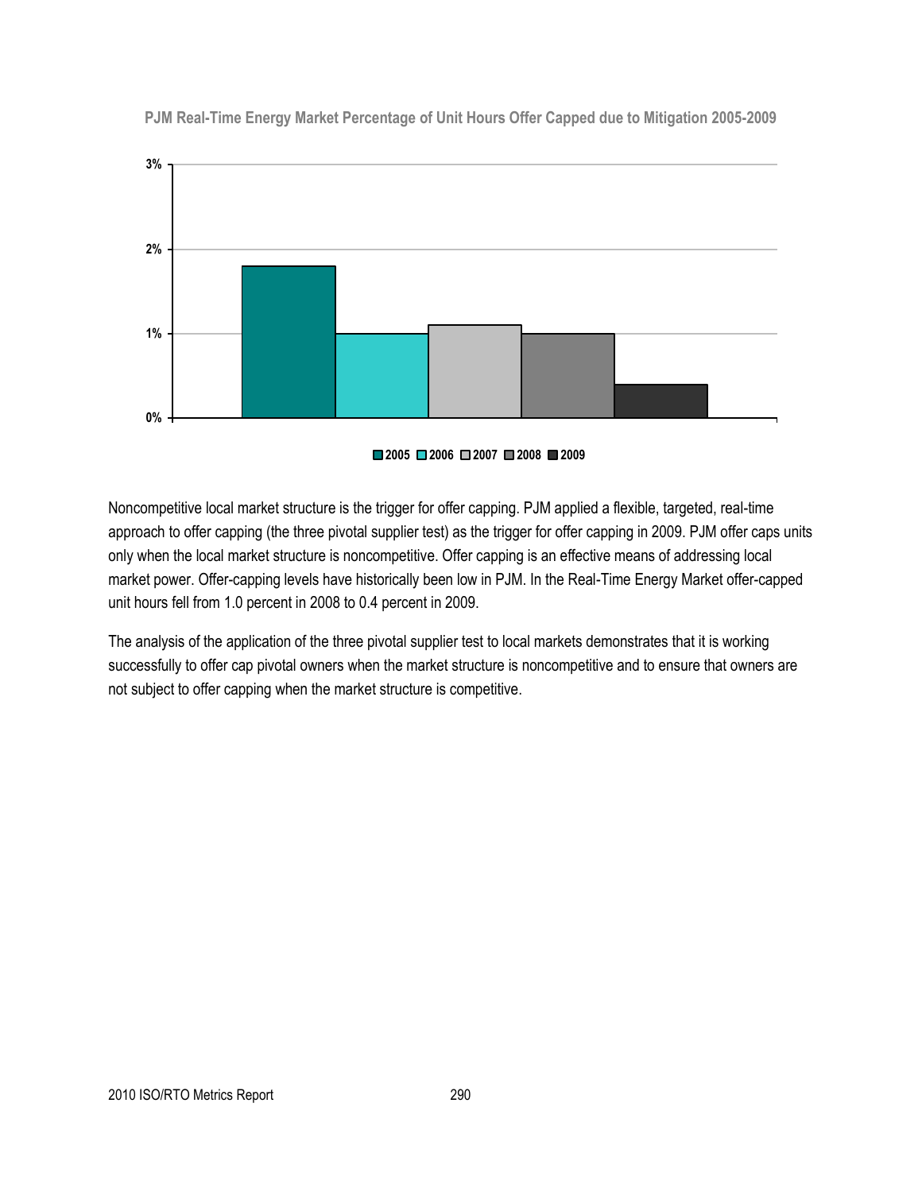**PJM Real-Time Energy Market Percentage of Unit Hours Offer Capped due to Mitigation 2005-2009**

Noncompetitive local market structure is the trigger for offer capping. PJM applied a flexible, targeted, real-time approach to offer capping (the three pivotal supplier test) as the trigger for offer capping in 2009. PJM offer caps units only when the local market structure is noncompetitive. Offer capping is an effective means of addressing local market power. Offer-capping levels have historically been low in PJM. In the Real-Time Energy Market offer-capped unit hours fell from 1.0 percent in 2008 to 0.4 percent in 2009.

The analysis of the application of the three pivotal supplier test to local markets demonstrates that it is working successfully to offer cap pivotal owners when the market structure is noncompetitive and to ensure that owners are not subject to offer capping when the market structure is competitive.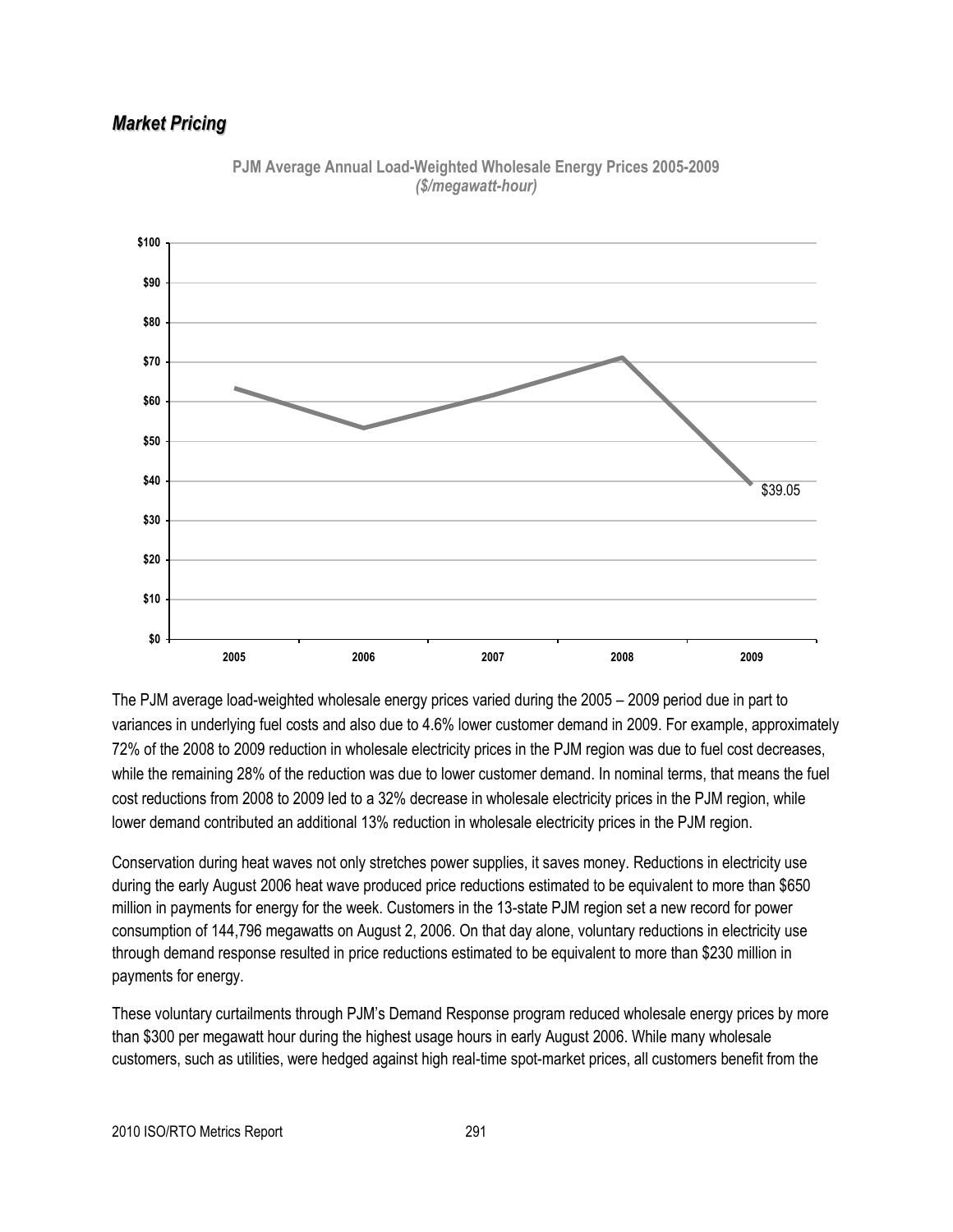## *Market Pricing*

**PJM Average Annual Load-Weighted Wholesale Energy Prices 2005-2009**
***($/megawatt-hour)***

$39.05

The PJM average load-weighted wholesale energy prices varied during the 2005 – 2009 period due in part to variances in underlying fuel costs and also due to 4.6% lower customer demand in 2009. For example, approximately 72% of the 2008 to 2009 reduction in wholesale electricity prices in the PJM region was due to fuel cost decreases, while the remaining 28% of the reduction was due to lower customer demand. In nominal terms, that means the fuel cost reductions from 2008 to 2009 led to a 32% decrease in wholesale electricity prices in the PJM region, while lower demand contributed an additional 13% reduction in wholesale electricity prices in the PJM region.

Conservation during heat waves not only stretches power supplies, it saves money. Reductions in electricity use during the early August 2006 heat wave produced price reductions estimated to be equivalent to more than $650 million in payments for energy for the week. Customers in the 13-state PJM region set a new record for power consumption of 144,796 megawatts on August 2, 2006. On that day alone, voluntary reductions in electricity use through demand response resulted in price reductions estimated to be equivalent to more than $230 million in payments for energy.

These voluntary curtailments through PJM's Demand Response program reduced wholesale energy prices by more than $300 per megawatt hour during the highest usage hours in early August 2006. While many wholesale customers, such as utilities, were hedged against high real-time spot-market prices, all customers benefit from the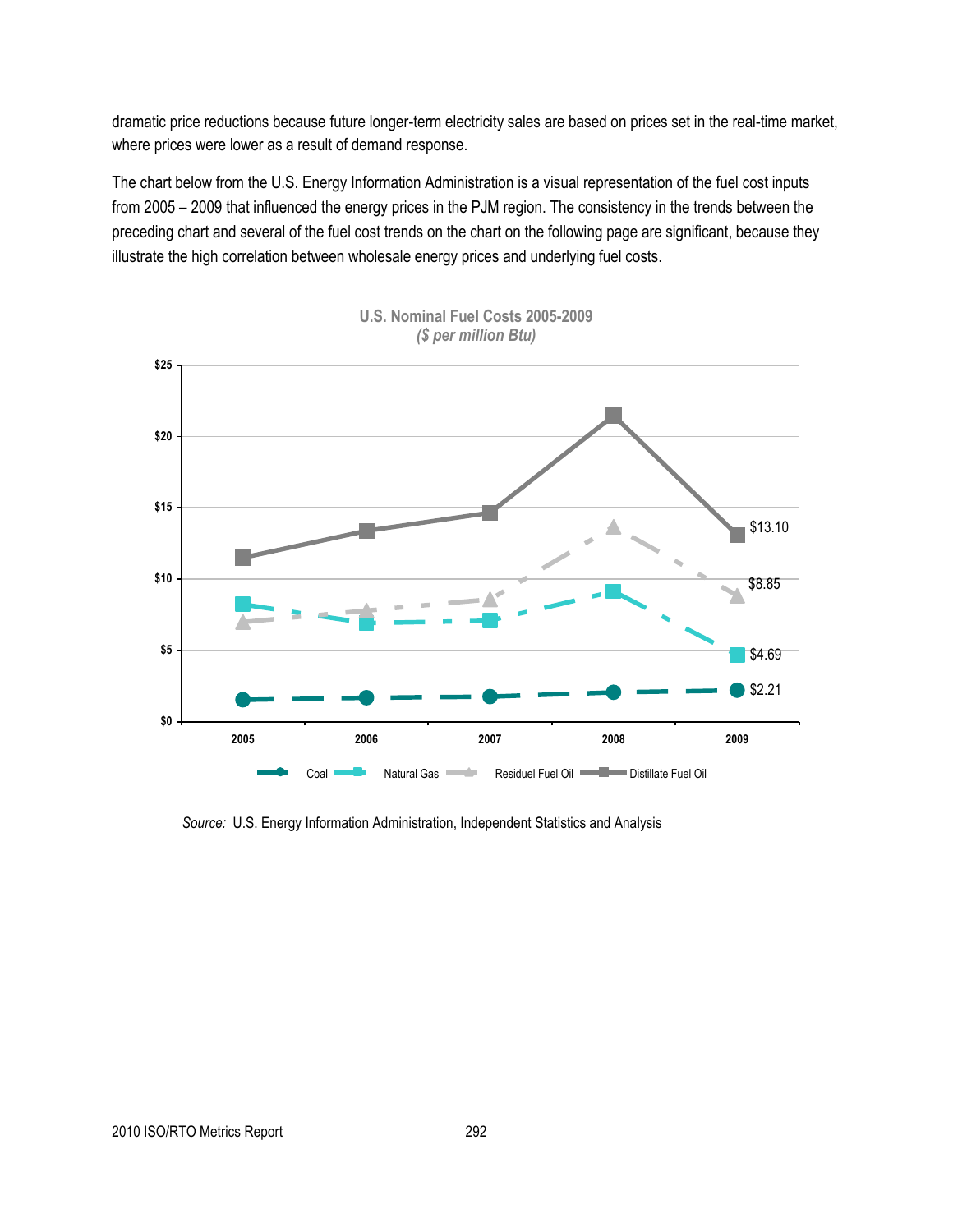dramatic price reductions because future longer-term electricity sales are based on prices set in the real-time market, where prices were lower as a result of demand response.

The chart below from the U.S. Energy Information Administration is a visual representation of the fuel cost inputs from 2005 – 2009 that influenced the energy prices in the PJM region. The consistency in the trends between the preceding chart and several of the fuel cost trends on the chart on the following page are significant, because they illustrate the high correlation between wholesale energy prices and underlying fuel costs.

**U.S. Nominal Fuel Costs 2005-2009**
*($ per million Btu)*

*Source:* U.S. Energy Information Administration, Independent Statistics and Analysis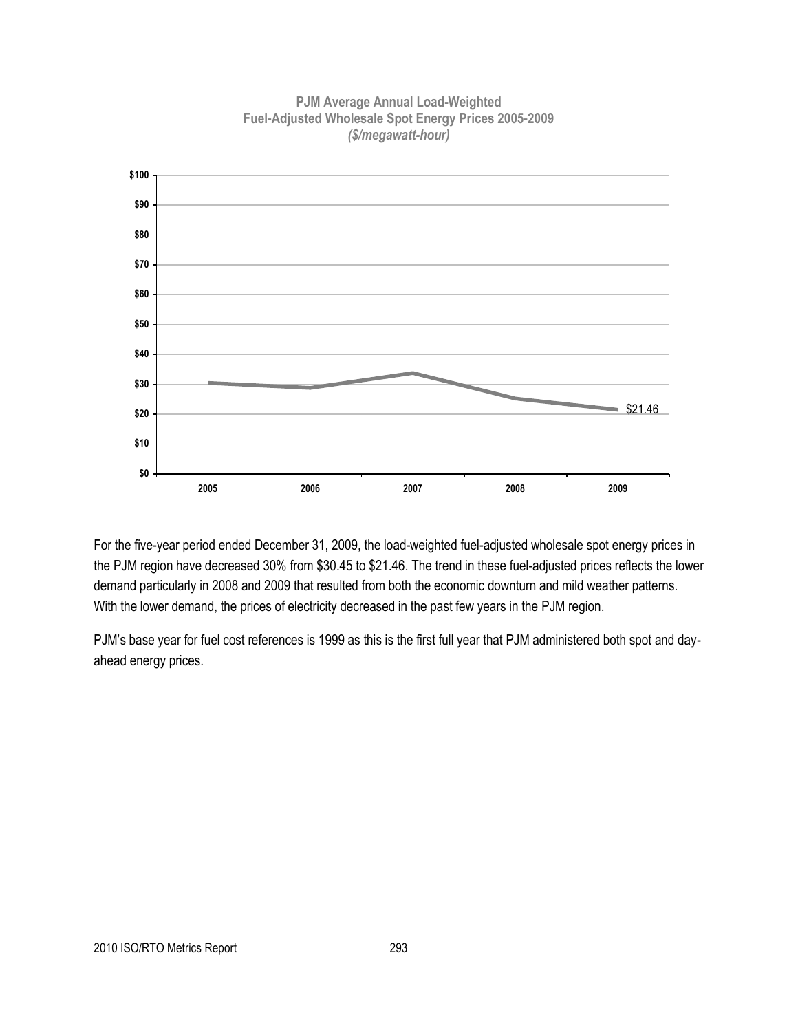**PJM Average Annual Load-Weighted Fuel-Adjusted Wholesale Spot Energy Prices 2005-2009**
***($/megawatt-hour)***

For the five-year period ended December 31, 2009, the load-weighted fuel-adjusted wholesale spot energy prices in the PJM region have decreased 30% from $30.45 to $21.46. The trend in these fuel-adjusted prices reflects the lower demand particularly in 2008 and 2009 that resulted from both the economic downturn and mild weather patterns. With the lower demand, the prices of electricity decreased in the past few years in the PJM region.

PJM's base year for fuel cost references is 1999 as this is the first full year that PJM administered both spot and day-ahead energy prices.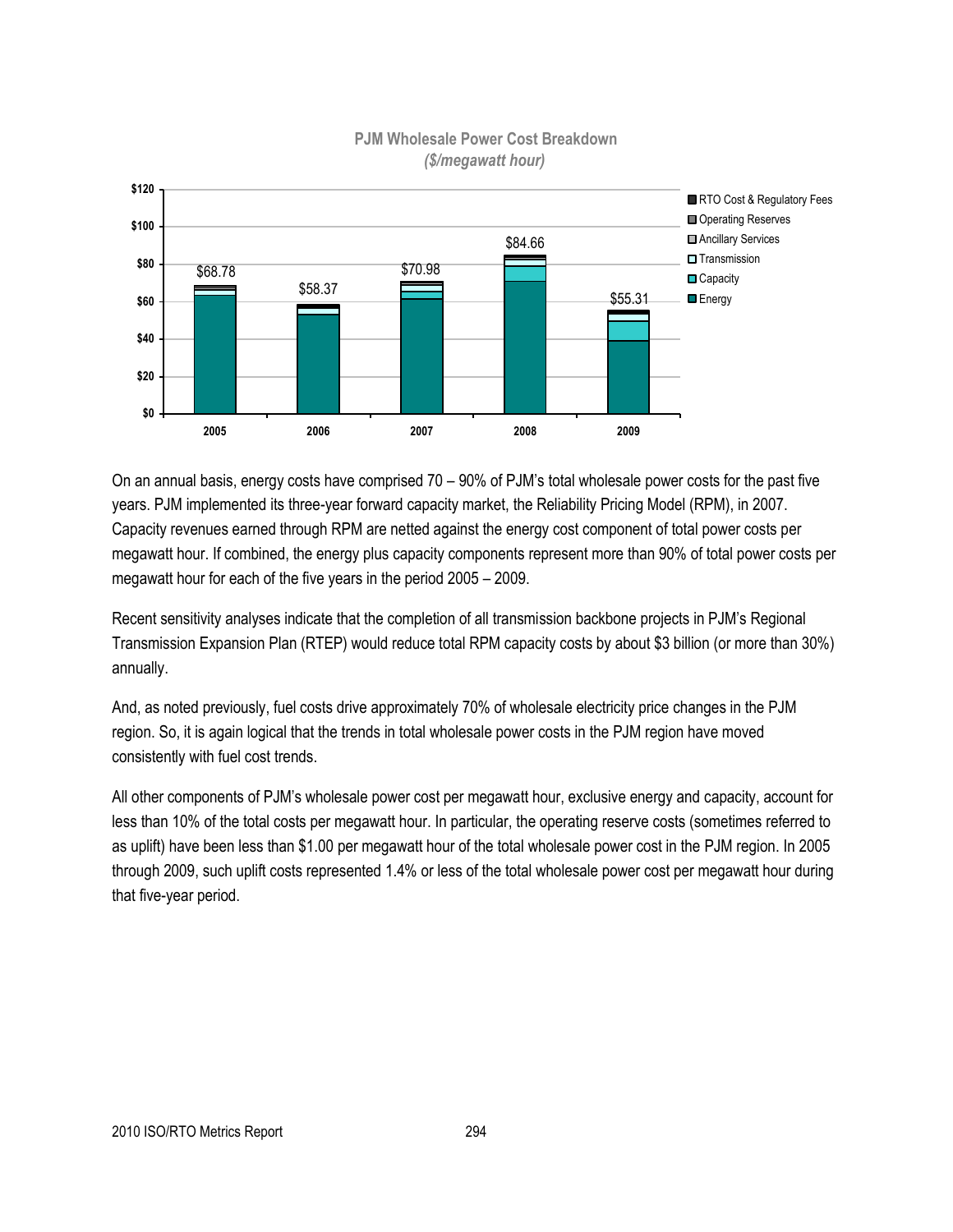**PJM Wholesale Power Cost Breakdown**
***($/megawatt hour)***

| Year | Total ($/MWh) |
|---|---|
| 2005 | $68.78 |
| 2006 | $58.37 |
| 2007 | $70.98 |
| 2008 | $84.66 |
| 2009 | $55.31 |

Legend: RTO Cost & Regulatory Fees; Operating Reserves; Ancillary Services; Transmission; Capacity; Energy

On an annual basis, energy costs have comprised 70 – 90% of PJM's total wholesale power costs for the past five years. PJM implemented its three-year forward capacity market, the Reliability Pricing Model (RPM), in 2007. Capacity revenues earned through RPM are netted against the energy cost component of total power costs per megawatt hour. If combined, the energy plus capacity components represent more than 90% of total power costs per megawatt hour for each of the five years in the period 2005 – 2009.

Recent sensitivity analyses indicate that the completion of all transmission backbone projects in PJM's Regional Transmission Expansion Plan (RTEP) would reduce total RPM capacity costs by about $3 billion (or more than 30%) annually.

And, as noted previously, fuel costs drive approximately 70% of wholesale electricity price changes in the PJM region. So, it is again logical that the trends in total wholesale power costs in the PJM region have moved consistently with fuel cost trends.

All other components of PJM's wholesale power cost per megawatt hour, exclusive energy and capacity, account for less than 10% of the total costs per megawatt hour. In particular, the operating reserve costs (sometimes referred to as uplift) have been less than $1.00 per megawatt hour of the total wholesale power cost in the PJM region. In 2005 through 2009, such uplift costs represented 1.4% or less of the total wholesale power cost per megawatt hour during that five-year period.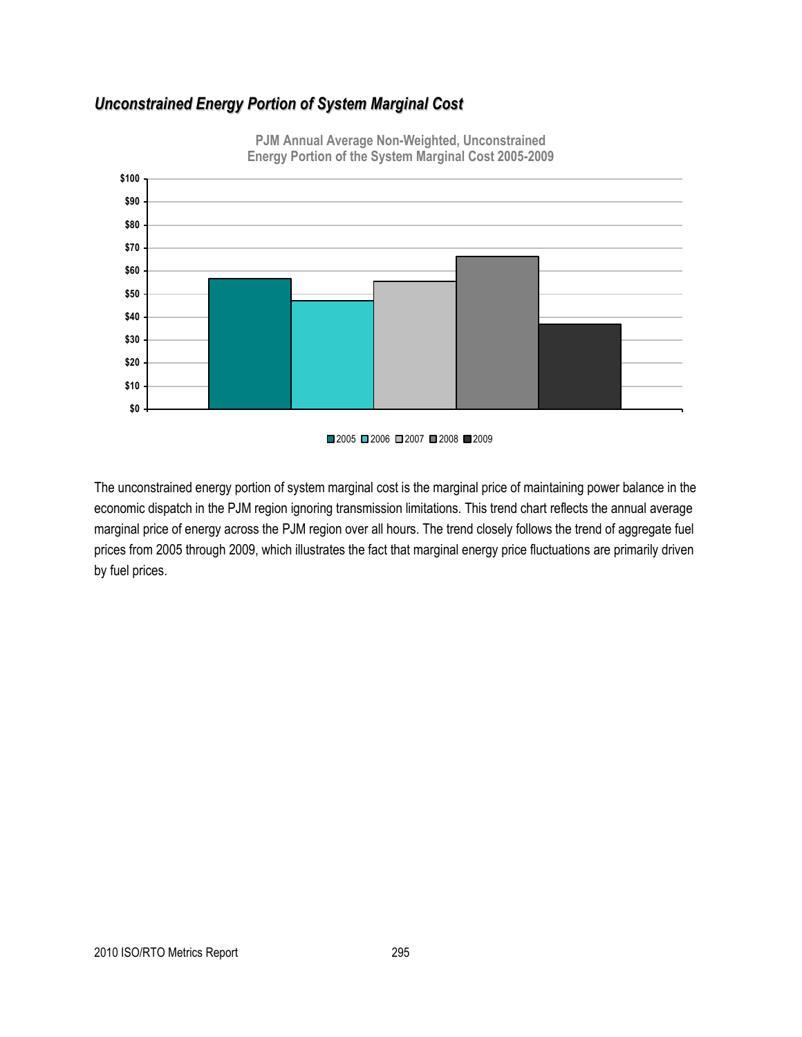## *Unconstrained Energy Portion of System Marginal Cost*

**PJM Annual Average Non-Weighted, Unconstrained Energy Portion of the System Marginal Cost 2005-2009**

The unconstrained energy portion of system marginal cost is the marginal price of maintaining power balance in the economic dispatch in the PJM region ignoring transmission limitations. This trend chart reflects the annual average marginal price of energy across the PJM region over all hours. The trend closely follows the trend of aggregate fuel prices from 2005 through 2009, which illustrates the fact that marginal energy price fluctuations are primarily driven by fuel prices.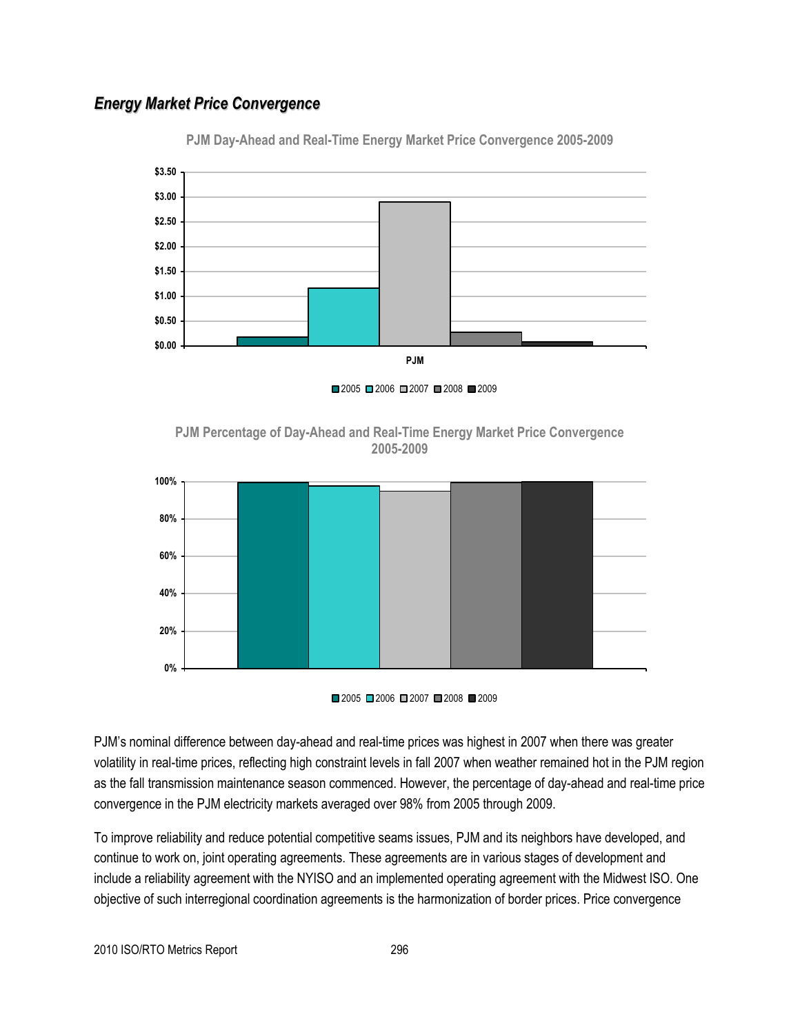## *Energy Market Price Convergence*

PJM Day-Ahead and Real-Time Energy Market Price Convergence 2005-2009

PJM Percentage of Day-Ahead and Real-Time Energy Market Price Convergence 2005-2009

PJM's nominal difference between day-ahead and real-time prices was highest in 2007 when there was greater volatility in real-time prices, reflecting high constraint levels in fall 2007 when weather remained hot in the PJM region as the fall transmission maintenance season commenced. However, the percentage of day-ahead and real-time price convergence in the PJM electricity markets averaged over 98% from 2005 through 2009.

To improve reliability and reduce potential competitive seams issues, PJM and its neighbors have developed, and continue to work on, joint operating agreements. These agreements are in various stages of development and include a reliability agreement with the NYISO and an implemented operating agreement with the Midwest ISO. One objective of such interregional coordination agreements is the harmonization of border prices. Price convergence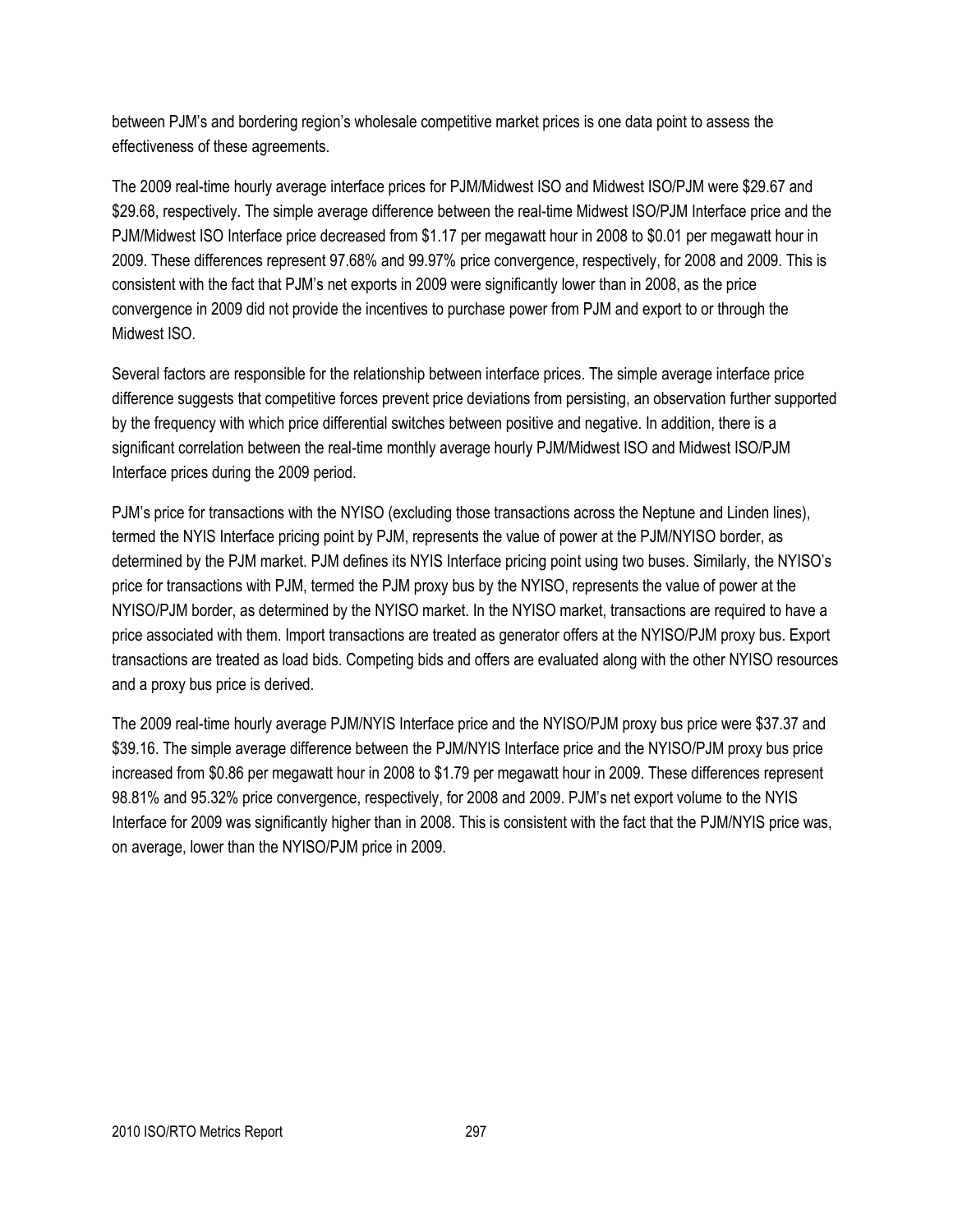between PJM's and bordering region's wholesale competitive market prices is one data point to assess the effectiveness of these agreements.

The 2009 real-time hourly average interface prices for PJM/Midwest ISO and Midwest ISO/PJM were $29.67 and $29.68, respectively. The simple average difference between the real-time Midwest ISO/PJM Interface price and the PJM/Midwest ISO Interface price decreased from $1.17 per megawatt hour in 2008 to $0.01 per megawatt hour in 2009. These differences represent 97.68% and 99.97% price convergence, respectively, for 2008 and 2009. This is consistent with the fact that PJM's net exports in 2009 were significantly lower than in 2008, as the price convergence in 2009 did not provide the incentives to purchase power from PJM and export to or through the Midwest ISO.

Several factors are responsible for the relationship between interface prices. The simple average interface price difference suggests that competitive forces prevent price deviations from persisting, an observation further supported by the frequency with which price differential switches between positive and negative. In addition, there is a significant correlation between the real-time monthly average hourly PJM/Midwest ISO and Midwest ISO/PJM Interface prices during the 2009 period.

PJM's price for transactions with the NYISO (excluding those transactions across the Neptune and Linden lines), termed the NYIS Interface pricing point by PJM, represents the value of power at the PJM/NYISO border, as determined by the PJM market. PJM defines its NYIS Interface pricing point using two buses. Similarly, the NYISO's price for transactions with PJM, termed the PJM proxy bus by the NYISO, represents the value of power at the NYISO/PJM border, as determined by the NYISO market. In the NYISO market, transactions are required to have a price associated with them. Import transactions are treated as generator offers at the NYISO/PJM proxy bus. Export transactions are treated as load bids. Competing bids and offers are evaluated along with the other NYISO resources and a proxy bus price is derived.

The 2009 real-time hourly average PJM/NYIS Interface price and the NYISO/PJM proxy bus price were $37.37 and $39.16. The simple average difference between the PJM/NYIS Interface price and the NYISO/PJM proxy bus price increased from $0.86 per megawatt hour in 2008 to $1.79 per megawatt hour in 2009. These differences represent 98.81% and 95.32% price convergence, respectively, for 2008 and 2009. PJM's net export volume to the NYIS Interface for 2009 was significantly higher than in 2008. This is consistent with the fact that the PJM/NYIS price was, on average, lower than the NYISO/PJM price in 2009.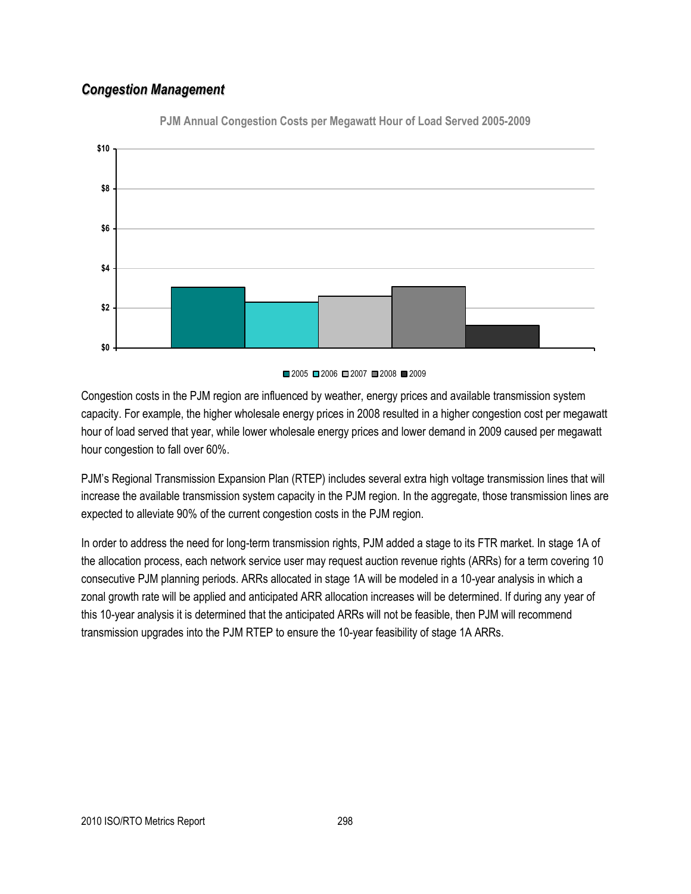## *Congestion Management*

PJM Annual Congestion Costs per Megawatt Hour of Load Served 2005-2009

Congestion costs in the PJM region are influenced by weather, energy prices and available transmission system capacity. For example, the higher wholesale energy prices in 2008 resulted in a higher congestion cost per megawatt hour of load served that year, while lower wholesale energy prices and lower demand in 2009 caused per megawatt hour congestion to fall over 60%.

PJM's Regional Transmission Expansion Plan (RTEP) includes several extra high voltage transmission lines that will increase the available transmission system capacity in the PJM region. In the aggregate, those transmission lines are expected to alleviate 90% of the current congestion costs in the PJM region.

In order to address the need for long-term transmission rights, PJM added a stage to its FTR market. In stage 1A of the allocation process, each network service user may request auction revenue rights (ARRs) for a term covering 10 consecutive PJM planning periods. ARRs allocated in stage 1A will be modeled in a 10-year analysis in which a zonal growth rate will be applied and anticipated ARR allocation increases will be determined. If during any year of this 10-year analysis it is determined that the anticipated ARRs will not be feasible, then PJM will recommend transmission upgrades into the PJM RTEP to ensure the 10-year feasibility of stage 1A ARRs.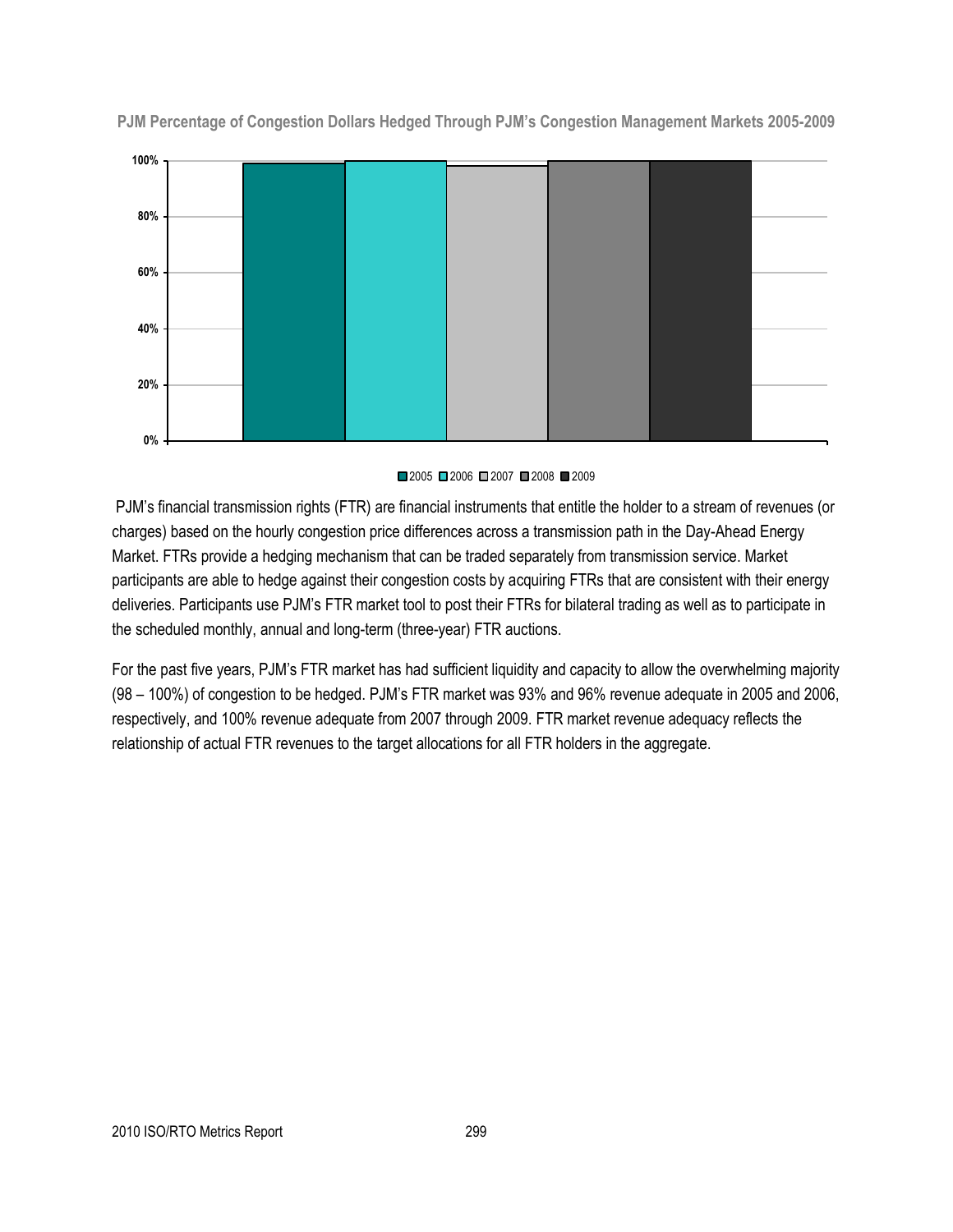**PJM Percentage of Congestion Dollars Hedged Through PJM's Congestion Management Markets 2005-2009**

PJM's financial transmission rights (FTR) are financial instruments that entitle the holder to a stream of revenues (or charges) based on the hourly congestion price differences across a transmission path in the Day-Ahead Energy Market. FTRs provide a hedging mechanism that can be traded separately from transmission service. Market participants are able to hedge against their congestion costs by acquiring FTRs that are consistent with their energy deliveries. Participants use PJM's FTR market tool to post their FTRs for bilateral trading as well as to participate in the scheduled monthly, annual and long-term (three-year) FTR auctions.

For the past five years, PJM's FTR market has had sufficient liquidity and capacity to allow the overwhelming majority (98 – 100%) of congestion to be hedged. PJM's FTR market was 93% and 96% revenue adequate in 2005 and 2006, respectively, and 100% revenue adequate from 2007 through 2009. FTR market revenue adequacy reflects the relationship of actual FTR revenues to the target allocations for all FTR holders in the aggregate.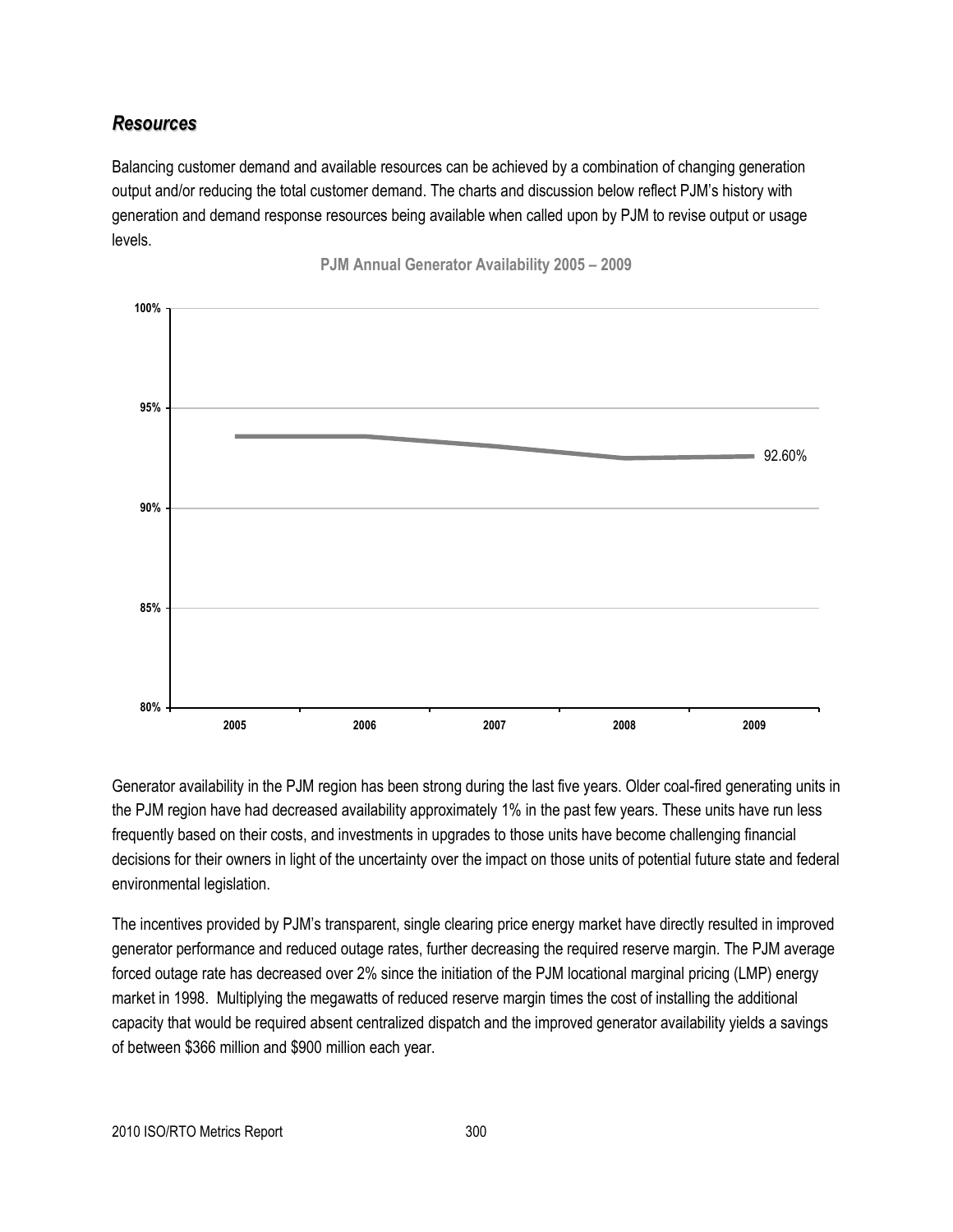## *Resources*

Balancing customer demand and available resources can be achieved by a combination of changing generation output and/or reducing the total customer demand. The charts and discussion below reflect PJM's history with generation and demand response resources being available when called upon by PJM to revise output or usage levels.

**PJM Annual Generator Availability 2005 – 2009**

Generator availability in the PJM region has been strong during the last five years. Older coal-fired generating units in the PJM region have had decreased availability approximately 1% in the past few years. These units have run less frequently based on their costs, and investments in upgrades to those units have become challenging financial decisions for their owners in light of the uncertainty over the impact on those units of potential future state and federal environmental legislation.

The incentives provided by PJM's transparent, single clearing price energy market have directly resulted in improved generator performance and reduced outage rates, further decreasing the required reserve margin. The PJM average forced outage rate has decreased over 2% since the initiation of the PJM locational marginal pricing (LMP) energy market in 1998. Multiplying the megawatts of reduced reserve margin times the cost of installing the additional capacity that would be required absent centralized dispatch and the improved generator availability yields a savings of between $366 million and $900 million each year.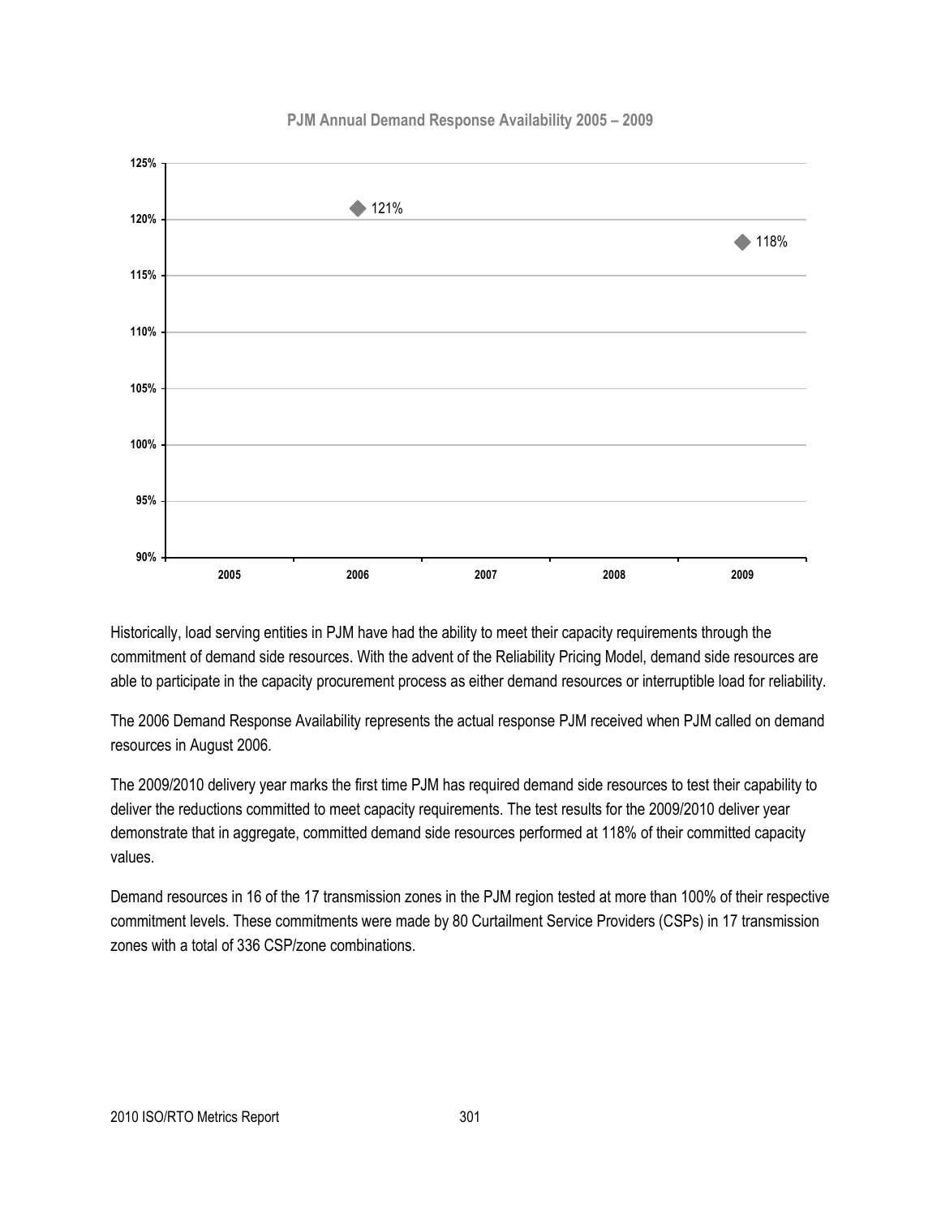**PJM Annual Demand Response Availability 2005 – 2009**

| Year | Availability |
|---|---|
| 2005 | |
| 2006 | 121% |
| 2007 | |
| 2008 | |
| 2009 | 118% |

Historically, load serving entities in PJM have had the ability to meet their capacity requirements through the commitment of demand side resources. With the advent of the Reliability Pricing Model, demand side resources are able to participate in the capacity procurement process as either demand resources or interruptible load for reliability.

The 2006 Demand Response Availability represents the actual response PJM received when PJM called on demand resources in August 2006.

The 2009/2010 delivery year marks the first time PJM has required demand side resources to test their capability to deliver the reductions committed to meet capacity requirements. The test results for the 2009/2010 deliver year demonstrate that in aggregate, committed demand side resources performed at 118% of their committed capacity values.

Demand resources in 16 of the 17 transmission zones in the PJM region tested at more than 100% of their respective commitment levels. These commitments were made by 80 Curtailment Service Providers (CSPs) in 17 transmission zones with a total of 336 CSP/zone combinations.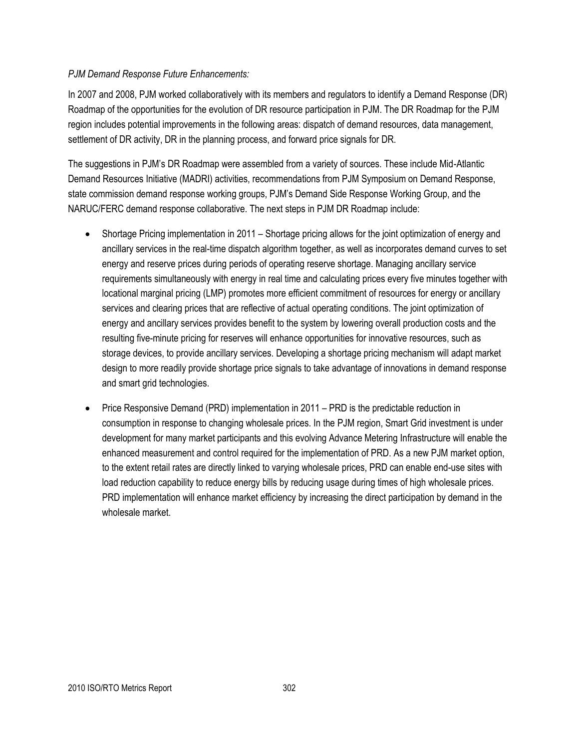*PJM Demand Response Future Enhancements:*

In 2007 and 2008, PJM worked collaboratively with its members and regulators to identify a Demand Response (DR) Roadmap of the opportunities for the evolution of DR resource participation in PJM. The DR Roadmap for the PJM region includes potential improvements in the following areas: dispatch of demand resources, data management, settlement of DR activity, DR in the planning process, and forward price signals for DR.

The suggestions in PJM's DR Roadmap were assembled from a variety of sources. These include Mid-Atlantic Demand Resources Initiative (MADRI) activities, recommendations from PJM Symposium on Demand Response, state commission demand response working groups, PJM's Demand Side Response Working Group, and the NARUC/FERC demand response collaborative. The next steps in PJM DR Roadmap include:

- Shortage Pricing implementation in 2011 – Shortage pricing allows for the joint optimization of energy and ancillary services in the real-time dispatch algorithm together, as well as incorporates demand curves to set energy and reserve prices during periods of operating reserve shortage. Managing ancillary service requirements simultaneously with energy in real time and calculating prices every five minutes together with locational marginal pricing (LMP) promotes more efficient commitment of resources for energy or ancillary services and clearing prices that are reflective of actual operating conditions. The joint optimization of energy and ancillary services provides benefit to the system by lowering overall production costs and the resulting five-minute pricing for reserves will enhance opportunities for innovative resources, such as storage devices, to provide ancillary services. Developing a shortage pricing mechanism will adapt market design to more readily provide shortage price signals to take advantage of innovations in demand response and smart grid technologies.
- Price Responsive Demand (PRD) implementation in 2011 – PRD is the predictable reduction in consumption in response to changing wholesale prices. In the PJM region, Smart Grid investment is under development for many market participants and this evolving Advance Metering Infrastructure will enable the enhanced measurement and control required for the implementation of PRD. As a new PJM market option, to the extent retail rates are directly linked to varying wholesale prices, PRD can enable end-use sites with load reduction capability to reduce energy bills by reducing usage during times of high wholesale prices. PRD implementation will enhance market efficiency by increasing the direct participation by demand in the wholesale market.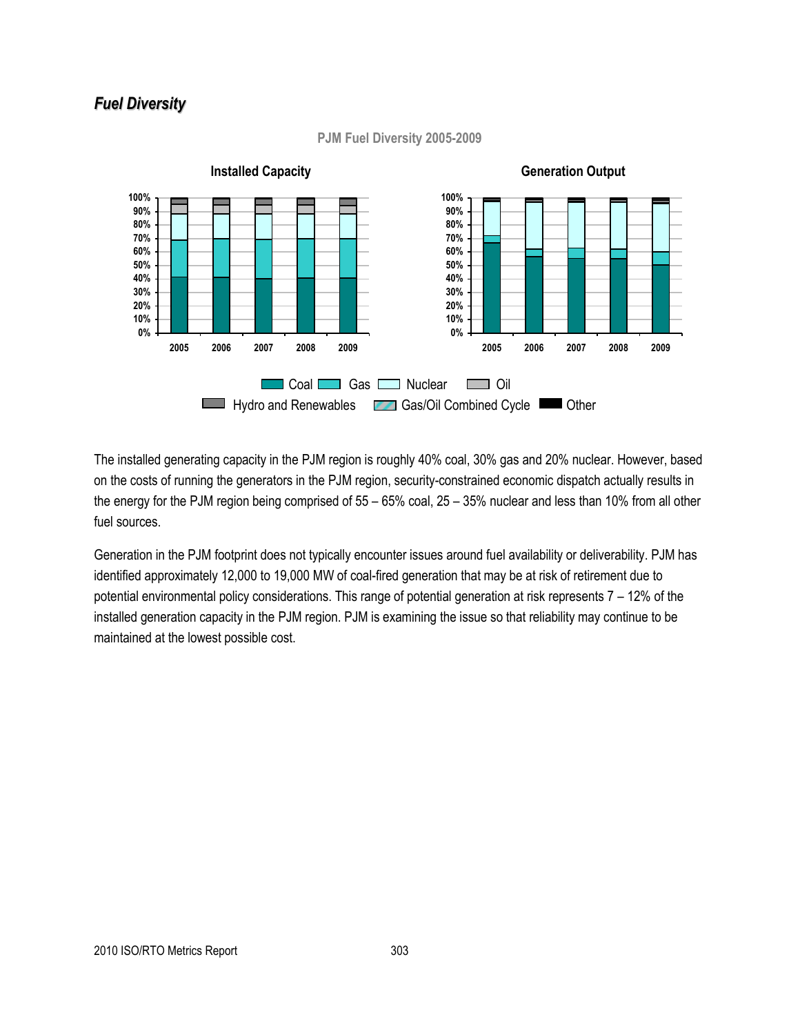## *Fuel Diversity*

PJM Fuel Diversity 2005-2009

The installed generating capacity in the PJM region is roughly 40% coal, 30% gas and 20% nuclear. However, based on the costs of running the generators in the PJM region, security-constrained economic dispatch actually results in the energy for the PJM region being comprised of 55 – 65% coal, 25 – 35% nuclear and less than 10% from all other fuel sources.

Generation in the PJM footprint does not typically encounter issues around fuel availability or deliverability. PJM has identified approximately 12,000 to 19,000 MW of coal-fired generation that may be at risk of retirement due to potential environmental policy considerations. This range of potential generation at risk represents 7 – 12% of the installed generation capacity in the PJM region. PJM is examining the issue so that reliability may continue to be maintained at the lowest possible cost.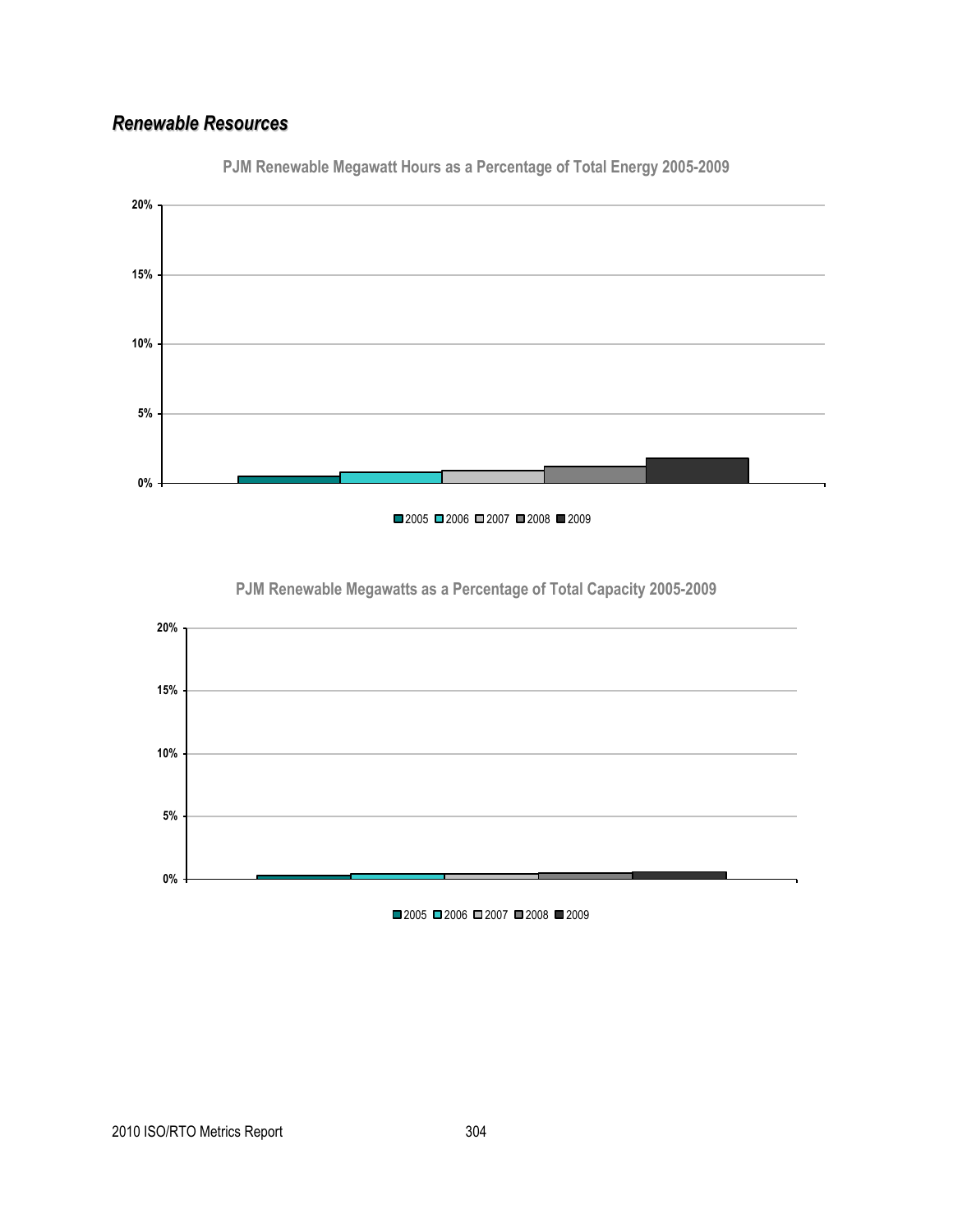## *Renewable Resources*

**PJM Renewable Megawatt Hours as a Percentage of Total Energy 2005-2009**

20%
15%
10%
5%
0%

■2005 ■2006 ■2007 ■2008 ■2009

**PJM Renewable Megawatts as a Percentage of Total Capacity 2005-2009**

20%
15%
10%
5%
0%

■2005 ■2006 ■2007 ■2008 ■2009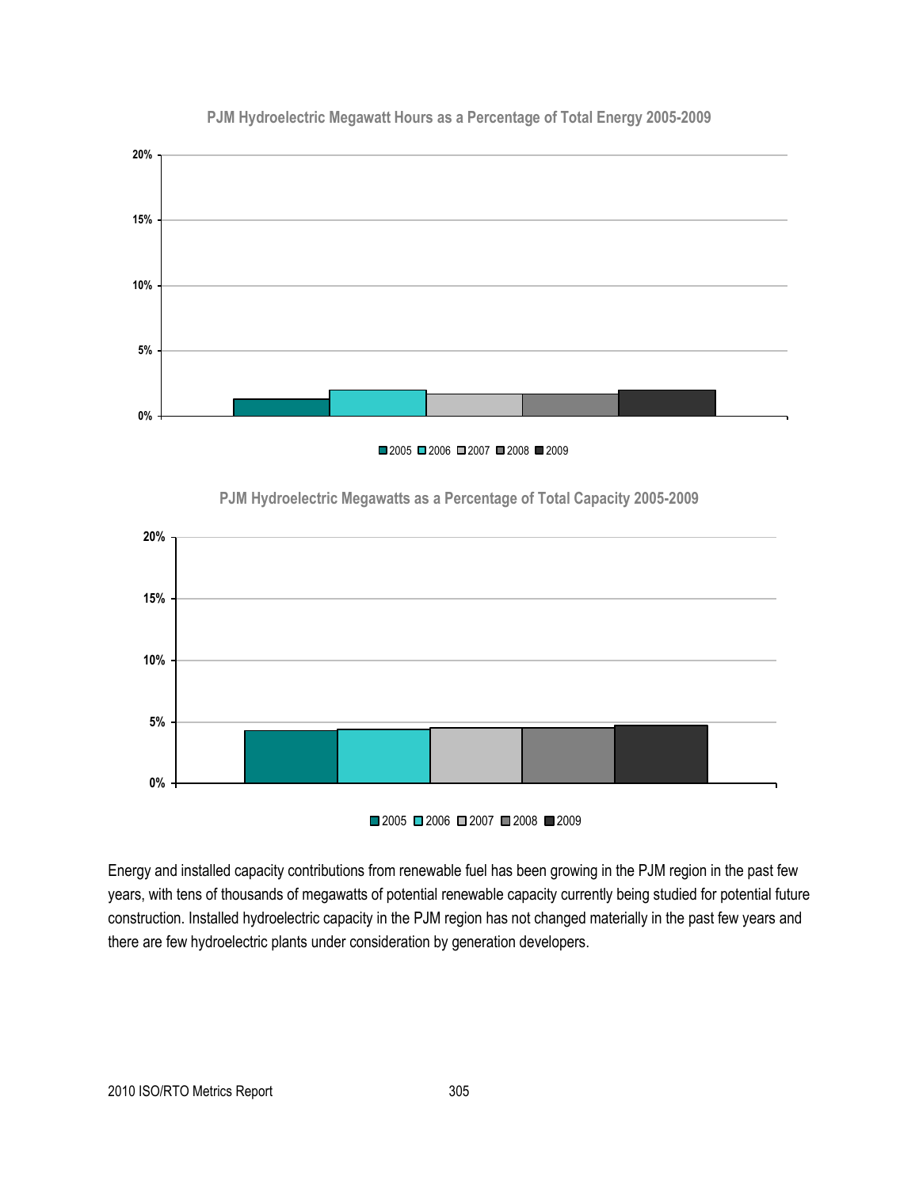**PJM Hydroelectric Megawatt Hours as a Percentage of Total Energy 2005-2009**

**PJM Hydroelectric Megawatts as a Percentage of Total Capacity 2005-2009**

Energy and installed capacity contributions from renewable fuel has been growing in the PJM region in the past few years, with tens of thousands of megawatts of potential renewable capacity currently being studied for potential future construction. Installed hydroelectric capacity in the PJM region has not changed materially in the past few years and there are few hydroelectric plants under consideration by generation developers.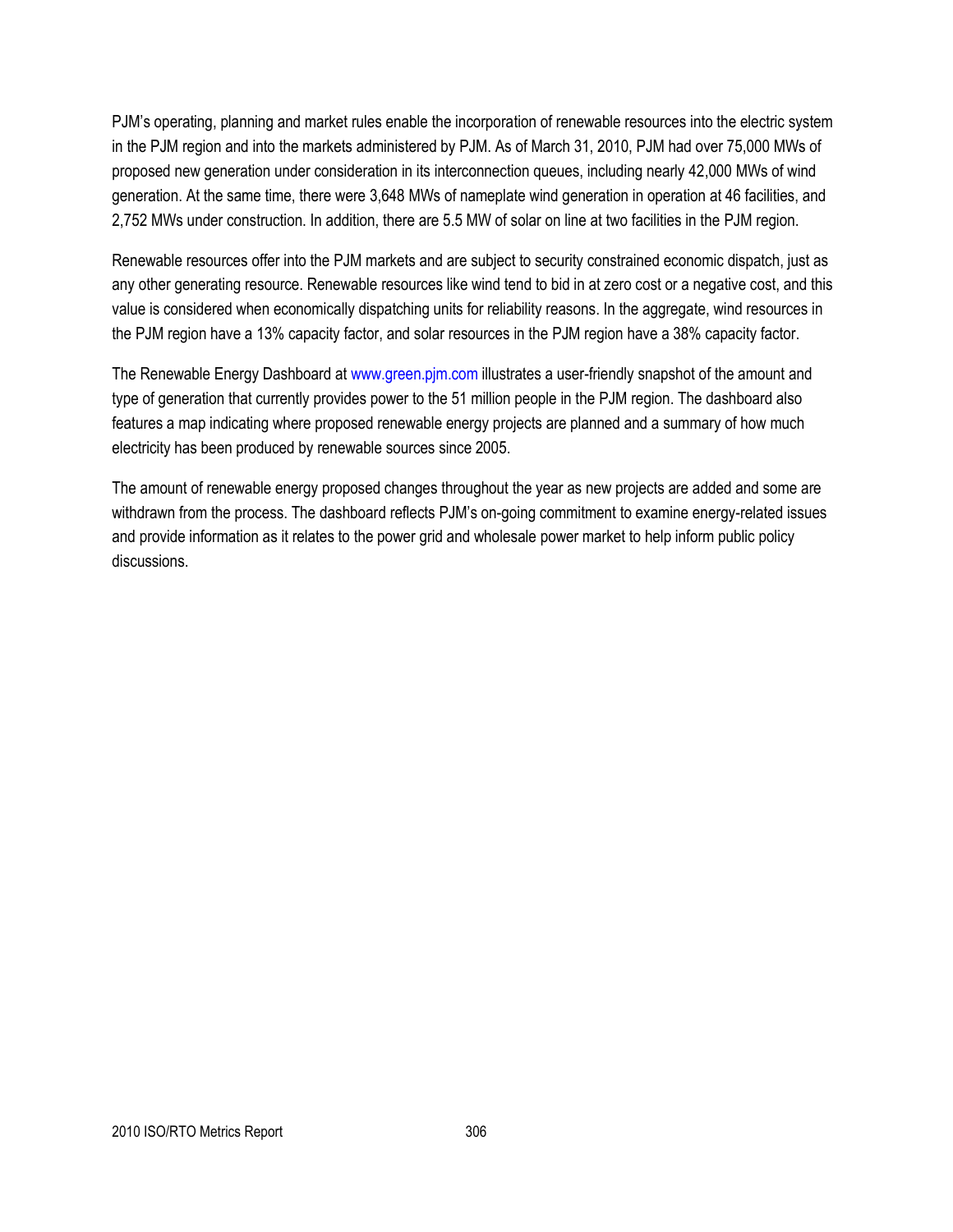PJM's operating, planning and market rules enable the incorporation of renewable resources into the electric system in the PJM region and into the markets administered by PJM. As of March 31, 2010, PJM had over 75,000 MWs of proposed new generation under consideration in its interconnection queues, including nearly 42,000 MWs of wind generation. At the same time, there were 3,648 MWs of nameplate wind generation in operation at 46 facilities, and 2,752 MWs under construction. In addition, there are 5.5 MW of solar on line at two facilities in the PJM region.

Renewable resources offer into the PJM markets and are subject to security constrained economic dispatch, just as any other generating resource. Renewable resources like wind tend to bid in at zero cost or a negative cost, and this value is considered when economically dispatching units for reliability reasons. In the aggregate, wind resources in the PJM region have a 13% capacity factor, and solar resources in the PJM region have a 38% capacity factor.

The Renewable Energy Dashboard at www.green.pjm.com illustrates a user-friendly snapshot of the amount and type of generation that currently provides power to the 51 million people in the PJM region. The dashboard also features a map indicating where proposed renewable energy projects are planned and a summary of how much electricity has been produced by renewable sources since 2005.

The amount of renewable energy proposed changes throughout the year as new projects are added and some are withdrawn from the process. The dashboard reflects PJM's on-going commitment to examine energy-related issues and provide information as it relates to the power grid and wholesale power market to help inform public policy discussions.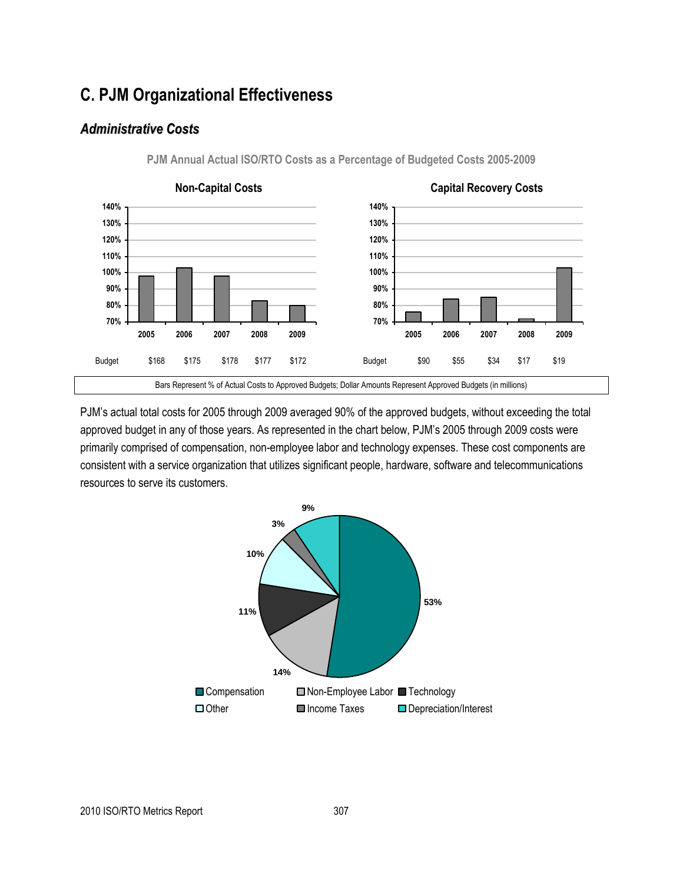# C. PJM Organizational Effectiveness

## *Administrative Costs*

**PJM Annual Actual ISO/RTO Costs as a Percentage of Budgeted Costs 2005-2009**

**Non-Capital Costs**

| | 2005 | 2006 | 2007 | 2008 | 2009 |
|---|---|---|---|---|---|
| Budget | $168 | $175 | $178 | $177 | $172 |

**Capital Recovery Costs**

| | 2005 | 2006 | 2007 | 2008 | 2009 |
|---|---|---|---|---|---|
| Budget | $90 | $55 | $34 | $17 | $19 |

Bars Represent % of Actual Costs to Approved Budgets; Dollar Amounts Represent Approved Budgets (in millions)

PJM's actual total costs for 2005 through 2009 averaged 90% of the approved budgets, without exceeding the total approved budget in any of those years. As represented in the chart below, PJM's 2005 through 2009 costs were primarily comprised of compensation, non-employee labor and technology expenses. These cost components are consistent with a service organization that utilizes significant people, hardware, software and telecommunications resources to serve its customers.

| Category | Share |
|---|---|
| Compensation | 53% |
| Non-Employee Labor | 14% |
| Technology | 11% |
| Other | 10% |
| Income Taxes | 3% |
| Depreciation/Interest | 9% |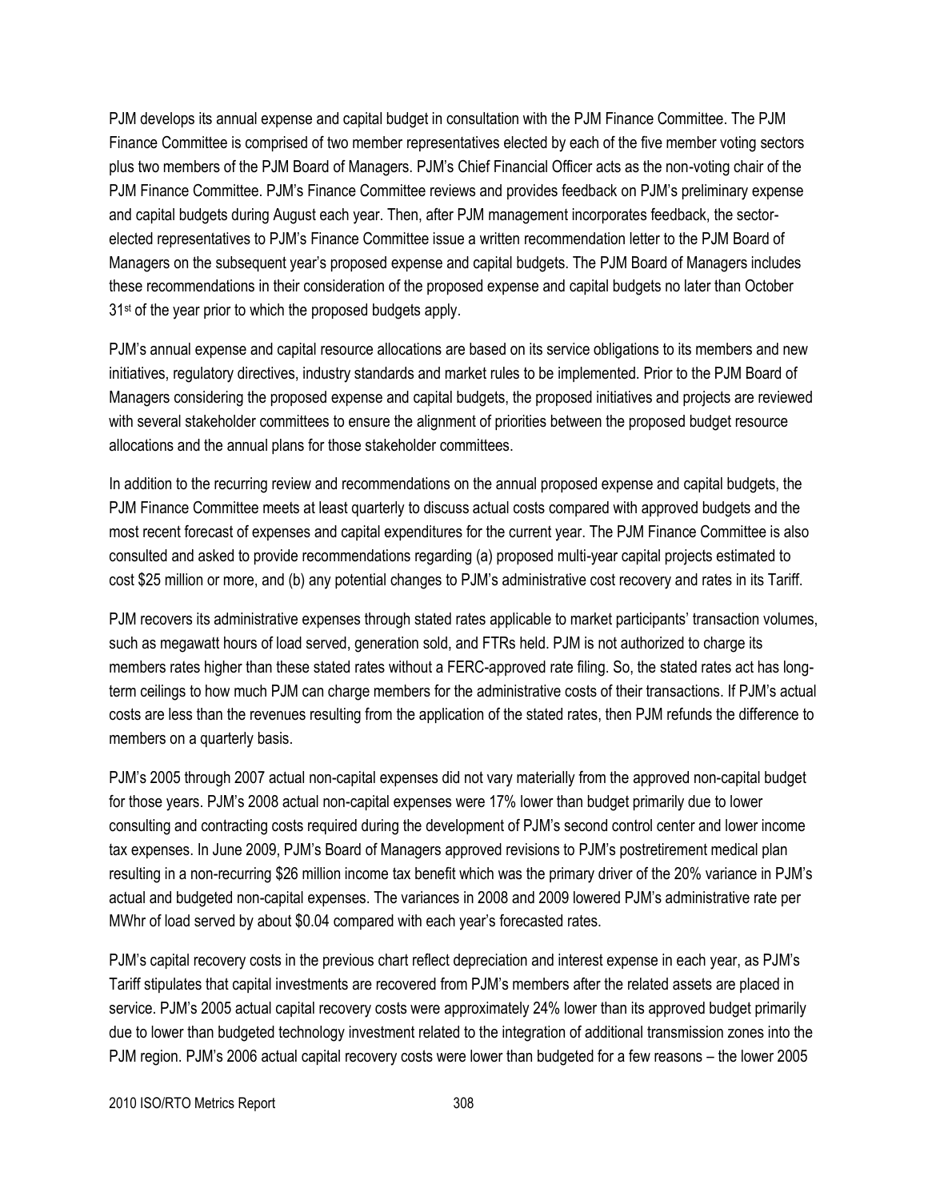PJM develops its annual expense and capital budget in consultation with the PJM Finance Committee. The PJM Finance Committee is comprised of two member representatives elected by each of the five member voting sectors plus two members of the PJM Board of Managers. PJM's Chief Financial Officer acts as the non-voting chair of the PJM Finance Committee. PJM's Finance Committee reviews and provides feedback on PJM's preliminary expense and capital budgets during August each year. Then, after PJM management incorporates feedback, the sector-elected representatives to PJM's Finance Committee issue a written recommendation letter to the PJM Board of Managers on the subsequent year's proposed expense and capital budgets. The PJM Board of Managers includes these recommendations in their consideration of the proposed expense and capital budgets no later than October 31st of the year prior to which the proposed budgets apply.

PJM's annual expense and capital resource allocations are based on its service obligations to its members and new initiatives, regulatory directives, industry standards and market rules to be implemented. Prior to the PJM Board of Managers considering the proposed expense and capital budgets, the proposed initiatives and projects are reviewed with several stakeholder committees to ensure the alignment of priorities between the proposed budget resource allocations and the annual plans for those stakeholder committees.

In addition to the recurring review and recommendations on the annual proposed expense and capital budgets, the PJM Finance Committee meets at least quarterly to discuss actual costs compared with approved budgets and the most recent forecast of expenses and capital expenditures for the current year. The PJM Finance Committee is also consulted and asked to provide recommendations regarding (a) proposed multi-year capital projects estimated to cost $25 million or more, and (b) any potential changes to PJM's administrative cost recovery and rates in its Tariff.

PJM recovers its administrative expenses through stated rates applicable to market participants' transaction volumes, such as megawatt hours of load served, generation sold, and FTRs held. PJM is not authorized to charge its members rates higher than these stated rates without a FERC-approved rate filing. So, the stated rates act has long-term ceilings to how much PJM can charge members for the administrative costs of their transactions. If PJM's actual costs are less than the revenues resulting from the application of the stated rates, then PJM refunds the difference to members on a quarterly basis.

PJM's 2005 through 2007 actual non-capital expenses did not vary materially from the approved non-capital budget for those years. PJM's 2008 actual non-capital expenses were 17% lower than budget primarily due to lower consulting and contracting costs required during the development of PJM's second control center and lower income tax expenses. In June 2009, PJM's Board of Managers approved revisions to PJM's postretirement medical plan resulting in a non-recurring $26 million income tax benefit which was the primary driver of the 20% variance in PJM's actual and budgeted non-capital expenses. The variances in 2008 and 2009 lowered PJM's administrative rate per MWhr of load served by about $0.04 compared with each year's forecasted rates.

PJM's capital recovery costs in the previous chart reflect depreciation and interest expense in each year, as PJM's Tariff stipulates that capital investments are recovered from PJM's members after the related assets are placed in service. PJM's 2005 actual capital recovery costs were approximately 24% lower than its approved budget primarily due to lower than budgeted technology investment related to the integration of additional transmission zones into the PJM region. PJM's 2006 actual capital recovery costs were lower than budgeted for a few reasons – the lower 2005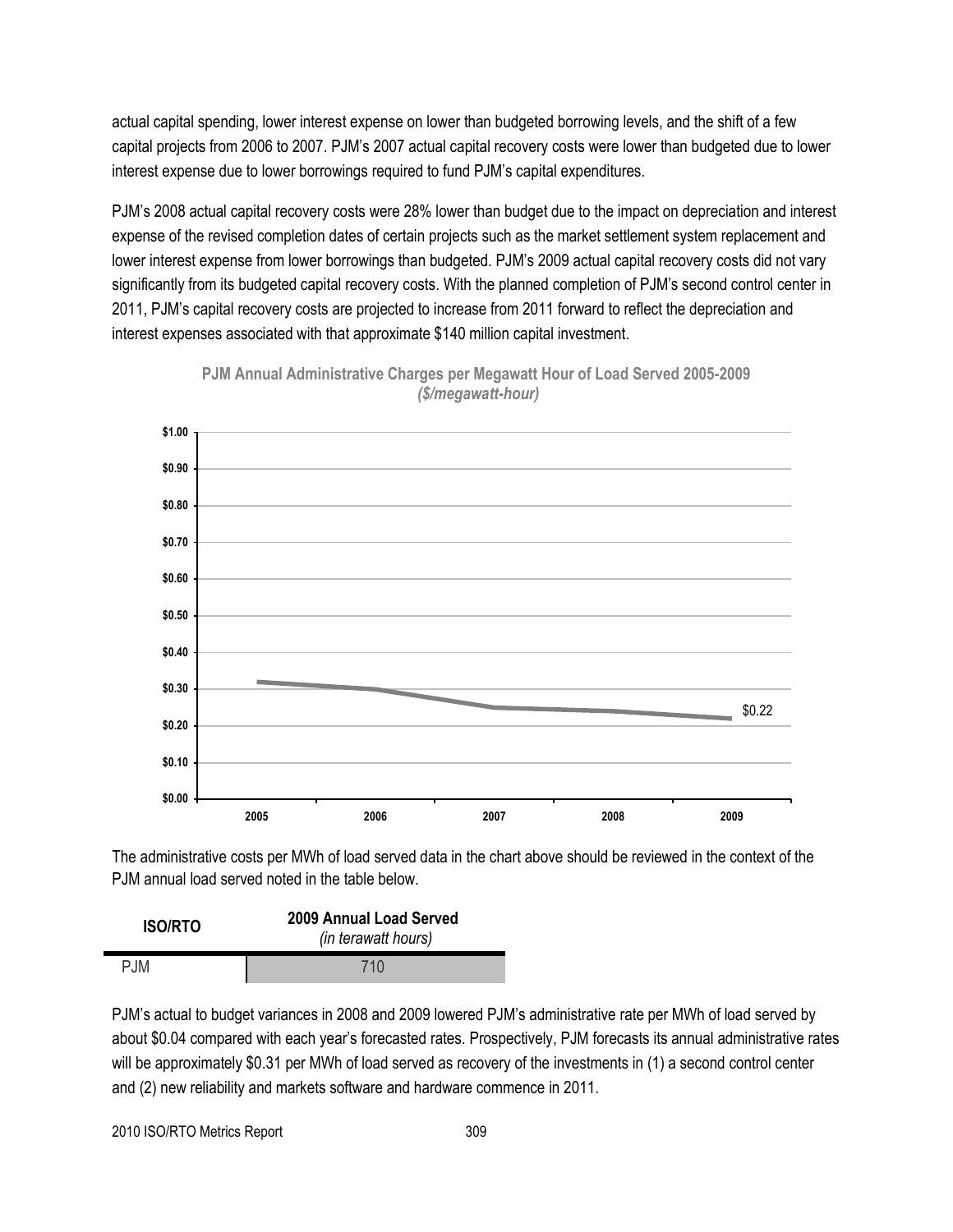actual capital spending, lower interest expense on lower than budgeted borrowing levels, and the shift of a few capital projects from 2006 to 2007. PJM's 2007 actual capital recovery costs were lower than budgeted due to lower interest expense due to lower borrowings required to fund PJM's capital expenditures.

PJM's 2008 actual capital recovery costs were 28% lower than budget due to the impact on depreciation and interest expense of the revised completion dates of certain projects such as the market settlement system replacement and lower interest expense from lower borrowings than budgeted. PJM's 2009 actual capital recovery costs did not vary significantly from its budgeted capital recovery costs. With the planned completion of PJM's second control center in 2011, PJM's capital recovery costs are projected to increase from 2011 forward to reflect the depreciation and interest expenses associated with that approximate $140 million capital investment.

**PJM Annual Administrative Charges per Megawatt Hour of Load Served 2005-2009**
*($/megawatt-hour)*

$0.22

The administrative costs per MWh of load served data in the chart above should be reviewed in the context of the PJM annual load served noted in the table below.

| ISO/RTO | 2009 Annual Load Served *(in terawatt hours)* |
|---|---|
| PJM | 710 |

PJM's actual to budget variances in 2008 and 2009 lowered PJM's administrative rate per MWh of load served by about $0.04 compared with each year's forecasted rates. Prospectively, PJM forecasts its annual administrative rates will be approximately $0.31 per MWh of load served as recovery of the investments in (1) a second control center and (2) new reliability and markets software and hardware commence in 2011.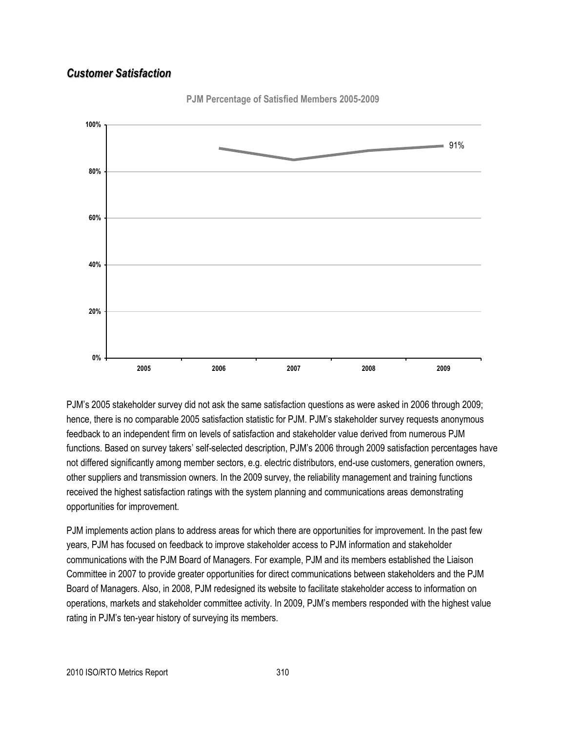### *Customer Satisfaction*

PJM Percentage of Satisfied Members 2005-2009

PJM's 2005 stakeholder survey did not ask the same satisfaction questions as were asked in 2006 through 2009; hence, there is no comparable 2005 satisfaction statistic for PJM. PJM's stakeholder survey requests anonymous feedback to an independent firm on levels of satisfaction and stakeholder value derived from numerous PJM functions. Based on survey takers' self-selected description, PJM's 2006 through 2009 satisfaction percentages have not differed significantly among member sectors, e.g. electric distributors, end-use customers, generation owners, other suppliers and transmission owners. In the 2009 survey, the reliability management and training functions received the highest satisfaction ratings with the system planning and communications areas demonstrating opportunities for improvement.

PJM implements action plans to address areas for which there are opportunities for improvement. In the past few years, PJM has focused on feedback to improve stakeholder access to PJM information and stakeholder communications with the PJM Board of Managers. For example, PJM and its members established the Liaison Committee in 2007 to provide greater opportunities for direct communications between stakeholders and the PJM Board of Managers. Also, in 2008, PJM redesigned its website to facilitate stakeholder access to information on operations, markets and stakeholder committee activity. In 2009, PJM's members responded with the highest value rating in PJM's ten-year history of surveying its members.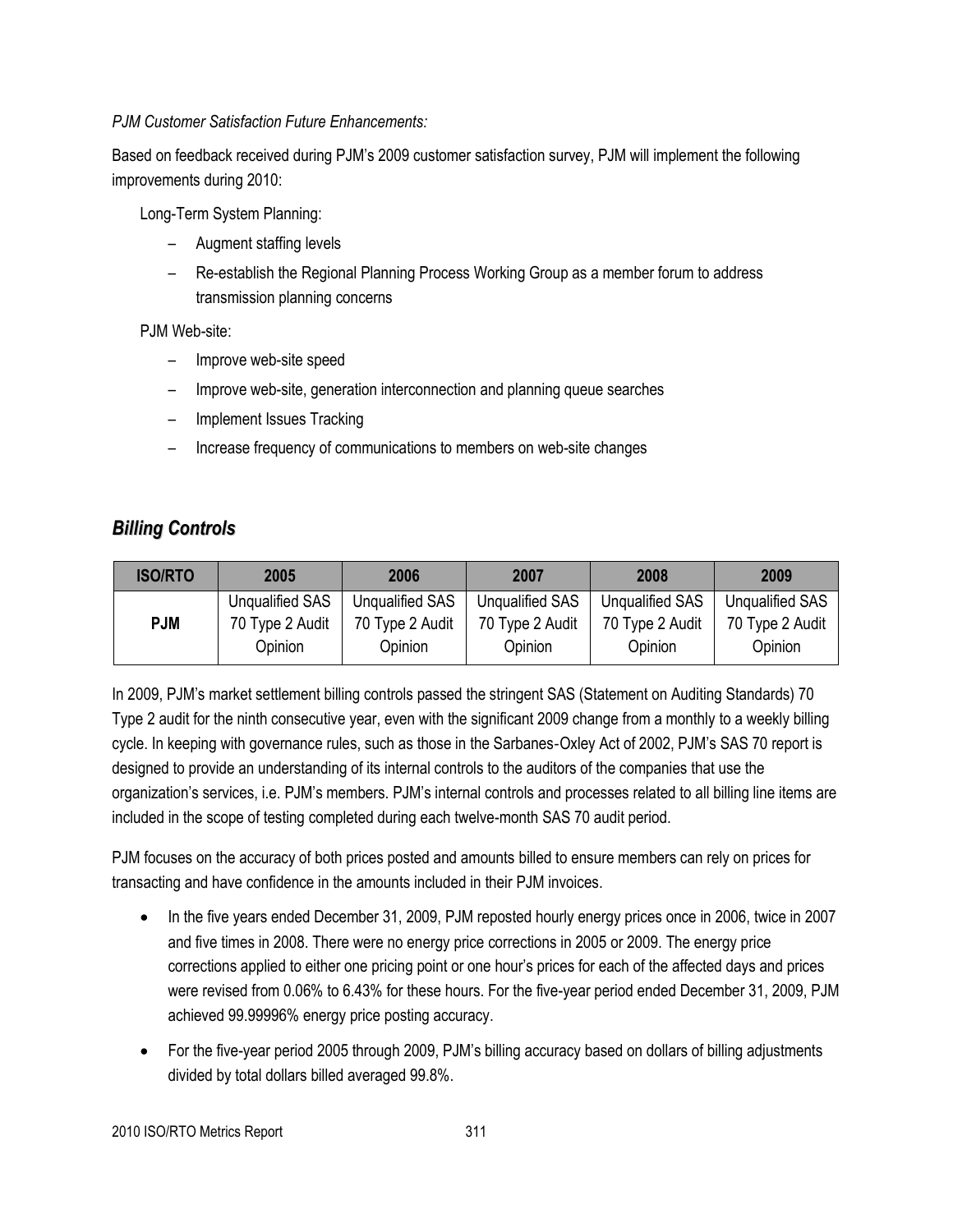*PJM Customer Satisfaction Future Enhancements:*

Based on feedback received during PJM's 2009 customer satisfaction survey, PJM will implement the following improvements during 2010:

Long-Term System Planning:

- Augment staffing levels
- Re-establish the Regional Planning Process Working Group as a member forum to address transmission planning concerns

PJM Web-site:

- Improve web-site speed
- Improve web-site, generation interconnection and planning queue searches
- Implement Issues Tracking
- Increase frequency of communications to members on web-site changes

## *Billing Controls*

| ISO/RTO | 2005 | 2006 | 2007 | 2008 | 2009 |
|---|---|---|---|---|---|
| **PJM** | Unqualified SAS 70 Type 2 Audit Opinion | Unqualified SAS 70 Type 2 Audit Opinion | Unqualified SAS 70 Type 2 Audit Opinion | Unqualified SAS 70 Type 2 Audit Opinion | Unqualified SAS 70 Type 2 Audit Opinion |

In 2009, PJM's market settlement billing controls passed the stringent SAS (Statement on Auditing Standards) 70 Type 2 audit for the ninth consecutive year, even with the significant 2009 change from a monthly to a weekly billing cycle. In keeping with governance rules, such as those in the Sarbanes-Oxley Act of 2002, PJM's SAS 70 report is designed to provide an understanding of its internal controls to the auditors of the companies that use the organization's services, i.e. PJM's members. PJM's internal controls and processes related to all billing line items are included in the scope of testing completed during each twelve-month SAS 70 audit period.

PJM focuses on the accuracy of both prices posted and amounts billed to ensure members can rely on prices for transacting and have confidence in the amounts included in their PJM invoices.

- In the five years ended December 31, 2009, PJM reposted hourly energy prices once in 2006, twice in 2007 and five times in 2008. There were no energy price corrections in 2005 or 2009. The energy price corrections applied to either one pricing point or one hour's prices for each of the affected days and prices were revised from 0.06% to 6.43% for these hours. For the five-year period ended December 31, 2009, PJM achieved 99.99996% energy price posting accuracy.
- For the five-year period 2005 through 2009, PJM's billing accuracy based on dollars of billing adjustments divided by total dollars billed averaged 99.8%.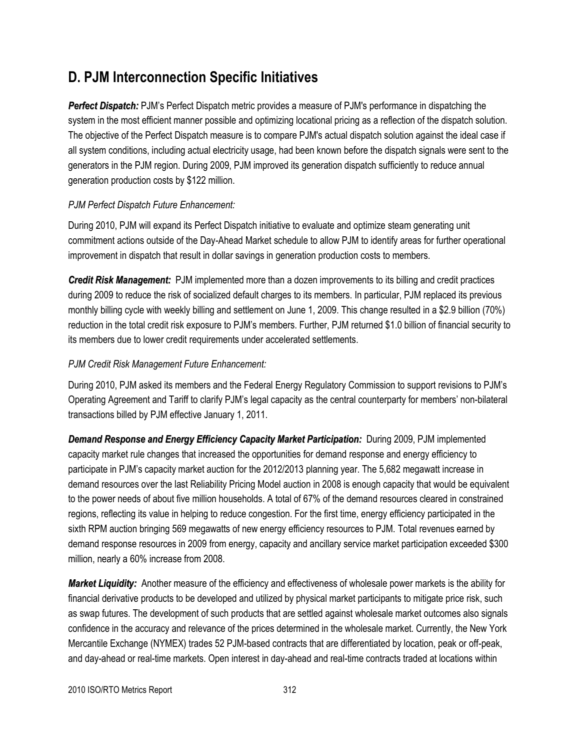## D. PJM Interconnection Specific Initiatives

***Perfect Dispatch:*** PJM's Perfect Dispatch metric provides a measure of PJM's performance in dispatching the system in the most efficient manner possible and optimizing locational pricing as a reflection of the dispatch solution. The objective of the Perfect Dispatch measure is to compare PJM's actual dispatch solution against the ideal case if all system conditions, including actual electricity usage, had been known before the dispatch signals were sent to the generators in the PJM region. During 2009, PJM improved its generation dispatch sufficiently to reduce annual generation production costs by $122 million.

*PJM Perfect Dispatch Future Enhancement:*

During 2010, PJM will expand its Perfect Dispatch initiative to evaluate and optimize steam generating unit commitment actions outside of the Day-Ahead Market schedule to allow PJM to identify areas for further operational improvement in dispatch that result in dollar savings in generation production costs to members.

***Credit Risk Management:*** PJM implemented more than a dozen improvements to its billing and credit practices during 2009 to reduce the risk of socialized default charges to its members. In particular, PJM replaced its previous monthly billing cycle with weekly billing and settlement on June 1, 2009. This change resulted in a $2.9 billion (70%) reduction in the total credit risk exposure to PJM's members. Further, PJM returned $1.0 billion of financial security to its members due to lower credit requirements under accelerated settlements.

*PJM Credit Risk Management Future Enhancement:*

During 2010, PJM asked its members and the Federal Energy Regulatory Commission to support revisions to PJM's Operating Agreement and Tariff to clarify PJM's legal capacity as the central counterparty for members' non-bilateral transactions billed by PJM effective January 1, 2011.

***Demand Response and Energy Efficiency Capacity Market Participation:*** During 2009, PJM implemented capacity market rule changes that increased the opportunities for demand response and energy efficiency to participate in PJM's capacity market auction for the 2012/2013 planning year. The 5,682 megawatt increase in demand resources over the last Reliability Pricing Model auction in 2008 is enough capacity that would be equivalent to the power needs of about five million households. A total of 67% of the demand resources cleared in constrained regions, reflecting its value in helping to reduce congestion. For the first time, energy efficiency participated in the sixth RPM auction bringing 569 megawatts of new energy efficiency resources to PJM. Total revenues earned by demand response resources in 2009 from energy, capacity and ancillary service market participation exceeded $300 million, nearly a 60% increase from 2008.

***Market Liquidity:*** Another measure of the efficiency and effectiveness of wholesale power markets is the ability for financial derivative products to be developed and utilized by physical market participants to mitigate price risk, such as swap futures. The development of such products that are settled against wholesale market outcomes also signals confidence in the accuracy and relevance of the prices determined in the wholesale market. Currently, the New York Mercantile Exchange (NYMEX) trades 52 PJM-based contracts that are differentiated by location, peak or off-peak, and day-ahead or real-time markets. Open interest in day-ahead and real-time contracts traded at locations within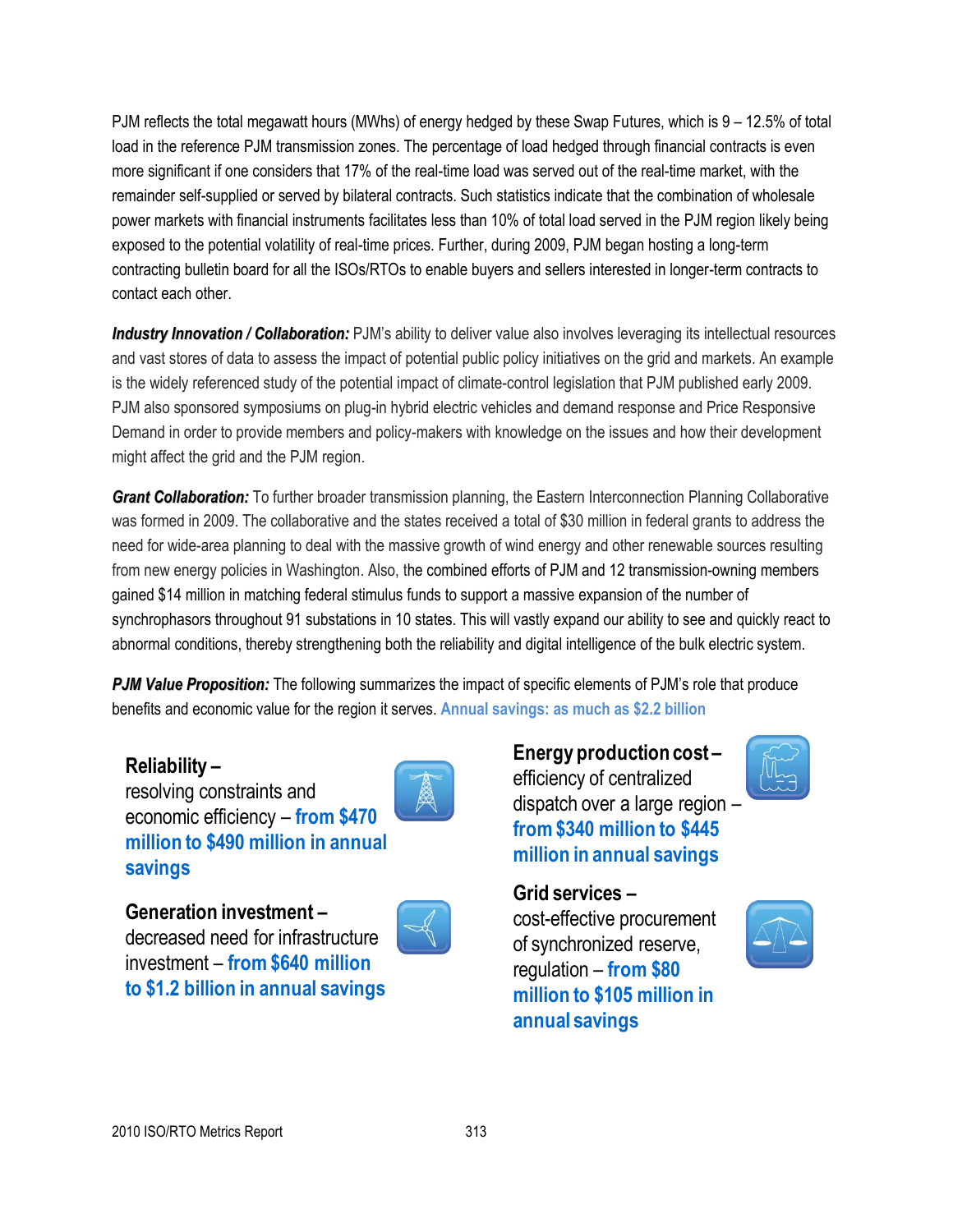PJM reflects the total megawatt hours (MWhs) of energy hedged by these Swap Futures, which is 9 – 12.5% of total load in the reference PJM transmission zones. The percentage of load hedged through financial contracts is even more significant if one considers that 17% of the real-time load was served out of the real-time market, with the remainder self-supplied or served by bilateral contracts. Such statistics indicate that the combination of wholesale power markets with financial instruments facilitates less than 10% of total load served in the PJM region likely being exposed to the potential volatility of real-time prices. Further, during 2009, PJM began hosting a long-term contracting bulletin board for all the ISOs/RTOs to enable buyers and sellers interested in longer-term contracts to contact each other.

***Industry Innovation / Collaboration:*** PJM's ability to deliver value also involves leveraging its intellectual resources and vast stores of data to assess the impact of potential public policy initiatives on the grid and markets. An example is the widely referenced study of the potential impact of climate-control legislation that PJM published early 2009. PJM also sponsored symposiums on plug-in hybrid electric vehicles and demand response and Price Responsive Demand in order to provide members and policy-makers with knowledge on the issues and how their development might affect the grid and the PJM region.

***Grant Collaboration:*** To further broader transmission planning, the Eastern Interconnection Planning Collaborative was formed in 2009. The collaborative and the states received a total of $30 million in federal grants to address the need for wide-area planning to deal with the massive growth of wind energy and other renewable sources resulting from new energy policies in Washington. Also, the combined efforts of PJM and 12 transmission-owning members gained $14 million in matching federal stimulus funds to support a massive expansion of the number of synchrophasors throughout 91 substations in 10 states. This will vastly expand our ability to see and quickly react to abnormal conditions, thereby strengthening both the reliability and digital intelligence of the bulk electric system.

***PJM Value Proposition:*** The following summarizes the impact of specific elements of PJM's role that produce benefits and economic value for the region it serves. **Annual savings: as much as $2.2 billion**

**Reliability –** resolving constraints and economic efficiency – **from $470 million to $490 million in annual savings**

**Generation investment –** decreased need for infrastructure investment – **from $640 million to $1.2 billion in annual savings**

**Energy production cost –** efficiency of centralized dispatch over a large region – **from $340 million to $445 million in annual savings**

**Grid services –** cost-effective procurement of synchronized reserve, regulation – **from $80 million to $105 million in annual savings**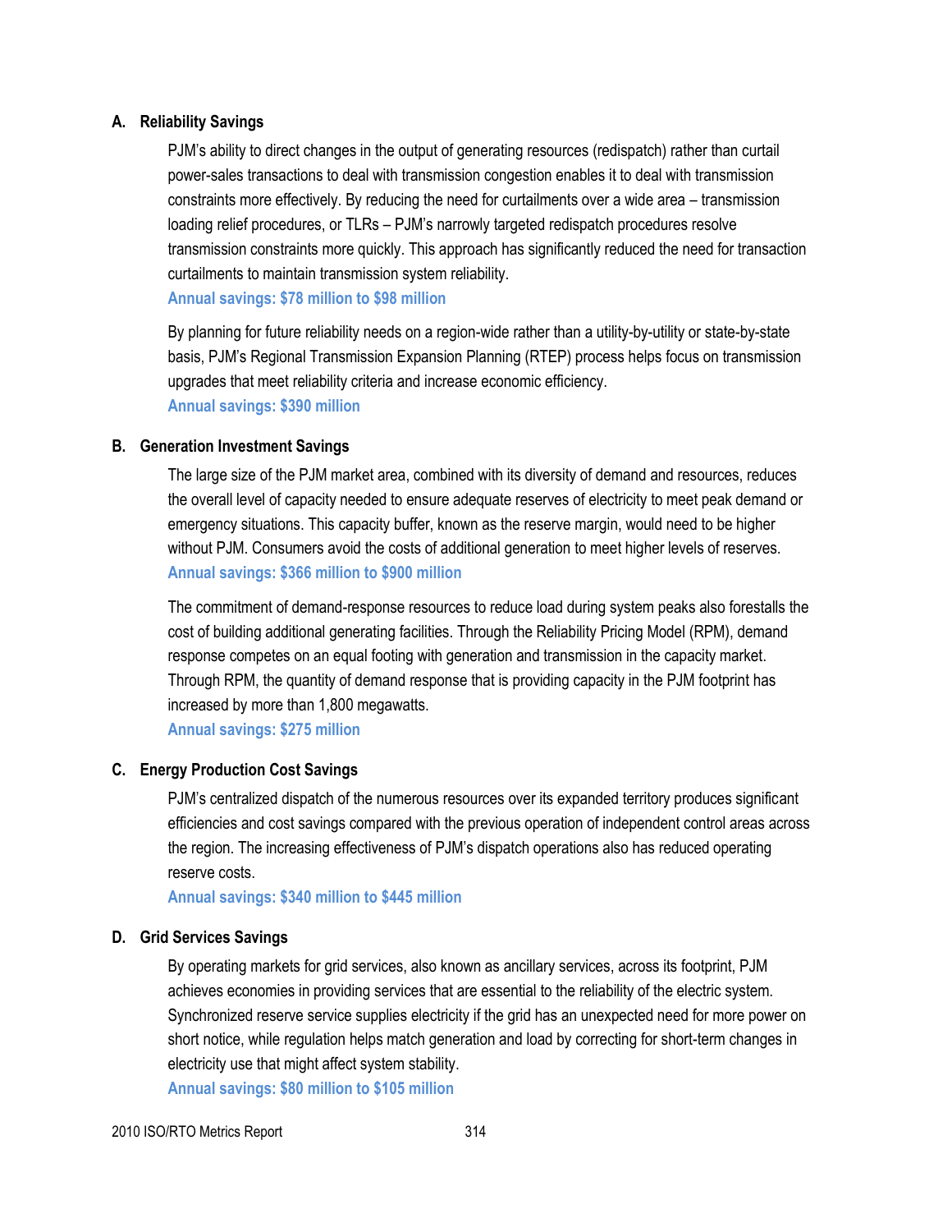### A. Reliability Savings

PJM's ability to direct changes in the output of generating resources (redispatch) rather than curtail power-sales transactions to deal with transmission congestion enables it to deal with transmission constraints more effectively. By reducing the need for curtailments over a wide area – transmission loading relief procedures, or TLRs – PJM's narrowly targeted redispatch procedures resolve transmission constraints more quickly. This approach has significantly reduced the need for transaction curtailments to maintain transmission system reliability.

**Annual savings: $78 million to $98 million**

By planning for future reliability needs on a region-wide rather than a utility-by-utility or state-by-state basis, PJM's Regional Transmission Expansion Planning (RTEP) process helps focus on transmission upgrades that meet reliability criteria and increase economic efficiency.

**Annual savings: $390 million**

### B. Generation Investment Savings

The large size of the PJM market area, combined with its diversity of demand and resources, reduces the overall level of capacity needed to ensure adequate reserves of electricity to meet peak demand or emergency situations. This capacity buffer, known as the reserve margin, would need to be higher without PJM. Consumers avoid the costs of additional generation to meet higher levels of reserves.

**Annual savings: $366 million to $900 million**

The commitment of demand-response resources to reduce load during system peaks also forestalls the cost of building additional generating facilities. Through the Reliability Pricing Model (RPM), demand response competes on an equal footing with generation and transmission in the capacity market. Through RPM, the quantity of demand response that is providing capacity in the PJM footprint has increased by more than 1,800 megawatts.

**Annual savings: $275 million**

### C. Energy Production Cost Savings

PJM's centralized dispatch of the numerous resources over its expanded territory produces significant efficiencies and cost savings compared with the previous operation of independent control areas across the region. The increasing effectiveness of PJM's dispatch operations also has reduced operating reserve costs.

**Annual savings: $340 million to $445 million**

### D. Grid Services Savings

By operating markets for grid services, also known as ancillary services, across its footprint, PJM achieves economies in providing services that are essential to the reliability of the electric system. Synchronized reserve service supplies electricity if the grid has an unexpected need for more power on short notice, while regulation helps match generation and load by correcting for short-term changes in electricity use that might affect system stability.

**Annual savings: $80 million to $105 million**